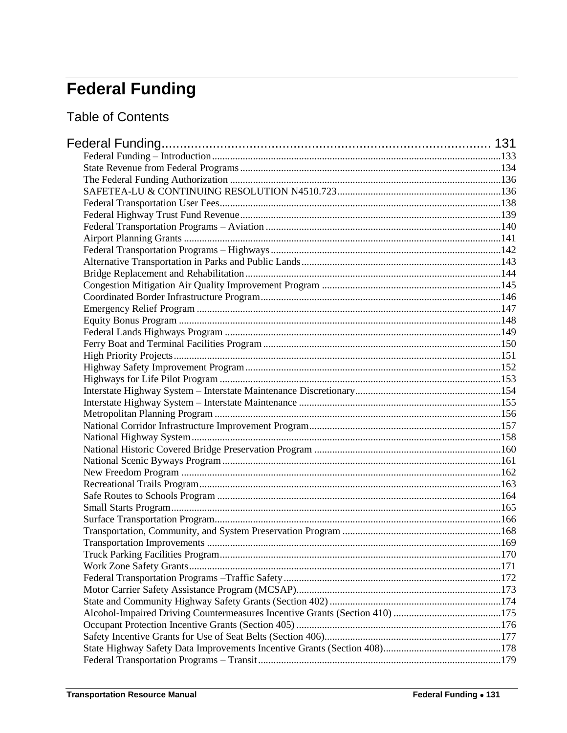# Federal Funding

## Table of Contents

Federal Funding........................................................................................ 131

- Federal Funding – Introduction................................................................................................133
- State Revenue from Federal Programs......................................................................................134
- The Federal Funding Authorization .........................................................................................136
- SAFETEA-LU & CONTINUING RESOLUTION N4510.723................................................136
- Federal Transportation User Fees.............................................................................................138
- Federal Highway Trust Fund Revenue.....................................................................................139
- Federal Transportation Programs – Aviation ...........................................................................140
- Airport Planning Grants ...........................................................................................................141
- Federal Transportation Programs – Highways..........................................................................142
- Alternative Transportation in Parks and Public Lands.............................................................143
- Bridge Replacement and Rehabilitation...................................................................................144
- Congestion Mitigation Air Quality Improvement Program ......................................................145
- Coordinated Border Infrastructure Program.............................................................................146
- Emergency Relief Program ......................................................................................................147
- Equity Bonus Program .............................................................................................................148
- Federal Lands Highways Program ...........................................................................................149
- Ferry Boat and Terminal Facilities Program............................................................................150
- High Priority Projects...............................................................................................................151
- Highway Safety Improvement Program...................................................................................152
- Highways for Life Pilot Program .............................................................................................153
- Interstate Highway System – Interstate Maintenance Discretionary........................................154
- Interstate Highway System – Interstate Maintenance ..............................................................155
- Metropolitan Planning Program ...............................................................................................156
- National Corridor Infrastructure Improvement Program..........................................................157
- National Highway System........................................................................................................158
- National Historic Covered Bridge Preservation Program .........................................................160
- National Scenic Byways Program............................................................................................161
- New Freedom Program ............................................................................................................162
- Recreational Trails Program.....................................................................................................163
- Safe Routes to Schools Program ..............................................................................................164
- Small Starts Program................................................................................................................165
- Surface Transportation Program...............................................................................................166
- Transportation, Community, and System Preservation Program .............................................168
- Transportation Improvements ..................................................................................................169
- Truck Parking Facilities Program.............................................................................................170
- Work Zone Safety Grants.........................................................................................................171
- Federal Transportation Programs –Traffic Safety.....................................................................172
- Motor Carrier Safety Assistance Program (MCSAP)...............................................................173
- State and Community Highway Safety Grants (Section 402) ...................................................174
- Alcohol-Impaired Driving Countermeasures Incentive Grants (Section 410) ..........................175
- Occupant Protection Incentive Grants (Section 405) ................................................................176
- Safety Incentive Grants for Use of Seat Belts (Section 406).....................................................177
- State Highway Safety Data Improvements Incentive Grants (Section 408)..............................178
- Federal Transportation Programs – Transit..............................................................................179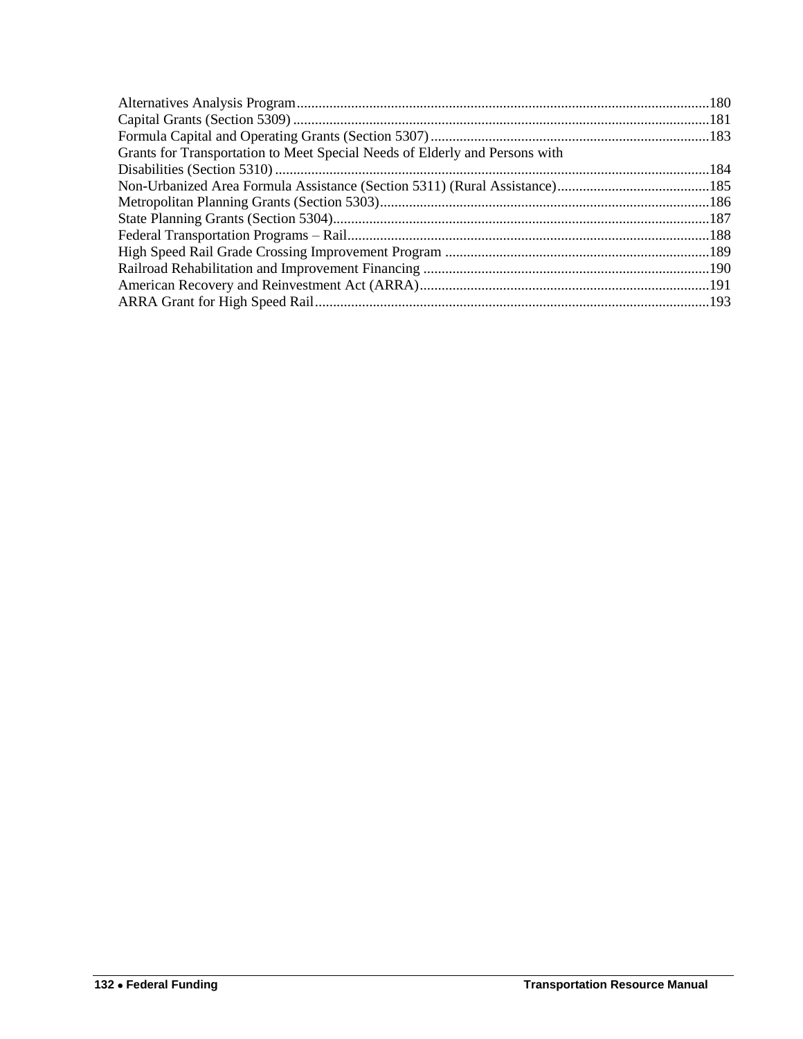Alternatives Analysis Program....................................................................................................................180
Capital Grants (Section 5309) ....................................................................................................................181
Formula Capital and Operating Grants (Section 5307).............................................................................183
Grants for Transportation to Meet Special Needs of Elderly and Persons with
Disabilities (Section 5310) ........................................................................................................................184
Non-Urbanized Area Formula Assistance (Section 5311) (Rural Assistance)..........................................185
Metropolitan Planning Grants (Section 5303)...........................................................................................186
State Planning Grants (Section 5304)........................................................................................................187
Federal Transportation Programs – Rail....................................................................................................188
High Speed Rail Grade Crossing Improvement Program .........................................................................189
Railroad Rehabilitation and Improvement Financing ...............................................................................190
American Recovery and Reinvestment Act (ARRA)................................................................................191
ARRA Grant for High Speed Rail.............................................................................................................193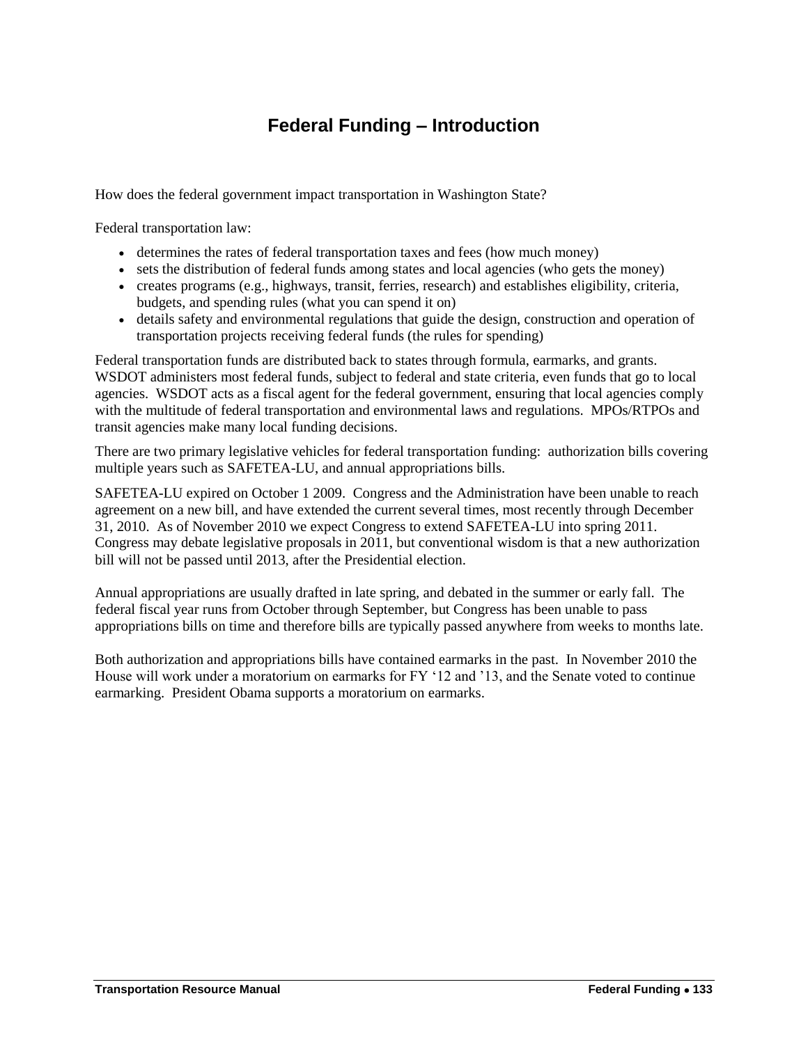# Federal Funding – Introduction

How does the federal government impact transportation in Washington State?

Federal transportation law:

- determines the rates of federal transportation taxes and fees (how much money)
- sets the distribution of federal funds among states and local agencies (who gets the money)
- creates programs (e.g., highways, transit, ferries, research) and establishes eligibility, criteria, budgets, and spending rules (what you can spend it on)
- details safety and environmental regulations that guide the design, construction and operation of transportation projects receiving federal funds (the rules for spending)

Federal transportation funds are distributed back to states through formula, earmarks, and grants. WSDOT administers most federal funds, subject to federal and state criteria, even funds that go to local agencies. WSDOT acts as a fiscal agent for the federal government, ensuring that local agencies comply with the multitude of federal transportation and environmental laws and regulations. MPOs/RTPOs and transit agencies make many local funding decisions.

There are two primary legislative vehicles for federal transportation funding: authorization bills covering multiple years such as SAFETEA-LU, and annual appropriations bills.

SAFETEA-LU expired on October 1 2009. Congress and the Administration have been unable to reach agreement on a new bill, and have extended the current several times, most recently through December 31, 2010. As of November 2010 we expect Congress to extend SAFETEA-LU into spring 2011. Congress may debate legislative proposals in 2011, but conventional wisdom is that a new authorization bill will not be passed until 2013, after the Presidential election.

Annual appropriations are usually drafted in late spring, and debated in the summer or early fall. The federal fiscal year runs from October through September, but Congress has been unable to pass appropriations bills on time and therefore bills are typically passed anywhere from weeks to months late.

Both authorization and appropriations bills have contained earmarks in the past. In November 2010 the House will work under a moratorium on earmarks for FY '12 and '13, and the Senate voted to continue earmarking. President Obama supports a moratorium on earmarks.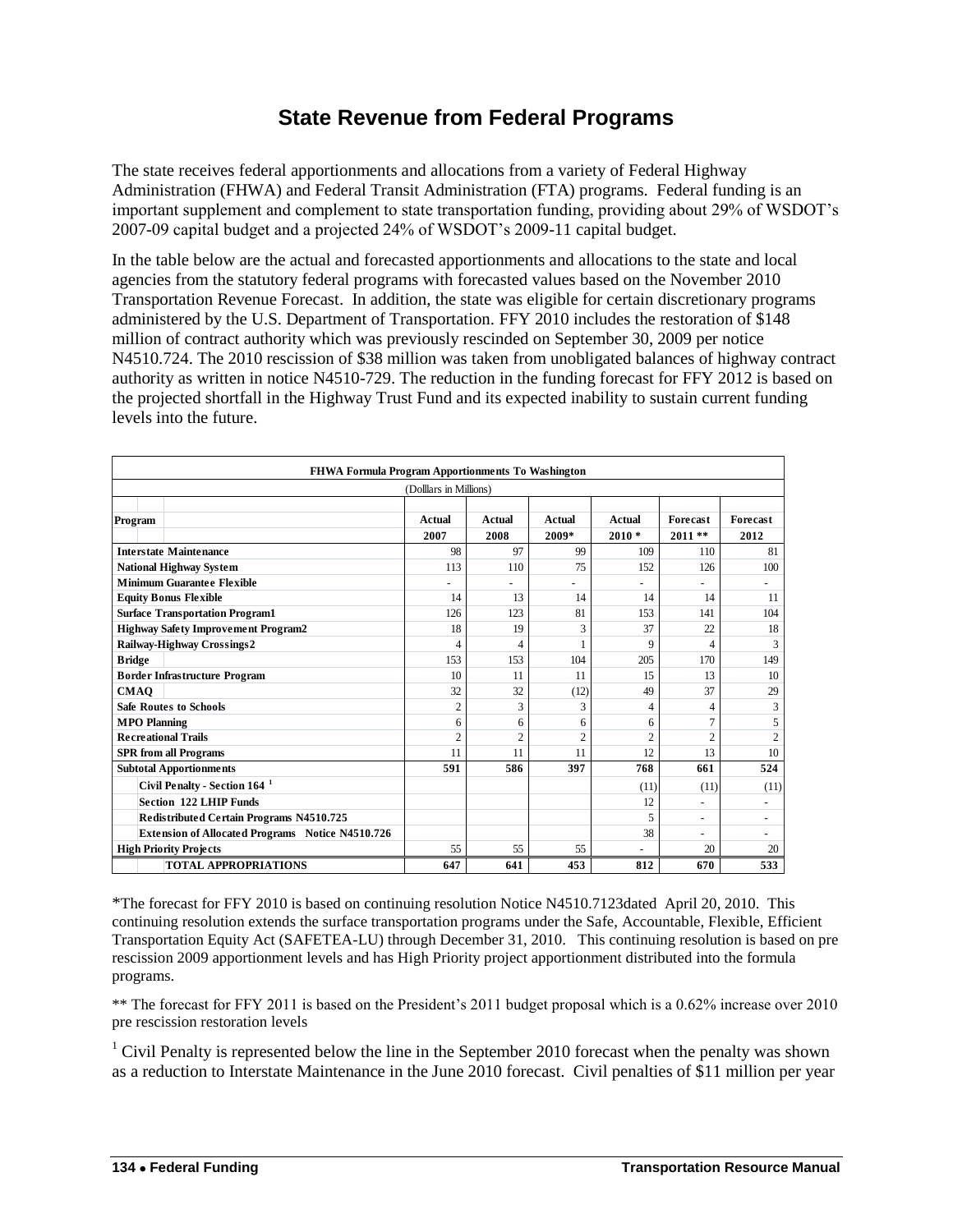# State Revenue from Federal Programs

The state receives federal apportionments and allocations from a variety of Federal Highway Administration (FHWA) and Federal Transit Administration (FTA) programs. Federal funding is an important supplement and complement to state transportation funding, providing about 29% of WSDOT's 2007-09 capital budget and a projected 24% of WSDOT's 2009-11 capital budget.

In the table below are the actual and forecasted apportionments and allocations to the state and local agencies from the statutory federal programs with forecasted values based on the November 2010 Transportation Revenue Forecast. In addition, the state was eligible for certain discretionary programs administered by the U.S. Department of Transportation. FFY 2010 includes the restoration of $148 million of contract authority which was previously rescinded on September 30, 2009 per notice N4510.724. The 2010 rescission of $38 million was taken from unobligated balances of highway contract authority as written in notice N4510-729. The reduction in the funding forecast for FFY 2012 is based on the projected shortfall in the Highway Trust Fund and its expected inability to sustain current funding levels into the future.

| FHWA Formula Program Apportionments To Washington (Dolllars in Millions) | | | | | | |
|---|---|---|---|---|---|---|
| **Program** | **Actual 2007** | **Actual 2008** | **Actual 2009*** | **Actual 2010 *** | **Forecast 2011 **** | **Forecast 2012** |
| **Interstate Maintenance** | 98 | 97 | 99 | 109 | 110 | 81 |
| **National Highway System** | 113 | 110 | 75 | 152 | 126 | 100 |
| **Minimum Guarantee Flexible** | - | - | - | - | - | - |
| **Equity Bonus Flexible** | 14 | 13 | 14 | 14 | 14 | 11 |
| **Surface Transportation Program1** | 126 | 123 | 81 | 153 | 141 | 104 |
| **Highway Safety Improvement Program2** | 18 | 19 | 3 | 37 | 22 | 18 |
| **Railway-Highway Crossings2** | 4 | 4 | 1 | 9 | 4 | 3 |
| **Bridge** | 153 | 153 | 104 | 205 | 170 | 149 |
| **Border Infrastructure Program** | 10 | 11 | 11 | 15 | 13 | 10 |
| **CMAQ** | 32 | 32 | (12) | 49 | 37 | 29 |
| **Safe Routes to Schools** | 2 | 3 | 3 | 4 | 4 | 3 |
| **MPO Planning** | 6 | 6 | 6 | 6 | 7 | 5 |
| **Recreational Trails** | 2 | 2 | 2 | 2 | 2 | 2 |
| **SPR from all Programs** | 11 | 11 | 11 | 12 | 13 | 10 |
| **Subtotal Apportionments** | **591** | **586** | **397** | **768** | **661** | **524** |
| **Civil Penalty - Section 164** [1] | | | | (11) | (11) | (11) |
| **Section 122 LHIP Funds** | | | | 12 | - | - |
| **Redistributed Certain Programs N4510.725** | | | | 5 | - | - |
| **Extension of Allocated Programs Notice N4510.726** | | | | 38 | - | - |
| **High Priority Projects** | 55 | 55 | 55 | - | 20 | 20 |
| **TOTAL APPROPRIATIONS** | **647** | **641** | **453** | **812** | **670** | **533** |

*The forecast for FFY 2010 is based on continuing resolution Notice N4510.7123dated April 20, 2010. This continuing resolution extends the surface transportation programs under the Safe, Accountable, Flexible, Efficient Transportation Equity Act (SAFETEA-LU) through December 31, 2010. This continuing resolution is based on pre rescission 2009 apportionment levels and has High Priority project apportionment distributed into the formula programs.

** The forecast for FFY 2011 is based on the President's 2011 budget proposal which is a 0.62% increase over 2010 pre rescission restoration levels

[1] Civil Penalty is represented below the line in the September 2010 forecast when the penalty was shown as a reduction to Interstate Maintenance in the June 2010 forecast. Civil penalties of $11 million per year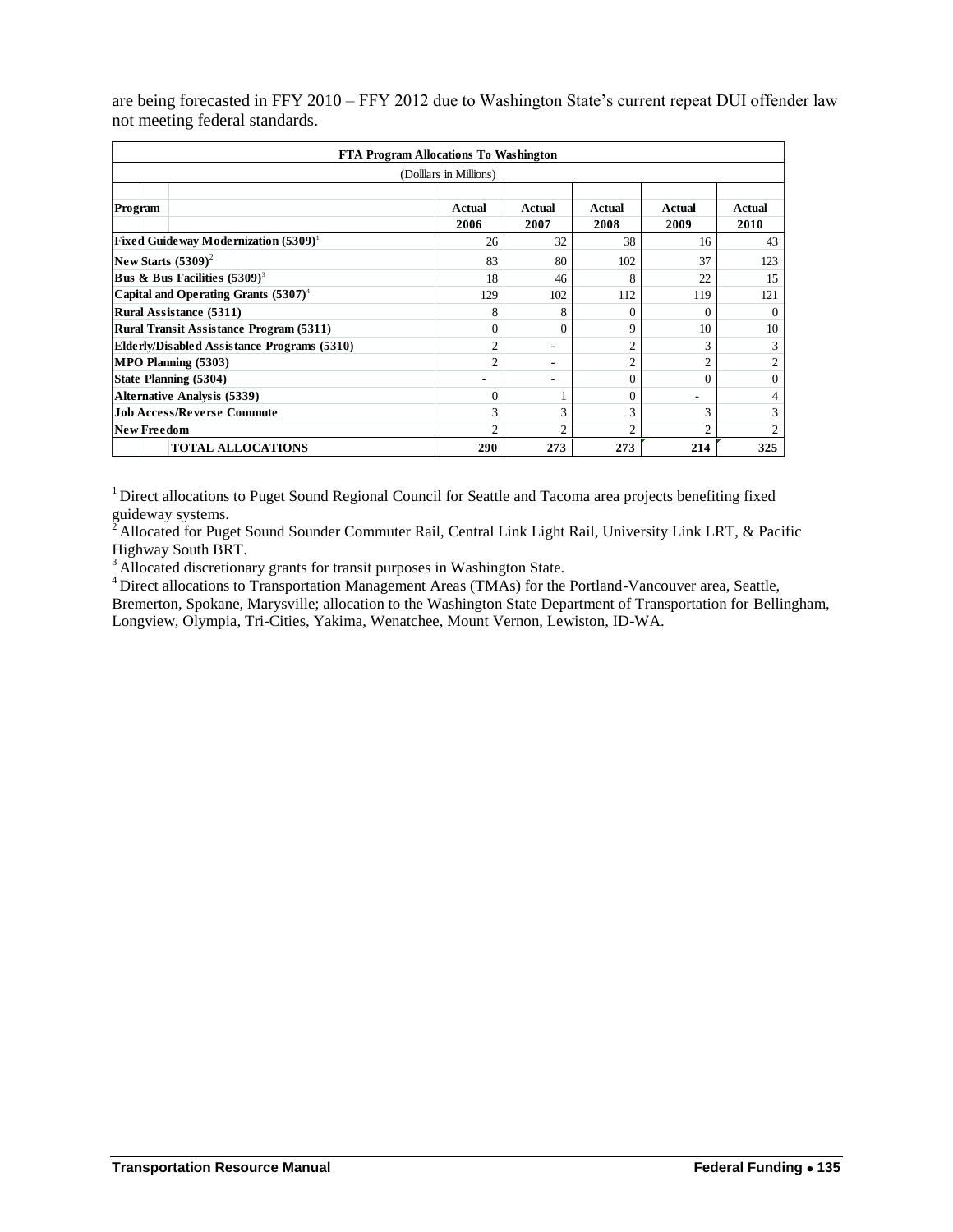are being forecasted in FFY 2010 – FFY 2012 due to Washington State's current repeat DUI offender law not meeting federal standards.

| FTA Program Allocations To Washington | | | | | |
|---|---|---|---|---|---|
| (Dolllars in Millions) | | | | | |
| Program | Actual 2006 | Actual 2007 | Actual 2008 | Actual 2009 | Actual 2010 |
| Fixed Guideway Modernization (5309)[1] | 26 | 32 | 38 | 16 | 43 |
| New Starts (5309)[2] | 83 | 80 | 102 | 37 | 123 |
| Bus & Bus Facilities (5309)[3] | 18 | 46 | 8 | 22 | 15 |
| Capital and Operating Grants (5307)[4] | 129 | 102 | 112 | 119 | 121 |
| Rural Assistance (5311) | 8 | 8 | 0 | 0 | 0 |
| Rural Transit Assistance Program (5311) | 0 | 0 | 9 | 10 | 10 |
| Elderly/Disabled Assistance Programs (5310) | 2 | - | 2 | 3 | 3 |
| MPO Planning (5303) | 2 | - | 2 | 2 | 2 |
| State Planning (5304) | - | - | 0 | 0 | 0 |
| Alternative Analysis (5339) | 0 | 1 | 0 | - | 4 |
| Job Access/Reverse Commute | 3 | 3 | 3 | 3 | 3 |
| New Freedom | 2 | 2 | 2 | 2 | 2 |
| TOTAL ALLOCATIONS | 290 | 273 | 273 | 214 | 325 |

[1] Direct allocations to Puget Sound Regional Council for Seattle and Tacoma area projects benefiting fixed guideway systems.

[2] Allocated for Puget Sound Sounder Commuter Rail, Central Link Light Rail, University Link LRT, & Pacific Highway South BRT.

[3] Allocated discretionary grants for transit purposes in Washington State.

[4] Direct allocations to Transportation Management Areas (TMAs) for the Portland-Vancouver area, Seattle, Bremerton, Spokane, Marysville; allocation to the Washington State Department of Transportation for Bellingham, Longview, Olympia, Tri-Cities, Yakima, Wenatchee, Mount Vernon, Lewiston, ID-WA.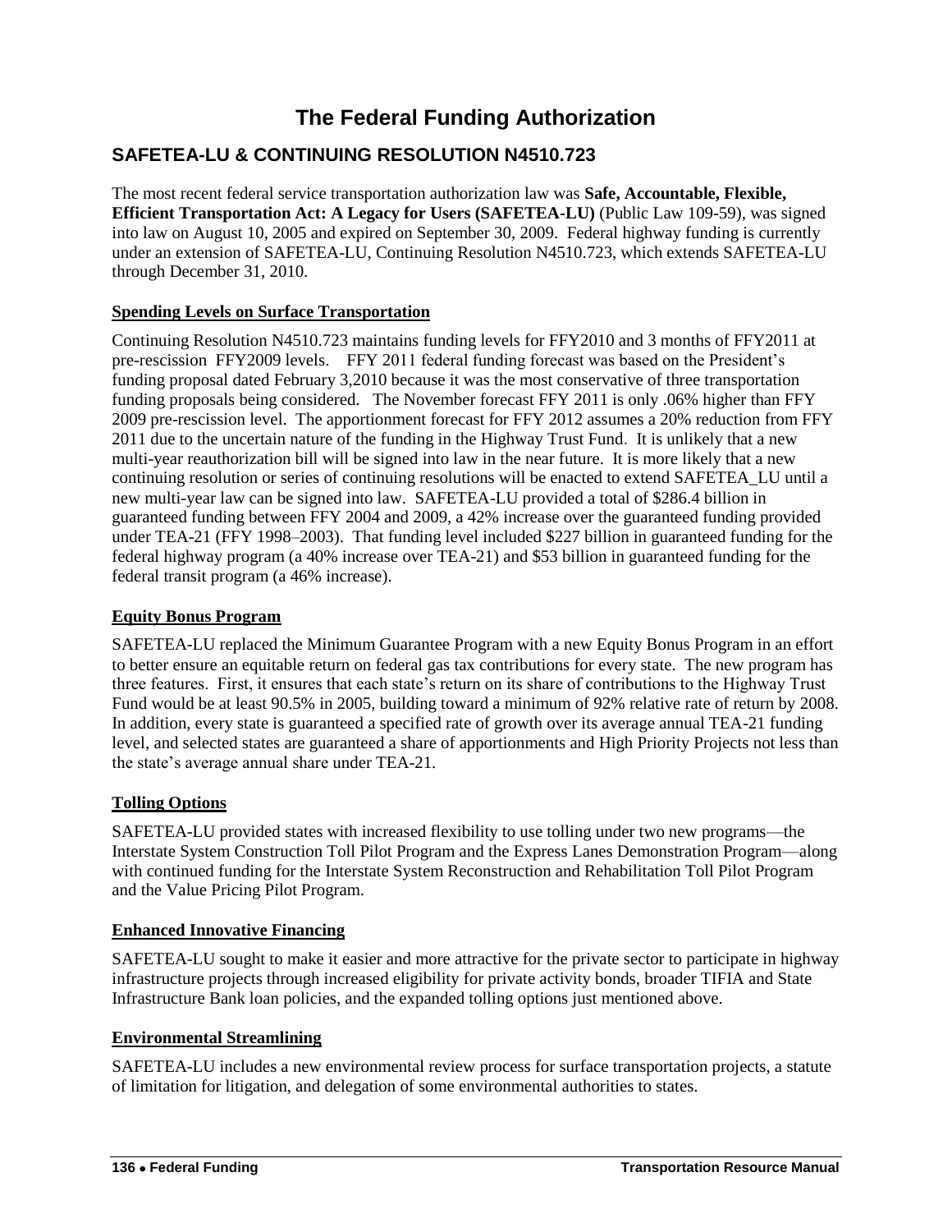# The Federal Funding Authorization

## SAFETEA-LU & CONTINUING RESOLUTION N4510.723

The most recent federal service transportation authorization law was **Safe, Accountable, Flexible, Efficient Transportation Act: A Legacy for Users (SAFETEA-LU)** (Public Law 109-59), was signed into law on August 10, 2005 and expired on September 30, 2009. Federal highway funding is currently under an extension of SAFETEA-LU, Continuing Resolution N4510.723, which extends SAFETEA-LU through December 31, 2010.

### Spending Levels on Surface Transportation

Continuing Resolution N4510.723 maintains funding levels for FFY2010 and 3 months of FFY2011 at pre-rescission FFY2009 levels. FFY 2011 federal funding forecast was based on the President's funding proposal dated February 3,2010 because it was the most conservative of three transportation funding proposals being considered. The November forecast FFY 2011 is only .06% higher than FFY 2009 pre-rescission level. The apportionment forecast for FFY 2012 assumes a 20% reduction from FFY 2011 due to the uncertain nature of the funding in the Highway Trust Fund. It is unlikely that a new multi-year reauthorization bill will be signed into law in the near future. It is more likely that a new continuing resolution or series of continuing resolutions will be enacted to extend SAFETEA_LU until a new multi-year law can be signed into law. SAFETEA-LU provided a total of $286.4 billion in guaranteed funding between FFY 2004 and 2009, a 42% increase over the guaranteed funding provided under TEA-21 (FFY 1998–2003). That funding level included $227 billion in guaranteed funding for the federal highway program (a 40% increase over TEA-21) and $53 billion in guaranteed funding for the federal transit program (a 46% increase).

### Equity Bonus Program

SAFETEA-LU replaced the Minimum Guarantee Program with a new Equity Bonus Program in an effort to better ensure an equitable return on federal gas tax contributions for every state. The new program has three features. First, it ensures that each state's return on its share of contributions to the Highway Trust Fund would be at least 90.5% in 2005, building toward a minimum of 92% relative rate of return by 2008. In addition, every state is guaranteed a specified rate of growth over its average annual TEA-21 funding level, and selected states are guaranteed a share of apportionments and High Priority Projects not less than the state's average annual share under TEA-21.

### Tolling Options

SAFETEA-LU provided states with increased flexibility to use tolling under two new programs—the Interstate System Construction Toll Pilot Program and the Express Lanes Demonstration Program—along with continued funding for the Interstate System Reconstruction and Rehabilitation Toll Pilot Program and the Value Pricing Pilot Program.

### Enhanced Innovative Financing

SAFETEA-LU sought to make it easier and more attractive for the private sector to participate in highway infrastructure projects through increased eligibility for private activity bonds, broader TIFIA and State Infrastructure Bank loan policies, and the expanded tolling options just mentioned above.

### Environmental Streamlining

SAFETEA-LU includes a new environmental review process for surface transportation projects, a statute of limitation for litigation, and delegation of some environmental authorities to states.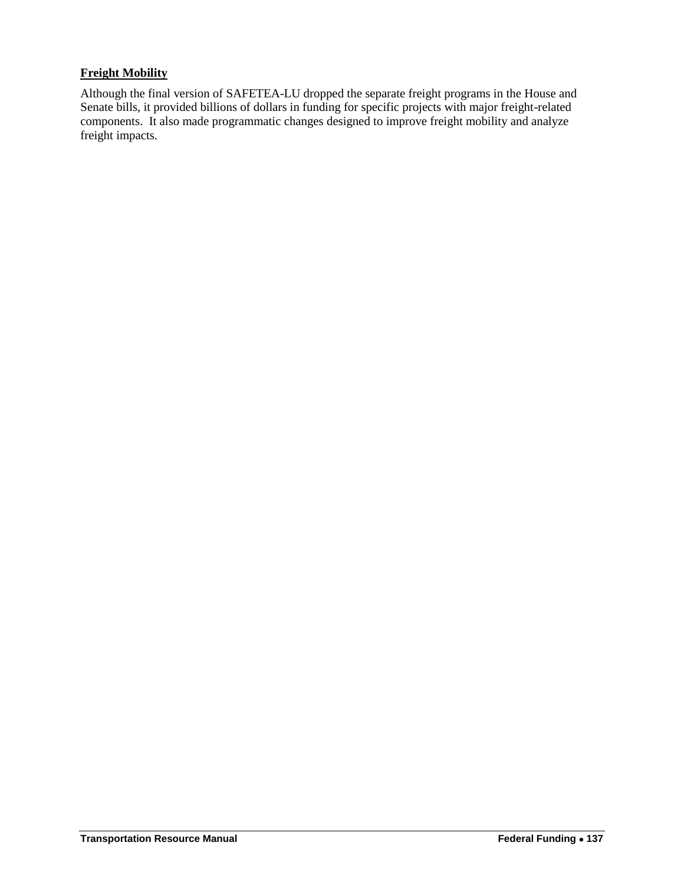**Freight Mobility**

Although the final version of SAFETEA-LU dropped the separate freight programs in the House and Senate bills, it provided billions of dollars in funding for specific projects with major freight-related components. It also made programmatic changes designed to improve freight mobility and analyze freight impacts.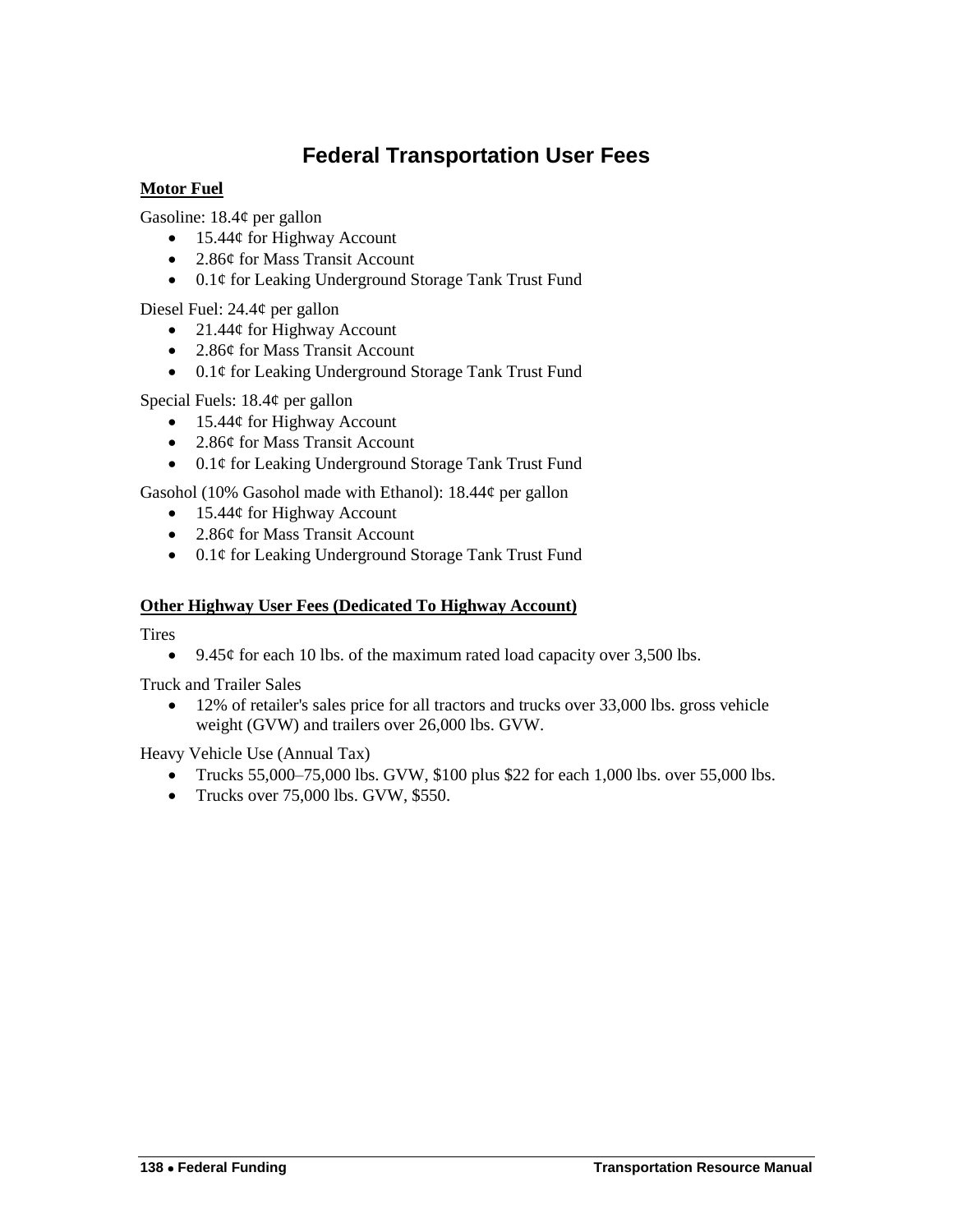# Federal Transportation User Fees

**Motor Fuel**

Gasoline: 18.4¢ per gallon

- 15.44¢ for Highway Account
- 2.86¢ for Mass Transit Account
- 0.1¢ for Leaking Underground Storage Tank Trust Fund

Diesel Fuel: 24.4¢ per gallon

- 21.44¢ for Highway Account
- 2.86¢ for Mass Transit Account
- 0.1¢ for Leaking Underground Storage Tank Trust Fund

Special Fuels: 18.4¢ per gallon

- 15.44¢ for Highway Account
- 2.86¢ for Mass Transit Account
- 0.1¢ for Leaking Underground Storage Tank Trust Fund

Gasohol (10% Gasohol made with Ethanol): 18.44¢ per gallon

- 15.44¢ for Highway Account
- 2.86¢ for Mass Transit Account
- 0.1¢ for Leaking Underground Storage Tank Trust Fund

**Other Highway User Fees (Dedicated To Highway Account)**

Tires

- 9.45¢ for each 10 lbs. of the maximum rated load capacity over 3,500 lbs.

Truck and Trailer Sales

- 12% of retailer's sales price for all tractors and trucks over 33,000 lbs. gross vehicle weight (GVW) and trailers over 26,000 lbs. GVW.

Heavy Vehicle Use (Annual Tax)

- Trucks 55,000–75,000 lbs. GVW, $100 plus $22 for each 1,000 lbs. over 55,000 lbs.
- Trucks over 75,000 lbs. GVW, $550.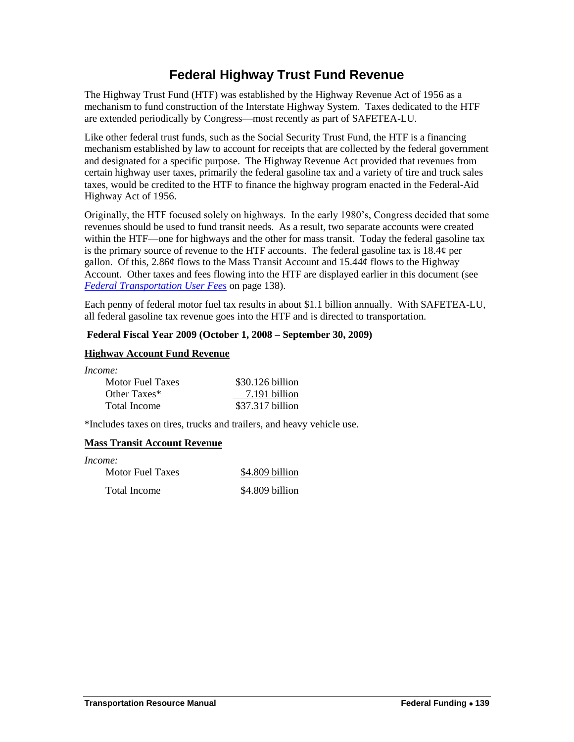# Federal Highway Trust Fund Revenue

The Highway Trust Fund (HTF) was established by the Highway Revenue Act of 1956 as a mechanism to fund construction of the Interstate Highway System. Taxes dedicated to the HTF are extended periodically by Congress—most recently as part of SAFETEA-LU.

Like other federal trust funds, such as the Social Security Trust Fund, the HTF is a financing mechanism established by law to account for receipts that are collected by the federal government and designated for a specific purpose. The Highway Revenue Act provided that revenues from certain highway user taxes, primarily the federal gasoline tax and a variety of tire and truck sales taxes, would be credited to the HTF to finance the highway program enacted in the Federal-Aid Highway Act of 1956.

Originally, the HTF focused solely on highways. In the early 1980's, Congress decided that some revenues should be used to fund transit needs. As a result, two separate accounts were created within the HTF—one for highways and the other for mass transit. Today the federal gasoline tax is the primary source of revenue to the HTF accounts. The federal gasoline tax is 18.4¢ per gallon. Of this, 2.86¢ flows to the Mass Transit Account and 15.44¢ flows to the Highway Account. Other taxes and fees flowing into the HTF are displayed earlier in this document (see *Federal Transportation User Fees* on page 138).

Each penny of federal motor fuel tax results in about $1.1 billion annually. With SAFETEA-LU, all federal gasoline tax revenue goes into the HTF and is directed to transportation.

**Federal Fiscal Year 2009 (October 1, 2008 – September 30, 2009)**

**Highway Account Fund Revenue**

*Income:*

| | |
|---|---|
| Motor Fuel Taxes | $30.126 billion |
| Other Taxes* | 7.191 billion |
| Total Income | $37.317 billion |

*Includes taxes on tires, trucks and trailers, and heavy vehicle use.

**Mass Transit Account Revenue**

*Income:*

| | |
|---|---|
| Motor Fuel Taxes | $4.809 billion |
| Total Income | $4.809 billion |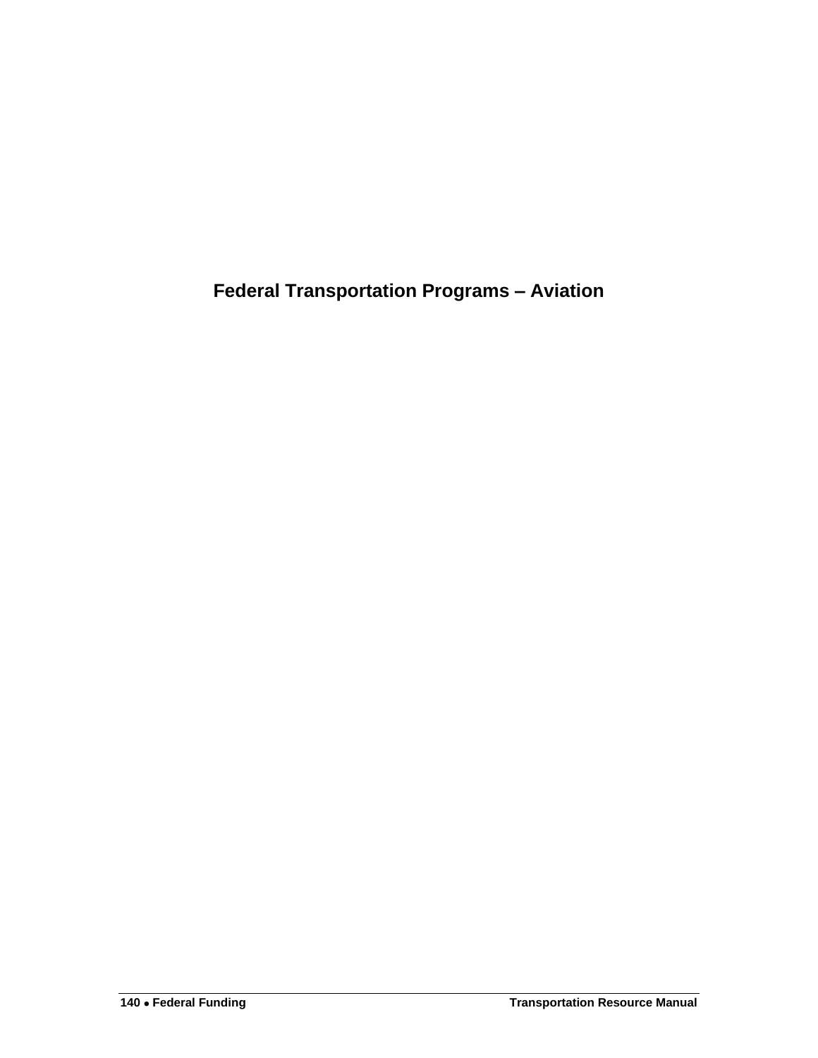# Federal Transportation Programs – Aviation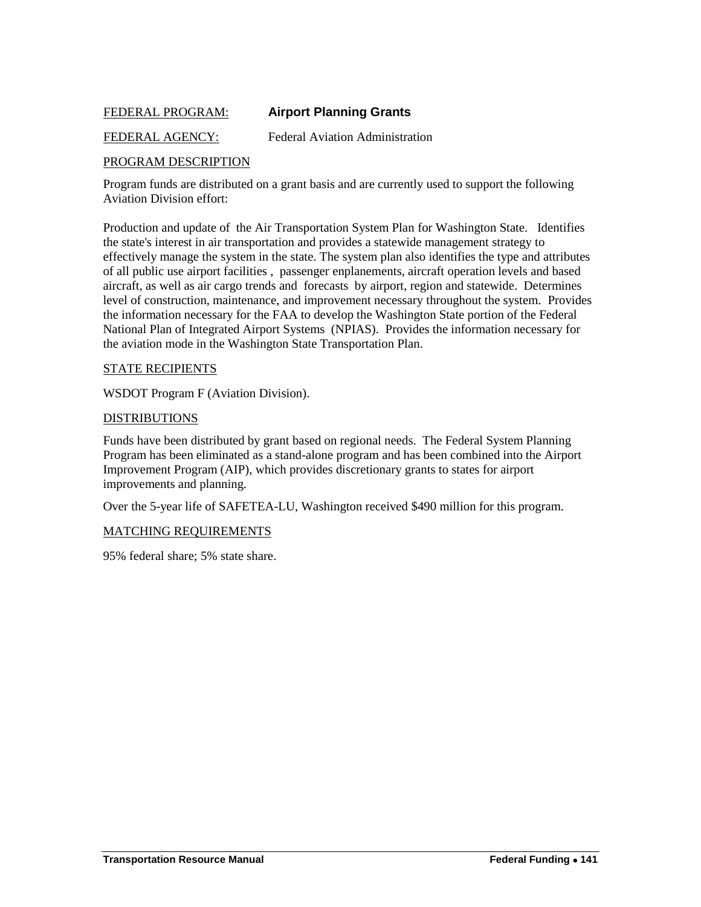FEDERAL PROGRAM: **Airport Planning Grants**

FEDERAL AGENCY: Federal Aviation Administration

PROGRAM DESCRIPTION

Program funds are distributed on a grant basis and are currently used to support the following Aviation Division effort:

Production and update of the Air Transportation System Plan for Washington State. Identifies the state's interest in air transportation and provides a statewide management strategy to effectively manage the system in the state. The system plan also identifies the type and attributes of all public use airport facilities, passenger enplanements, aircraft operation levels and based aircraft, as well as air cargo trends and forecasts by airport, region and statewide. Determines level of construction, maintenance, and improvement necessary throughout the system. Provides the information necessary for the FAA to develop the Washington State portion of the Federal National Plan of Integrated Airport Systems (NPIAS). Provides the information necessary for the aviation mode in the Washington State Transportation Plan.

STATE RECIPIENTS

WSDOT Program F (Aviation Division).

DISTRIBUTIONS

Funds have been distributed by grant based on regional needs. The Federal System Planning Program has been eliminated as a stand-alone program and has been combined into the Airport Improvement Program (AIP), which provides discretionary grants to states for airport improvements and planning.

Over the 5-year life of SAFETEA-LU, Washington received $490 million for this program.

MATCHING REQUIREMENTS

95% federal share; 5% state share.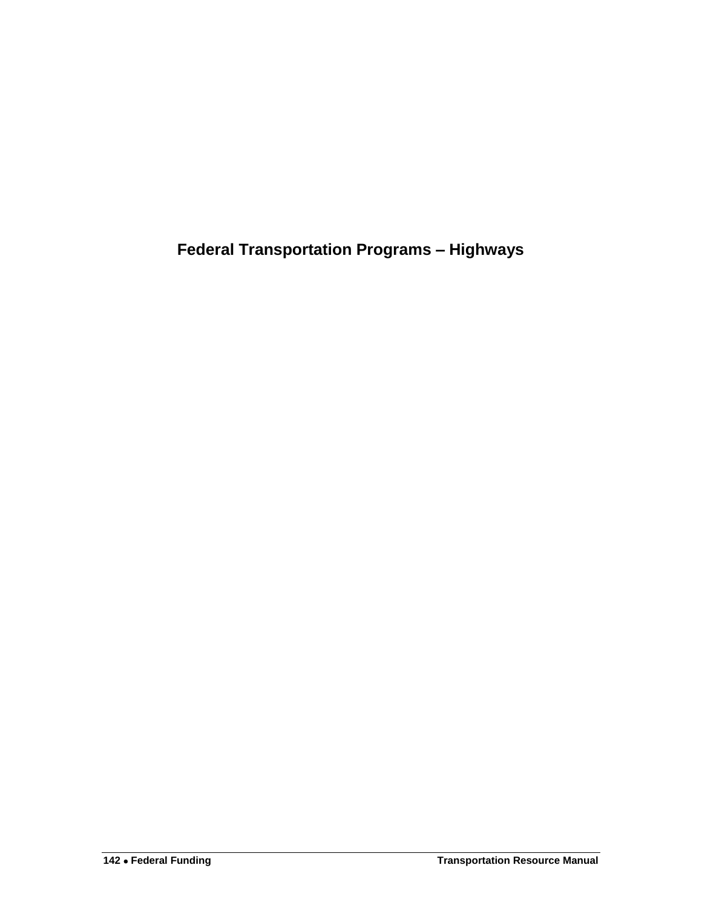# Federal Transportation Programs – Highways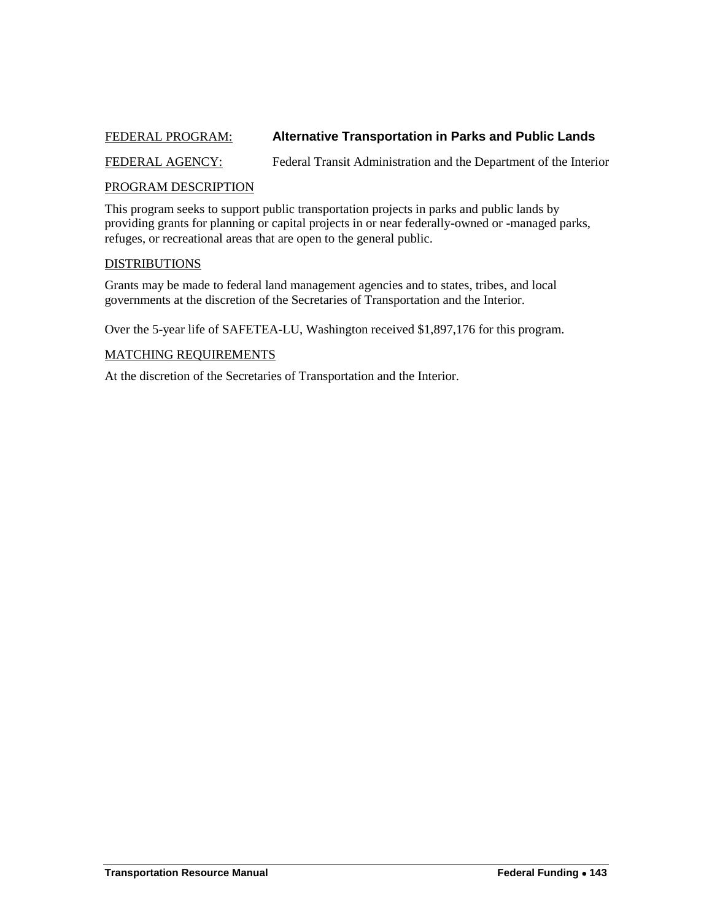FEDERAL PROGRAM: **Alternative Transportation in Parks and Public Lands**

FEDERAL AGENCY: Federal Transit Administration and the Department of the Interior

PROGRAM DESCRIPTION

This program seeks to support public transportation projects in parks and public lands by providing grants for planning or capital projects in or near federally-owned or -managed parks, refuges, or recreational areas that are open to the general public.

DISTRIBUTIONS

Grants may be made to federal land management agencies and to states, tribes, and local governments at the discretion of the Secretaries of Transportation and the Interior.

Over the 5-year life of SAFETEA-LU, Washington received $1,897,176 for this program.

MATCHING REQUIREMENTS

At the discretion of the Secretaries of Transportation and the Interior.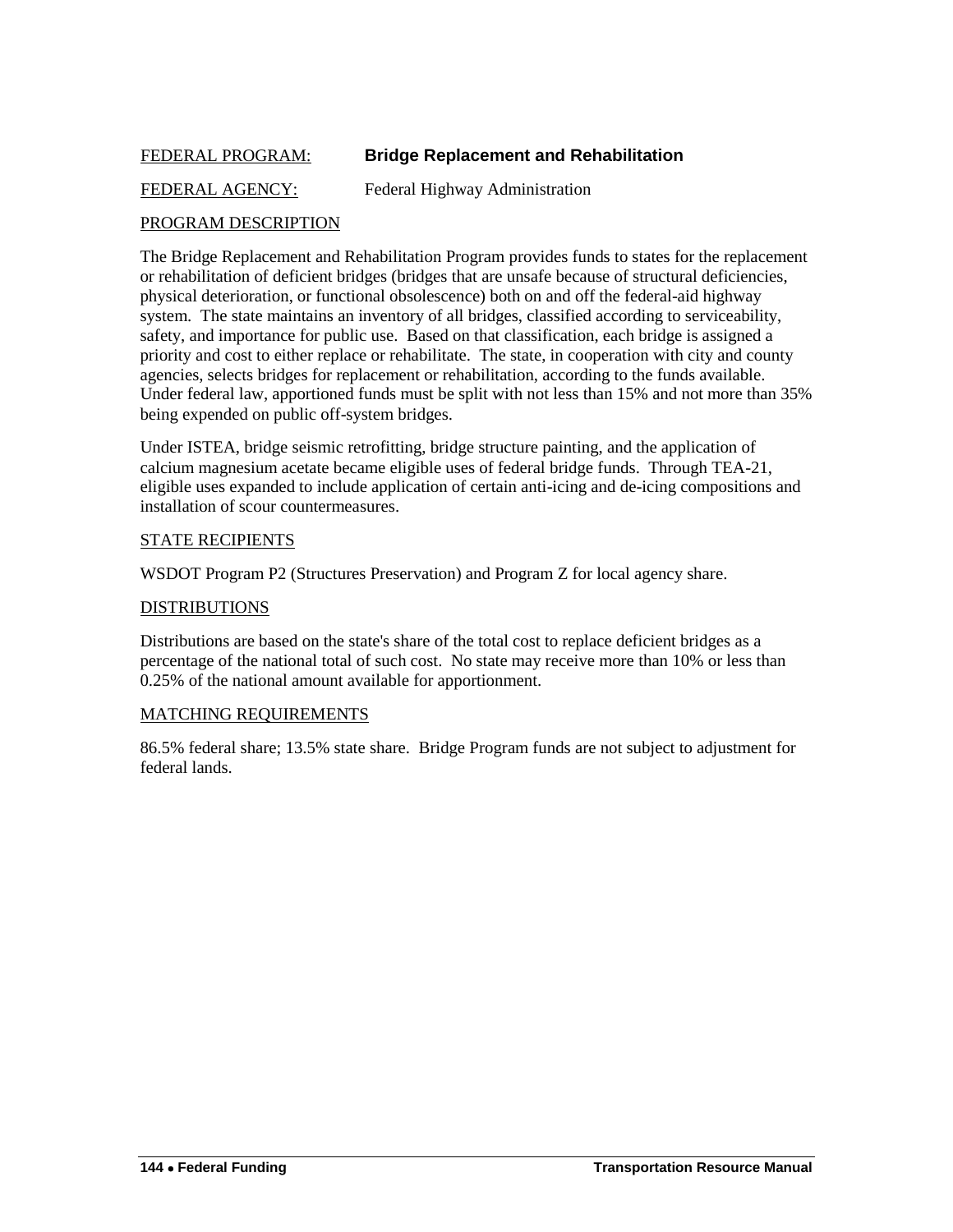FEDERAL PROGRAM: **Bridge Replacement and Rehabilitation**

FEDERAL AGENCY: Federal Highway Administration

PROGRAM DESCRIPTION

The Bridge Replacement and Rehabilitation Program provides funds to states for the replacement or rehabilitation of deficient bridges (bridges that are unsafe because of structural deficiencies, physical deterioration, or functional obsolescence) both on and off the federal-aid highway system. The state maintains an inventory of all bridges, classified according to serviceability, safety, and importance for public use. Based on that classification, each bridge is assigned a priority and cost to either replace or rehabilitate. The state, in cooperation with city and county agencies, selects bridges for replacement or rehabilitation, according to the funds available. Under federal law, apportioned funds must be split with not less than 15% and not more than 35% being expended on public off-system bridges.

Under ISTEA, bridge seismic retrofitting, bridge structure painting, and the application of calcium magnesium acetate became eligible uses of federal bridge funds. Through TEA-21, eligible uses expanded to include application of certain anti-icing and de-icing compositions and installation of scour countermeasures.

STATE RECIPIENTS

WSDOT Program P2 (Structures Preservation) and Program Z for local agency share.

DISTRIBUTIONS

Distributions are based on the state's share of the total cost to replace deficient bridges as a percentage of the national total of such cost. No state may receive more than 10% or less than 0.25% of the national amount available for apportionment.

MATCHING REQUIREMENTS

86.5% federal share; 13.5% state share. Bridge Program funds are not subject to adjustment for federal lands.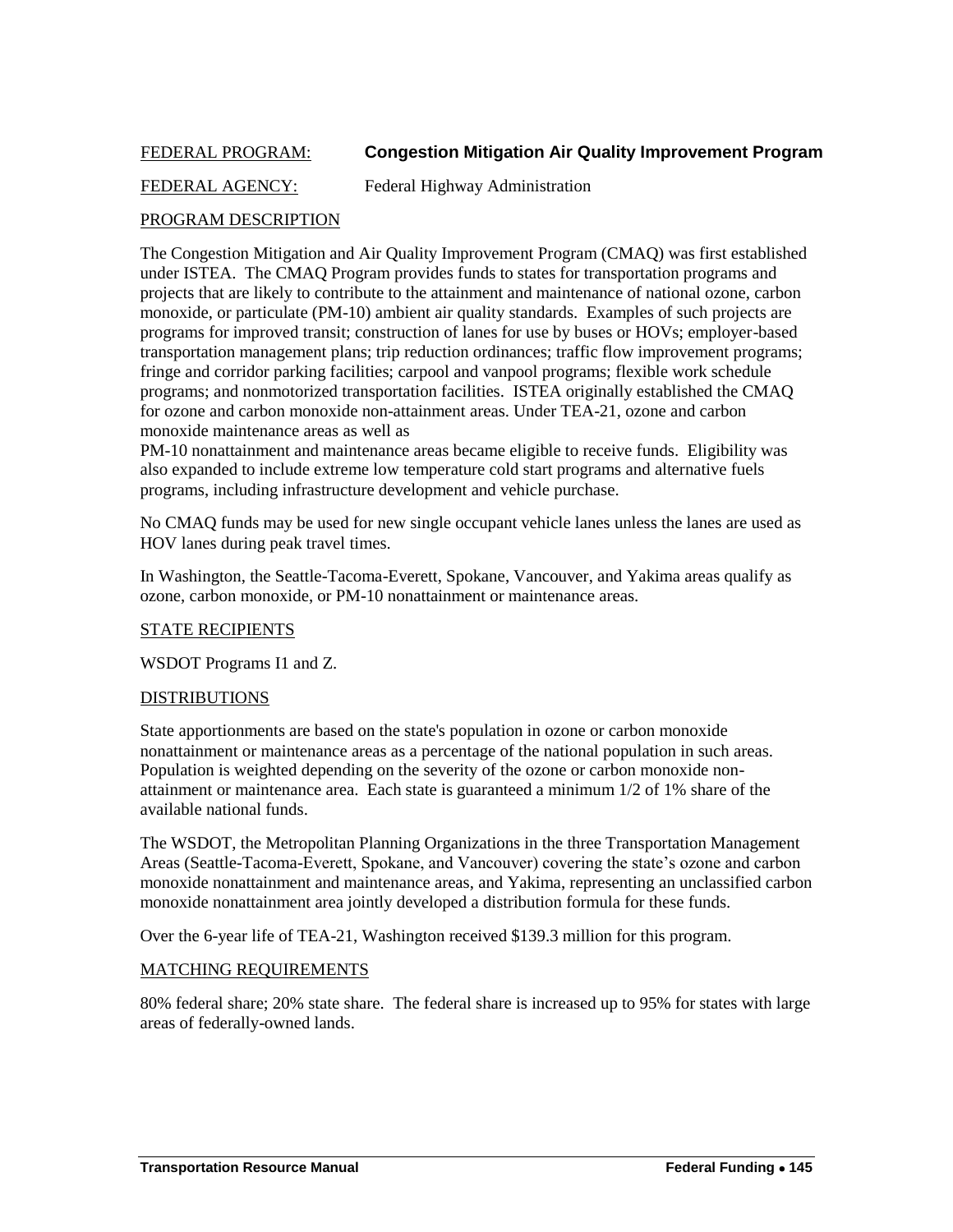FEDERAL PROGRAM: **Congestion Mitigation Air Quality Improvement Program**

FEDERAL AGENCY: Federal Highway Administration

PROGRAM DESCRIPTION

The Congestion Mitigation and Air Quality Improvement Program (CMAQ) was first established under ISTEA. The CMAQ Program provides funds to states for transportation programs and projects that are likely to contribute to the attainment and maintenance of national ozone, carbon monoxide, or particulate (PM-10) ambient air quality standards. Examples of such projects are programs for improved transit; construction of lanes for use by buses or HOVs; employer-based transportation management plans; trip reduction ordinances; traffic flow improvement programs; fringe and corridor parking facilities; carpool and vanpool programs; flexible work schedule programs; and nonmotorized transportation facilities. ISTEA originally established the CMAQ for ozone and carbon monoxide non-attainment areas. Under TEA-21, ozone and carbon monoxide maintenance areas as well as
PM-10 nonattainment and maintenance areas became eligible to receive funds. Eligibility was also expanded to include extreme low temperature cold start programs and alternative fuels programs, including infrastructure development and vehicle purchase.

No CMAQ funds may be used for new single occupant vehicle lanes unless the lanes are used as HOV lanes during peak travel times.

In Washington, the Seattle-Tacoma-Everett, Spokane, Vancouver, and Yakima areas qualify as ozone, carbon monoxide, or PM-10 nonattainment or maintenance areas.

STATE RECIPIENTS

WSDOT Programs I1 and Z.

DISTRIBUTIONS

State apportionments are based on the state's population in ozone or carbon monoxide nonattainment or maintenance areas as a percentage of the national population in such areas. Population is weighted depending on the severity of the ozone or carbon monoxide non-attainment or maintenance area. Each state is guaranteed a minimum 1/2 of 1% share of the available national funds.

The WSDOT, the Metropolitan Planning Organizations in the three Transportation Management Areas (Seattle-Tacoma-Everett, Spokane, and Vancouver) covering the state's ozone and carbon monoxide nonattainment and maintenance areas, and Yakima, representing an unclassified carbon monoxide nonattainment area jointly developed a distribution formula for these funds.

Over the 6-year life of TEA-21, Washington received $139.3 million for this program.

MATCHING REQUIREMENTS

80% federal share; 20% state share. The federal share is increased up to 95% for states with large areas of federally-owned lands.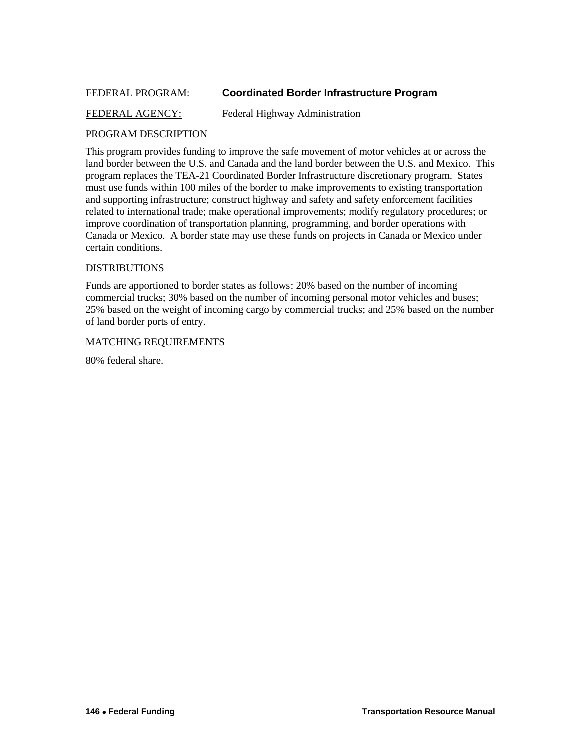FEDERAL PROGRAM: **Coordinated Border Infrastructure Program**

FEDERAL AGENCY: Federal Highway Administration

PROGRAM DESCRIPTION

This program provides funding to improve the safe movement of motor vehicles at or across the land border between the U.S. and Canada and the land border between the U.S. and Mexico. This program replaces the TEA-21 Coordinated Border Infrastructure discretionary program. States must use funds within 100 miles of the border to make improvements to existing transportation and supporting infrastructure; construct highway and safety and safety enforcement facilities related to international trade; make operational improvements; modify regulatory procedures; or improve coordination of transportation planning, programming, and border operations with Canada or Mexico. A border state may use these funds on projects in Canada or Mexico under certain conditions.

DISTRIBUTIONS

Funds are apportioned to border states as follows: 20% based on the number of incoming commercial trucks; 30% based on the number of incoming personal motor vehicles and buses; 25% based on the weight of incoming cargo by commercial trucks; and 25% based on the number of land border ports of entry.

MATCHING REQUIREMENTS

80% federal share.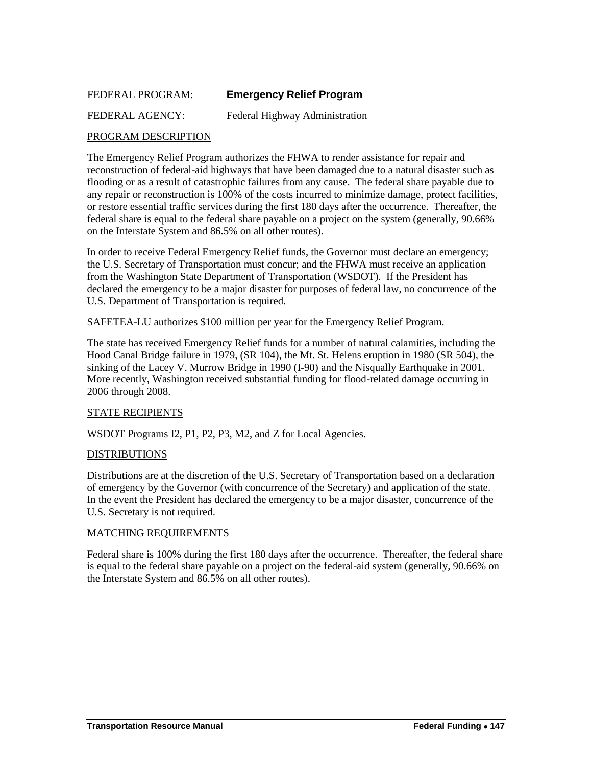FEDERAL PROGRAM: **Emergency Relief Program**

FEDERAL AGENCY: Federal Highway Administration

PROGRAM DESCRIPTION

The Emergency Relief Program authorizes the FHWA to render assistance for repair and reconstruction of federal-aid highways that have been damaged due to a natural disaster such as flooding or as a result of catastrophic failures from any cause. The federal share payable due to any repair or reconstruction is 100% of the costs incurred to minimize damage, protect facilities, or restore essential traffic services during the first 180 days after the occurrence. Thereafter, the federal share is equal to the federal share payable on a project on the system (generally, 90.66% on the Interstate System and 86.5% on all other routes).

In order to receive Federal Emergency Relief funds, the Governor must declare an emergency; the U.S. Secretary of Transportation must concur; and the FHWA must receive an application from the Washington State Department of Transportation (WSDOT). If the President has declared the emergency to be a major disaster for purposes of federal law, no concurrence of the U.S. Department of Transportation is required.

SAFETEA-LU authorizes $100 million per year for the Emergency Relief Program.

The state has received Emergency Relief funds for a number of natural calamities, including the Hood Canal Bridge failure in 1979, (SR 104), the Mt. St. Helens eruption in 1980 (SR 504), the sinking of the Lacey V. Murrow Bridge in 1990 (I-90) and the Nisqually Earthquake in 2001. More recently, Washington received substantial funding for flood-related damage occurring in 2006 through 2008.

STATE RECIPIENTS

WSDOT Programs I2, P1, P2, P3, M2, and Z for Local Agencies.

DISTRIBUTIONS

Distributions are at the discretion of the U.S. Secretary of Transportation based on a declaration of emergency by the Governor (with concurrence of the Secretary) and application of the state. In the event the President has declared the emergency to be a major disaster, concurrence of the U.S. Secretary is not required.

MATCHING REQUIREMENTS

Federal share is 100% during the first 180 days after the occurrence. Thereafter, the federal share is equal to the federal share payable on a project on the federal-aid system (generally, 90.66% on the Interstate System and 86.5% on all other routes).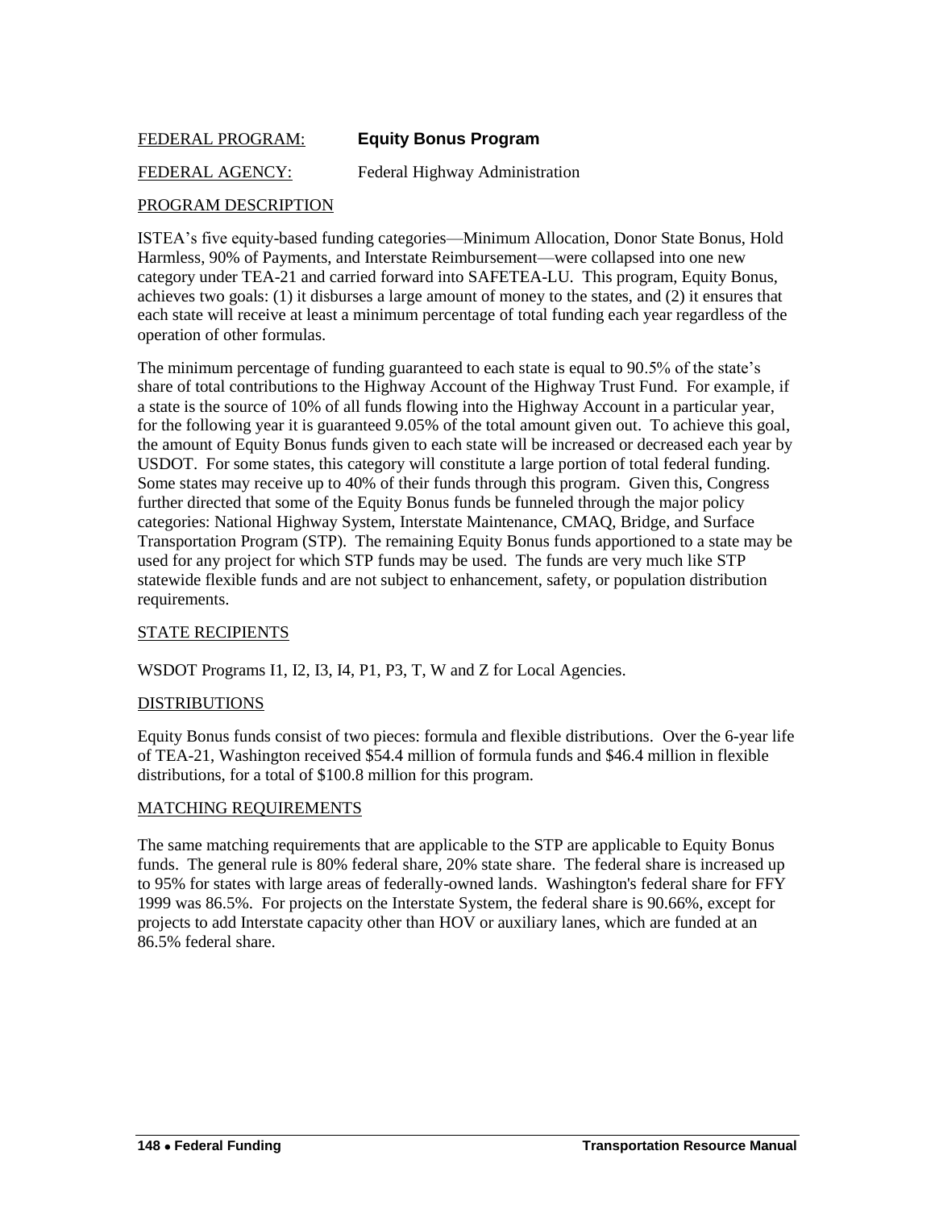FEDERAL PROGRAM: **Equity Bonus Program**

FEDERAL AGENCY: Federal Highway Administration

## PROGRAM DESCRIPTION

ISTEA's five equity-based funding categories—Minimum Allocation, Donor State Bonus, Hold Harmless, 90% of Payments, and Interstate Reimbursement—were collapsed into one new category under TEA-21 and carried forward into SAFETEA-LU. This program, Equity Bonus, achieves two goals: (1) it disburses a large amount of money to the states, and (2) it ensures that each state will receive at least a minimum percentage of total funding each year regardless of the operation of other formulas.

The minimum percentage of funding guaranteed to each state is equal to 90.5% of the state's share of total contributions to the Highway Account of the Highway Trust Fund. For example, if a state is the source of 10% of all funds flowing into the Highway Account in a particular year, for the following year it is guaranteed 9.05% of the total amount given out. To achieve this goal, the amount of Equity Bonus funds given to each state will be increased or decreased each year by USDOT. For some states, this category will constitute a large portion of total federal funding. Some states may receive up to 40% of their funds through this program. Given this, Congress further directed that some of the Equity Bonus funds be funneled through the major policy categories: National Highway System, Interstate Maintenance, CMAQ, Bridge, and Surface Transportation Program (STP). The remaining Equity Bonus funds apportioned to a state may be used for any project for which STP funds may be used. The funds are very much like STP statewide flexible funds and are not subject to enhancement, safety, or population distribution requirements.

## STATE RECIPIENTS

WSDOT Programs I1, I2, I3, I4, P1, P3, T, W and Z for Local Agencies.

## DISTRIBUTIONS

Equity Bonus funds consist of two pieces: formula and flexible distributions. Over the 6-year life of TEA-21, Washington received $54.4 million of formula funds and $46.4 million in flexible distributions, for a total of $100.8 million for this program.

## MATCHING REQUIREMENTS

The same matching requirements that are applicable to the STP are applicable to Equity Bonus funds. The general rule is 80% federal share, 20% state share. The federal share is increased up to 95% for states with large areas of federally-owned lands. Washington's federal share for FFY 1999 was 86.5%. For projects on the Interstate System, the federal share is 90.66%, except for projects to add Interstate capacity other than HOV or auxiliary lanes, which are funded at an 86.5% federal share.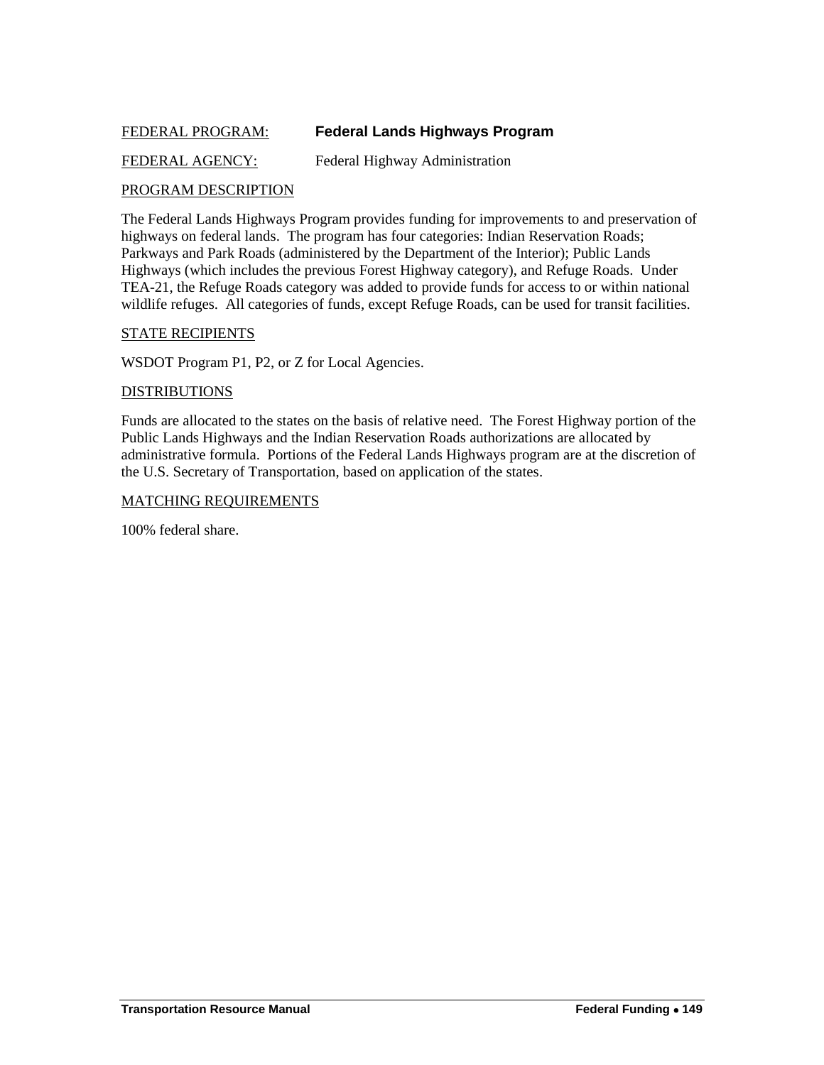FEDERAL PROGRAM: **Federal Lands Highways Program**

FEDERAL AGENCY: Federal Highway Administration

PROGRAM DESCRIPTION

The Federal Lands Highways Program provides funding for improvements to and preservation of highways on federal lands. The program has four categories: Indian Reservation Roads; Parkways and Park Roads (administered by the Department of the Interior); Public Lands Highways (which includes the previous Forest Highway category), and Refuge Roads. Under TEA-21, the Refuge Roads category was added to provide funds for access to or within national wildlife refuges. All categories of funds, except Refuge Roads, can be used for transit facilities.

STATE RECIPIENTS

WSDOT Program P1, P2, or Z for Local Agencies.

DISTRIBUTIONS

Funds are allocated to the states on the basis of relative need. The Forest Highway portion of the Public Lands Highways and the Indian Reservation Roads authorizations are allocated by administrative formula. Portions of the Federal Lands Highways program are at the discretion of the U.S. Secretary of Transportation, based on application of the states.

MATCHING REQUIREMENTS

100% federal share.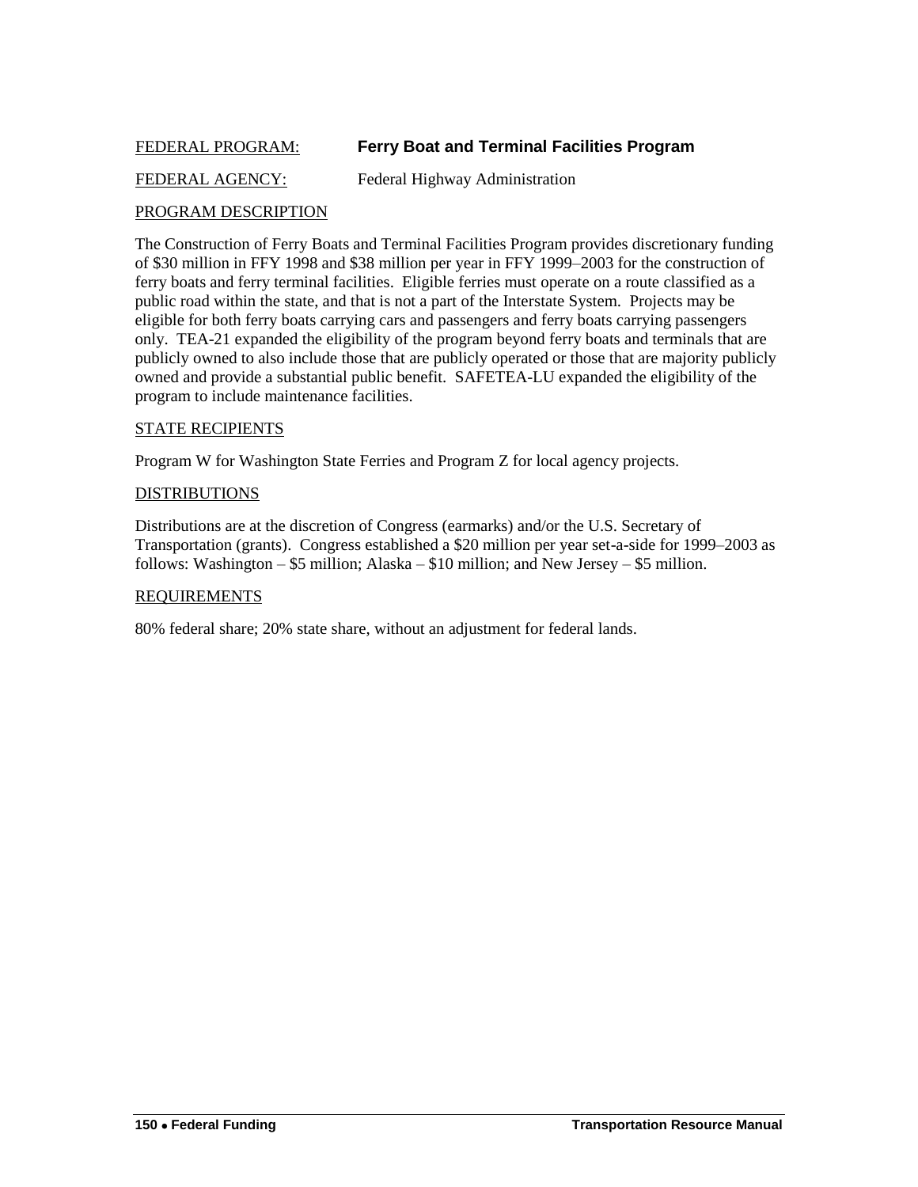FEDERAL PROGRAM: **Ferry Boat and Terminal Facilities Program**

FEDERAL AGENCY: Federal Highway Administration

PROGRAM DESCRIPTION

The Construction of Ferry Boats and Terminal Facilities Program provides discretionary funding of $30 million in FFY 1998 and $38 million per year in FFY 1999–2003 for the construction of ferry boats and ferry terminal facilities. Eligible ferries must operate on a route classified as a public road within the state, and that is not a part of the Interstate System. Projects may be eligible for both ferry boats carrying cars and passengers and ferry boats carrying passengers only. TEA-21 expanded the eligibility of the program beyond ferry boats and terminals that are publicly owned to also include those that are publicly operated or those that are majority publicly owned and provide a substantial public benefit. SAFETEA-LU expanded the eligibility of the program to include maintenance facilities.

STATE RECIPIENTS

Program W for Washington State Ferries and Program Z for local agency projects.

DISTRIBUTIONS

Distributions are at the discretion of Congress (earmarks) and/or the U.S. Secretary of Transportation (grants). Congress established a $20 million per year set-a-side for 1999–2003 as follows: Washington – $5 million; Alaska – $10 million; and New Jersey – $5 million.

REQUIREMENTS

80% federal share; 20% state share, without an adjustment for federal lands.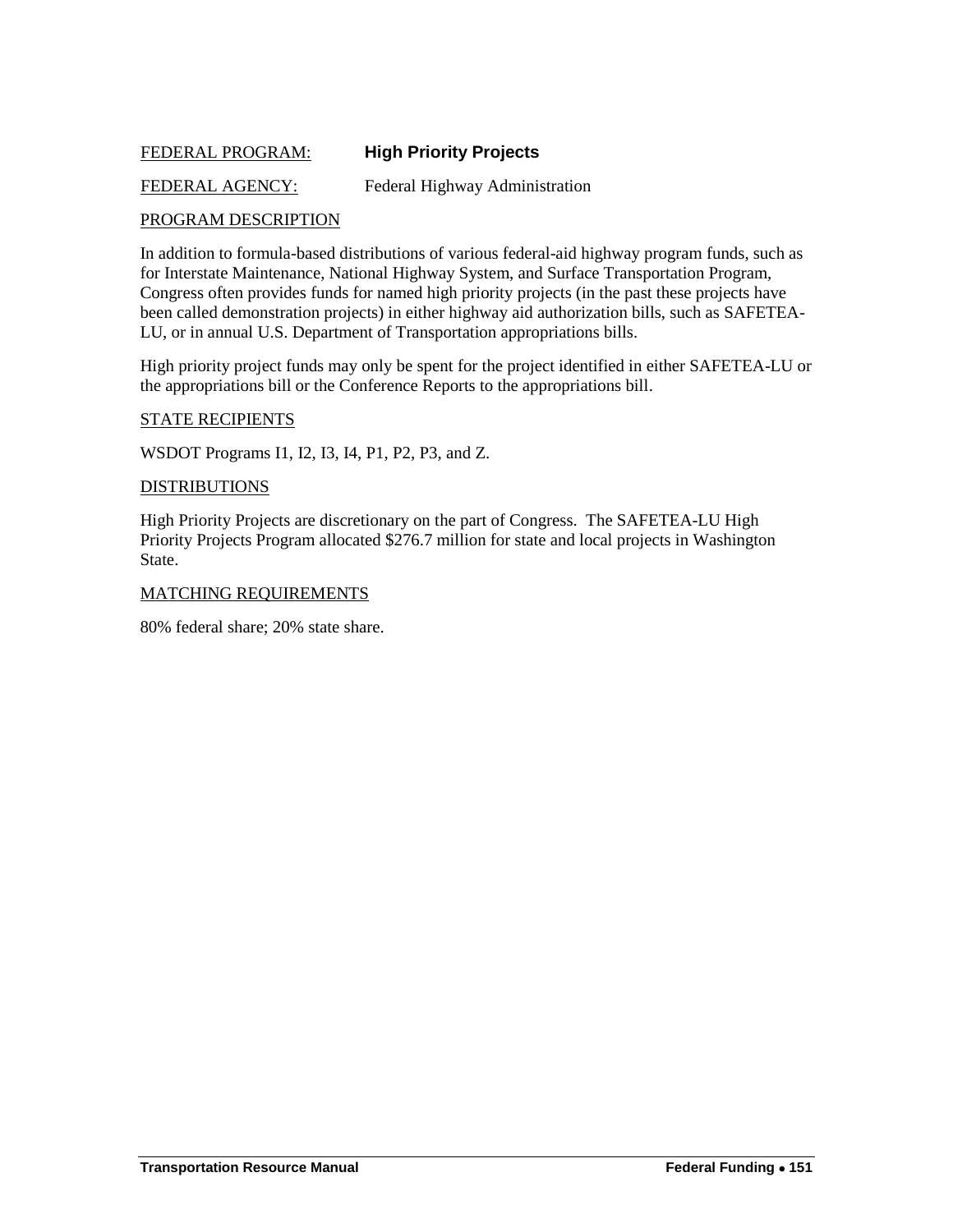FEDERAL PROGRAM: **High Priority Projects**

FEDERAL AGENCY: Federal Highway Administration

PROGRAM DESCRIPTION

In addition to formula-based distributions of various federal-aid highway program funds, such as for Interstate Maintenance, National Highway System, and Surface Transportation Program, Congress often provides funds for named high priority projects (in the past these projects have been called demonstration projects) in either highway aid authorization bills, such as SAFETEA-LU, or in annual U.S. Department of Transportation appropriations bills.

High priority project funds may only be spent for the project identified in either SAFETEA-LU or the appropriations bill or the Conference Reports to the appropriations bill.

STATE RECIPIENTS

WSDOT Programs I1, I2, I3, I4, P1, P2, P3, and Z.

DISTRIBUTIONS

High Priority Projects are discretionary on the part of Congress. The SAFETEA-LU High Priority Projects Program allocated $276.7 million for state and local projects in Washington State.

MATCHING REQUIREMENTS

80% federal share; 20% state share.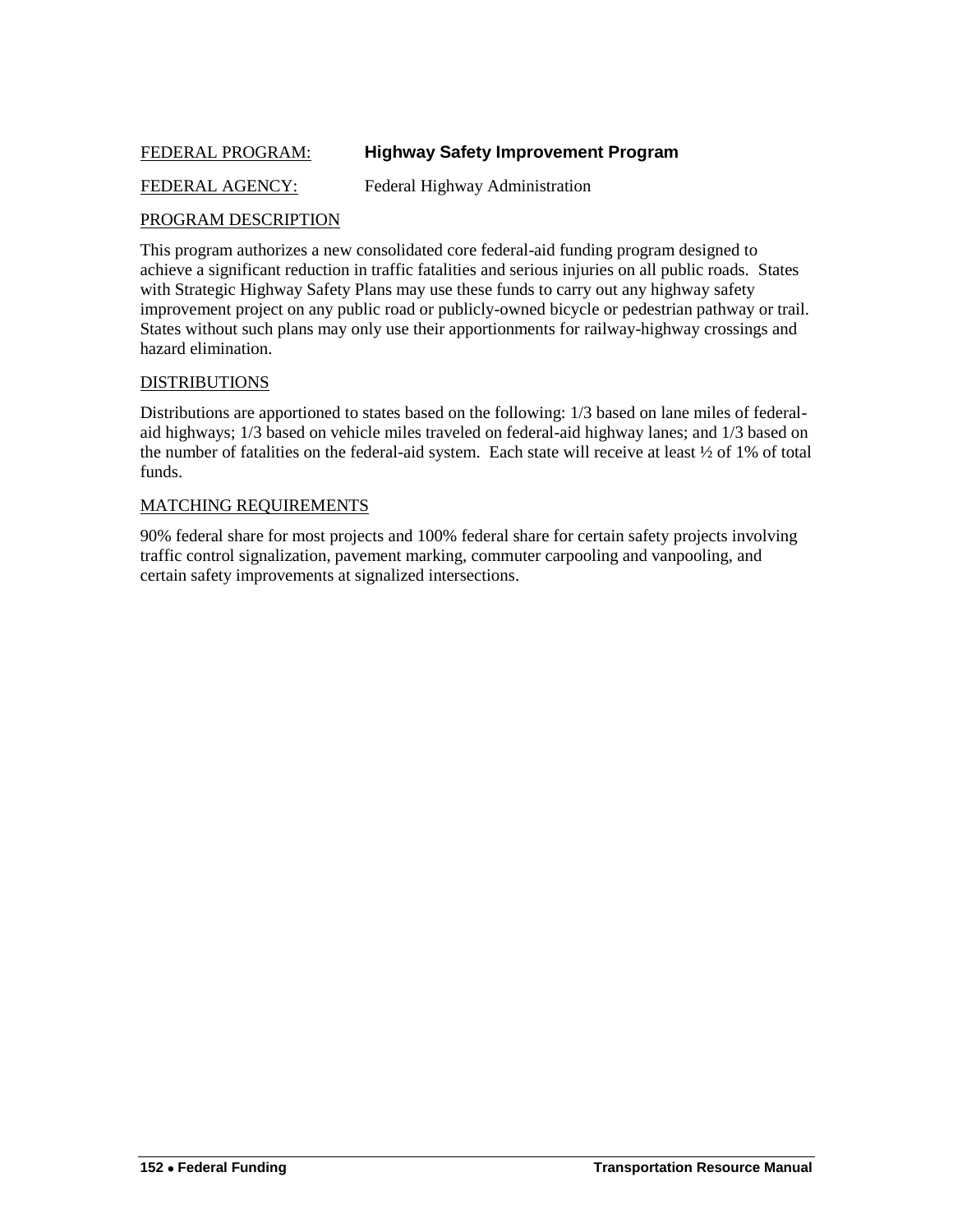FEDERAL PROGRAM: **Highway Safety Improvement Program**

FEDERAL AGENCY: Federal Highway Administration

PROGRAM DESCRIPTION

This program authorizes a new consolidated core federal-aid funding program designed to achieve a significant reduction in traffic fatalities and serious injuries on all public roads. States with Strategic Highway Safety Plans may use these funds to carry out any highway safety improvement project on any public road or publicly-owned bicycle or pedestrian pathway or trail. States without such plans may only use their apportionments for railway-highway crossings and hazard elimination.

DISTRIBUTIONS

Distributions are apportioned to states based on the following: 1/3 based on lane miles of federal-aid highways; 1/3 based on vehicle miles traveled on federal-aid highway lanes; and 1/3 based on the number of fatalities on the federal-aid system. Each state will receive at least ½ of 1% of total funds.

MATCHING REQUIREMENTS

90% federal share for most projects and 100% federal share for certain safety projects involving traffic control signalization, pavement marking, commuter carpooling and vanpooling, and certain safety improvements at signalized intersections.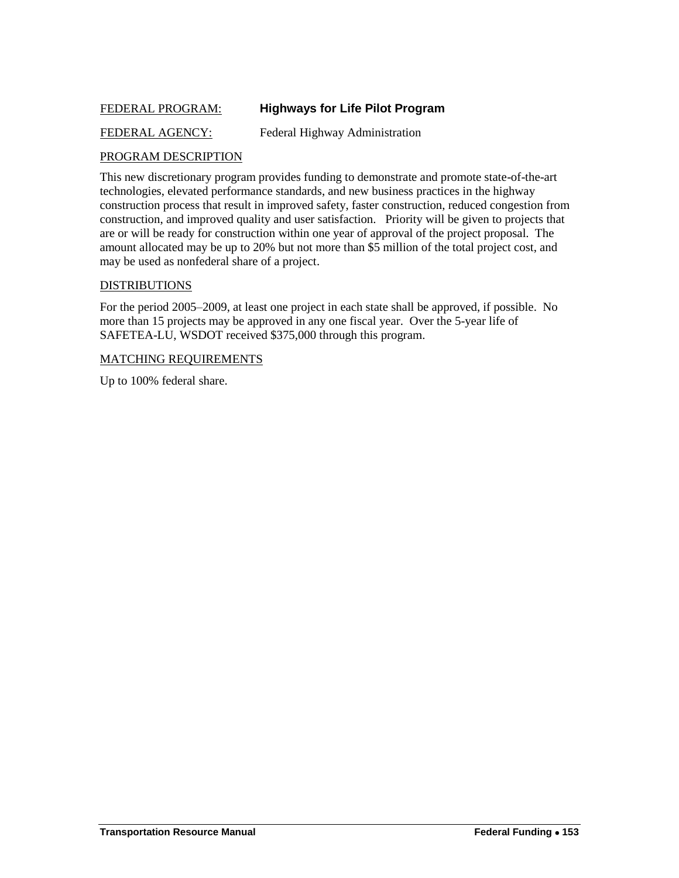FEDERAL PROGRAM: **Highways for Life Pilot Program**

FEDERAL AGENCY: Federal Highway Administration

PROGRAM DESCRIPTION

This new discretionary program provides funding to demonstrate and promote state-of-the-art technologies, elevated performance standards, and new business practices in the highway construction process that result in improved safety, faster construction, reduced congestion from construction, and improved quality and user satisfaction. Priority will be given to projects that are or will be ready for construction within one year of approval of the project proposal. The amount allocated may be up to 20% but not more than $5 million of the total project cost, and may be used as nonfederal share of a project.

DISTRIBUTIONS

For the period 2005–2009, at least one project in each state shall be approved, if possible. No more than 15 projects may be approved in any one fiscal year. Over the 5-year life of SAFETEA-LU, WSDOT received $375,000 through this program.

MATCHING REQUIREMENTS

Up to 100% federal share.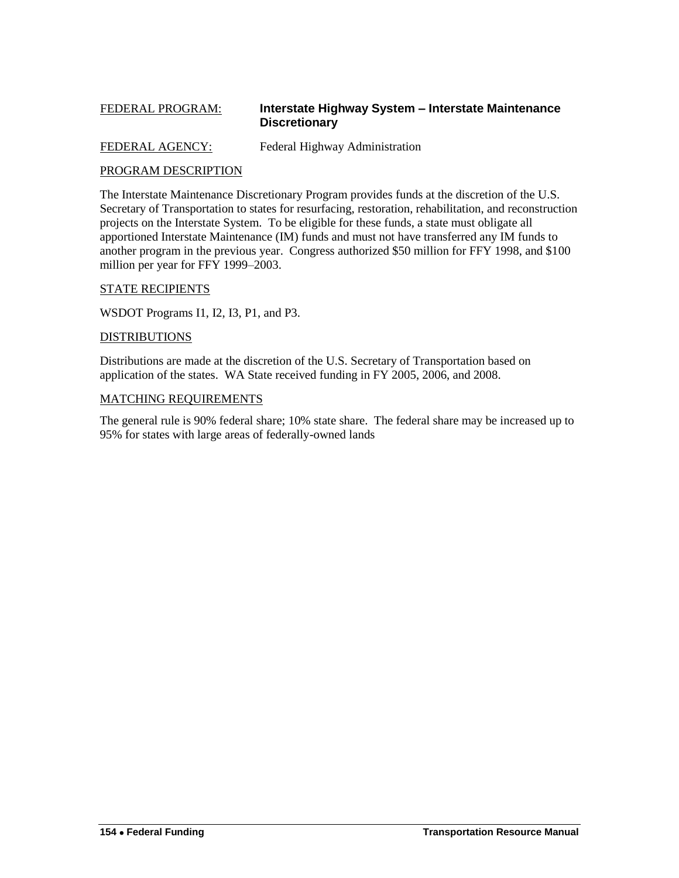FEDERAL PROGRAM: **Interstate Highway System – Interstate Maintenance Discretionary**

FEDERAL AGENCY: Federal Highway Administration

PROGRAM DESCRIPTION

The Interstate Maintenance Discretionary Program provides funds at the discretion of the U.S. Secretary of Transportation to states for resurfacing, restoration, rehabilitation, and reconstruction projects on the Interstate System. To be eligible for these funds, a state must obligate all apportioned Interstate Maintenance (IM) funds and must not have transferred any IM funds to another program in the previous year. Congress authorized $50 million for FFY 1998, and $100 million per year for FFY 1999–2003.

STATE RECIPIENTS

WSDOT Programs I1, I2, I3, P1, and P3.

DISTRIBUTIONS

Distributions are made at the discretion of the U.S. Secretary of Transportation based on application of the states. WA State received funding in FY 2005, 2006, and 2008.

MATCHING REQUIREMENTS

The general rule is 90% federal share; 10% state share. The federal share may be increased up to 95% for states with large areas of federally-owned lands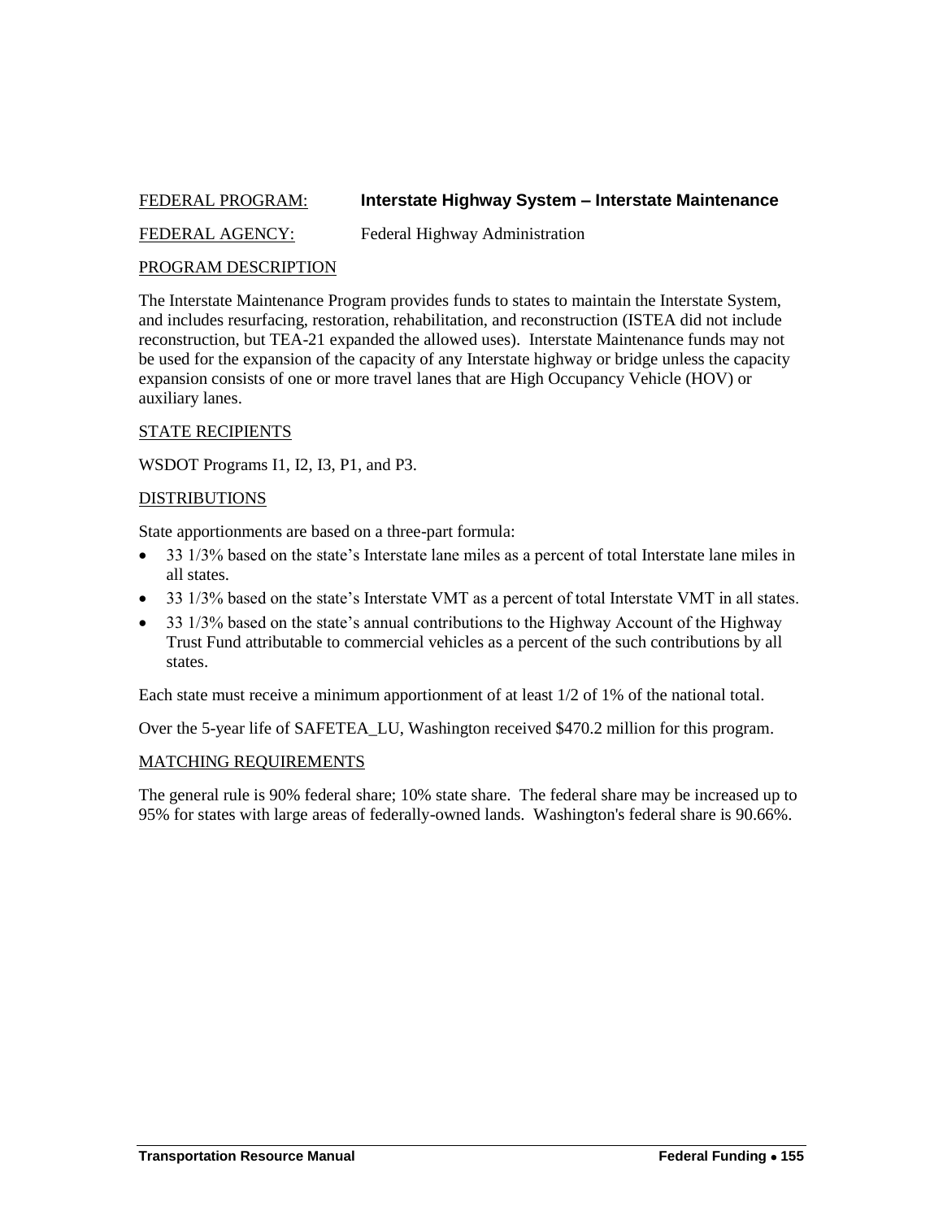FEDERAL PROGRAM: **Interstate Highway System – Interstate Maintenance**

FEDERAL AGENCY: Federal Highway Administration

PROGRAM DESCRIPTION

The Interstate Maintenance Program provides funds to states to maintain the Interstate System, and includes resurfacing, restoration, rehabilitation, and reconstruction (ISTEA did not include reconstruction, but TEA-21 expanded the allowed uses). Interstate Maintenance funds may not be used for the expansion of the capacity of any Interstate highway or bridge unless the capacity expansion consists of one or more travel lanes that are High Occupancy Vehicle (HOV) or auxiliary lanes.

STATE RECIPIENTS

WSDOT Programs I1, I2, I3, P1, and P3.

DISTRIBUTIONS

State apportionments are based on a three-part formula:

- 33 1/3% based on the state's Interstate lane miles as a percent of total Interstate lane miles in all states.
- 33 1/3% based on the state's Interstate VMT as a percent of total Interstate VMT in all states.
- 33 1/3% based on the state's annual contributions to the Highway Account of the Highway Trust Fund attributable to commercial vehicles as a percent of the such contributions by all states.

Each state must receive a minimum apportionment of at least 1/2 of 1% of the national total.

Over the 5-year life of SAFETEA_LU, Washington received $470.2 million for this program.

MATCHING REQUIREMENTS

The general rule is 90% federal share; 10% state share. The federal share may be increased up to 95% for states with large areas of federally-owned lands. Washington's federal share is 90.66%.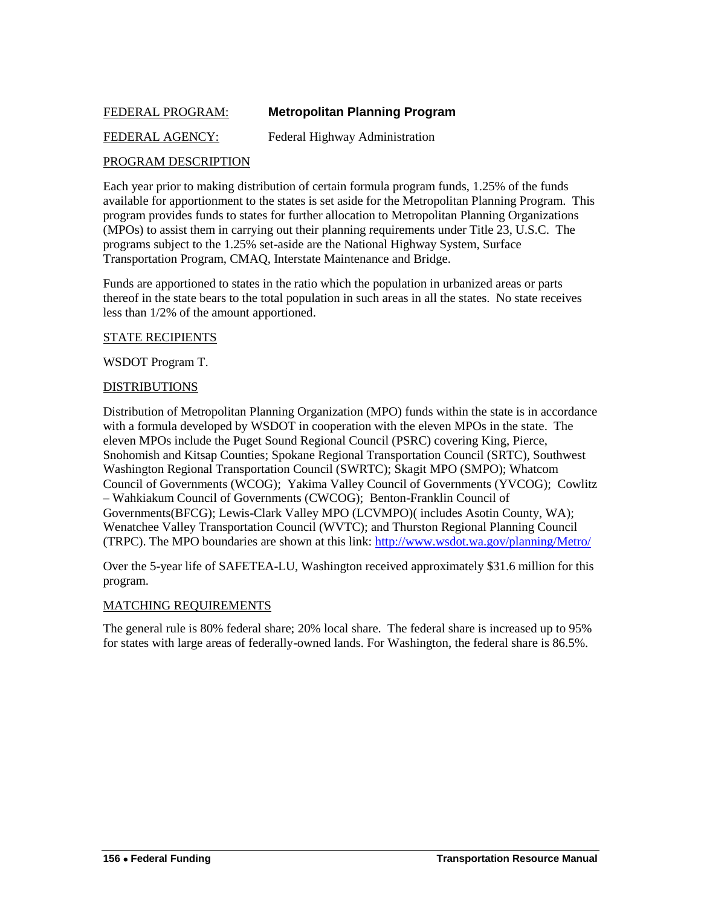FEDERAL PROGRAM: **Metropolitan Planning Program**

FEDERAL AGENCY: Federal Highway Administration

PROGRAM DESCRIPTION

Each year prior to making distribution of certain formula program funds, 1.25% of the funds available for apportionment to the states is set aside for the Metropolitan Planning Program. This program provides funds to states for further allocation to Metropolitan Planning Organizations (MPOs) to assist them in carrying out their planning requirements under Title 23, U.S.C. The programs subject to the 1.25% set-aside are the National Highway System, Surface Transportation Program, CMAQ, Interstate Maintenance and Bridge.

Funds are apportioned to states in the ratio which the population in urbanized areas or parts thereof in the state bears to the total population in such areas in all the states. No state receives less than 1/2% of the amount apportioned.

STATE RECIPIENTS

WSDOT Program T.

DISTRIBUTIONS

Distribution of Metropolitan Planning Organization (MPO) funds within the state is in accordance with a formula developed by WSDOT in cooperation with the eleven MPOs in the state. The eleven MPOs include the Puget Sound Regional Council (PSRC) covering King, Pierce, Snohomish and Kitsap Counties; Spokane Regional Transportation Council (SRTC), Southwest Washington Regional Transportation Council (SWRTC); Skagit MPO (SMPO); Whatcom Council of Governments (WCOG); Yakima Valley Council of Governments (YVCOG); Cowlitz – Wahkiakum Council of Governments (CWCOG); Benton-Franklin Council of Governments(BFCG); Lewis-Clark Valley MPO (LCVMPO)( includes Asotin County, WA); Wenatchee Valley Transportation Council (WVTC); and Thurston Regional Planning Council (TRPC). The MPO boundaries are shown at this link: http://www.wsdot.wa.gov/planning/Metro/

Over the 5-year life of SAFETEA-LU, Washington received approximately $31.6 million for this program.

MATCHING REQUIREMENTS

The general rule is 80% federal share; 20% local share. The federal share is increased up to 95% for states with large areas of federally-owned lands. For Washington, the federal share is 86.5%.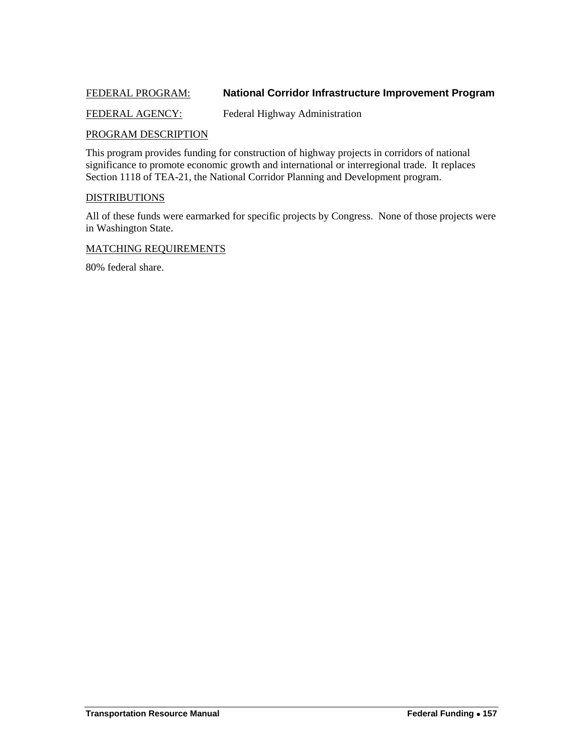FEDERAL PROGRAM: **National Corridor Infrastructure Improvement Program**

FEDERAL AGENCY: Federal Highway Administration

PROGRAM DESCRIPTION

This program provides funding for construction of highway projects in corridors of national significance to promote economic growth and international or interregional trade. It replaces Section 1118 of TEA-21, the National Corridor Planning and Development program.

DISTRIBUTIONS

All of these funds were earmarked for specific projects by Congress. None of those projects were in Washington State.

MATCHING REQUIREMENTS

80% federal share.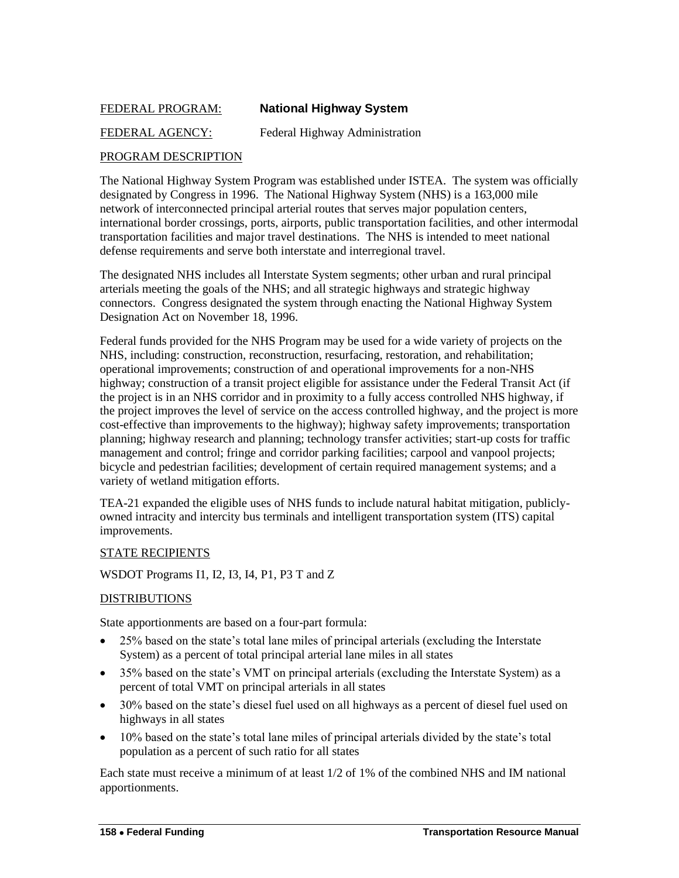FEDERAL PROGRAM: **National Highway System**

FEDERAL AGENCY: Federal Highway Administration

## PROGRAM DESCRIPTION

The National Highway System Program was established under ISTEA. The system was officially designated by Congress in 1996. The National Highway System (NHS) is a 163,000 mile network of interconnected principal arterial routes that serves major population centers, international border crossings, ports, airports, public transportation facilities, and other intermodal transportation facilities and major travel destinations. The NHS is intended to meet national defense requirements and serve both interstate and interregional travel.

The designated NHS includes all Interstate System segments; other urban and rural principal arterials meeting the goals of the NHS; and all strategic highways and strategic highway connectors. Congress designated the system through enacting the National Highway System Designation Act on November 18, 1996.

Federal funds provided for the NHS Program may be used for a wide variety of projects on the NHS, including: construction, reconstruction, resurfacing, restoration, and rehabilitation; operational improvements; construction of and operational improvements for a non-NHS highway; construction of a transit project eligible for assistance under the Federal Transit Act (if the project is in an NHS corridor and in proximity to a fully access controlled NHS highway, if the project improves the level of service on the access controlled highway, and the project is more cost-effective than improvements to the highway); highway safety improvements; transportation planning; highway research and planning; technology transfer activities; start-up costs for traffic management and control; fringe and corridor parking facilities; carpool and vanpool projects; bicycle and pedestrian facilities; development of certain required management systems; and a variety of wetland mitigation efforts.

TEA-21 expanded the eligible uses of NHS funds to include natural habitat mitigation, publicly-owned intracity and intercity bus terminals and intelligent transportation system (ITS) capital improvements.

## STATE RECIPIENTS

WSDOT Programs I1, I2, I3, I4, P1, P3 T and Z

## DISTRIBUTIONS

State apportionments are based on a four-part formula:

- 25% based on the state's total lane miles of principal arterials (excluding the Interstate System) as a percent of total principal arterial lane miles in all states
- 35% based on the state's VMT on principal arterials (excluding the Interstate System) as a percent of total VMT on principal arterials in all states
- 30% based on the state's diesel fuel used on all highways as a percent of diesel fuel used on highways in all states
- 10% based on the state's total lane miles of principal arterials divided by the state's total population as a percent of such ratio for all states

Each state must receive a minimum of at least 1/2 of 1% of the combined NHS and IM national apportionments.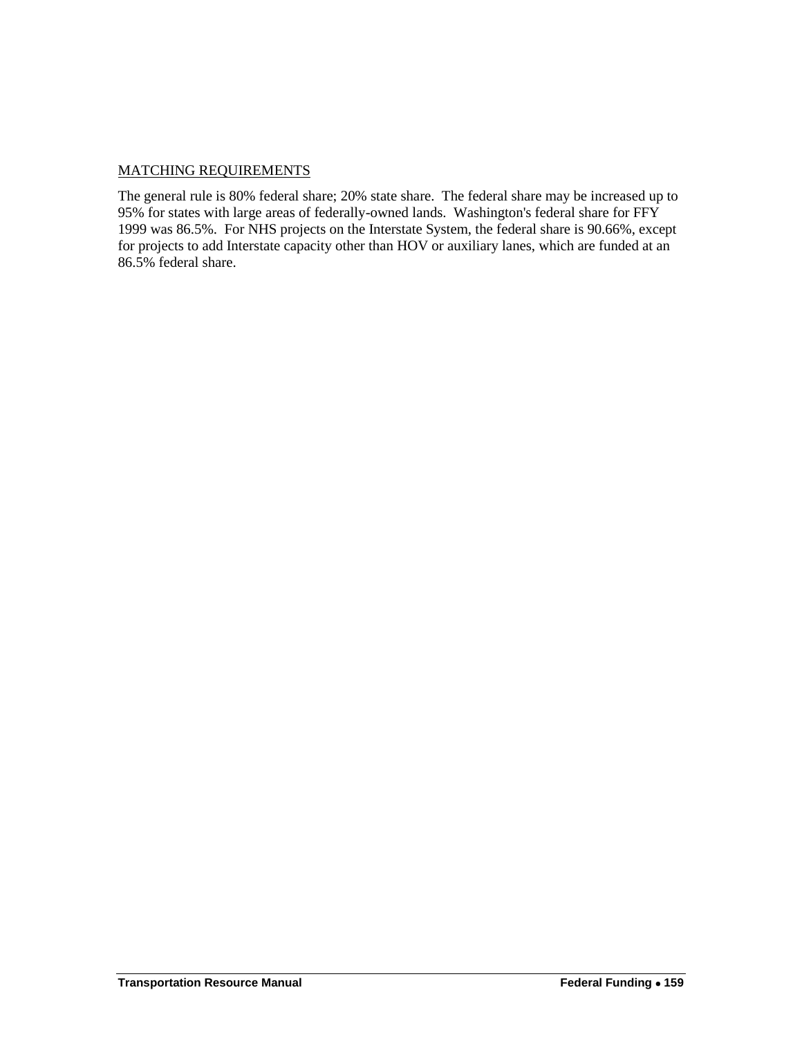MATCHING REQUIREMENTS

The general rule is 80% federal share; 20% state share. The federal share may be increased up to 95% for states with large areas of federally-owned lands. Washington's federal share for FFY 1999 was 86.5%. For NHS projects on the Interstate System, the federal share is 90.66%, except for projects to add Interstate capacity other than HOV or auxiliary lanes, which are funded at an 86.5% federal share.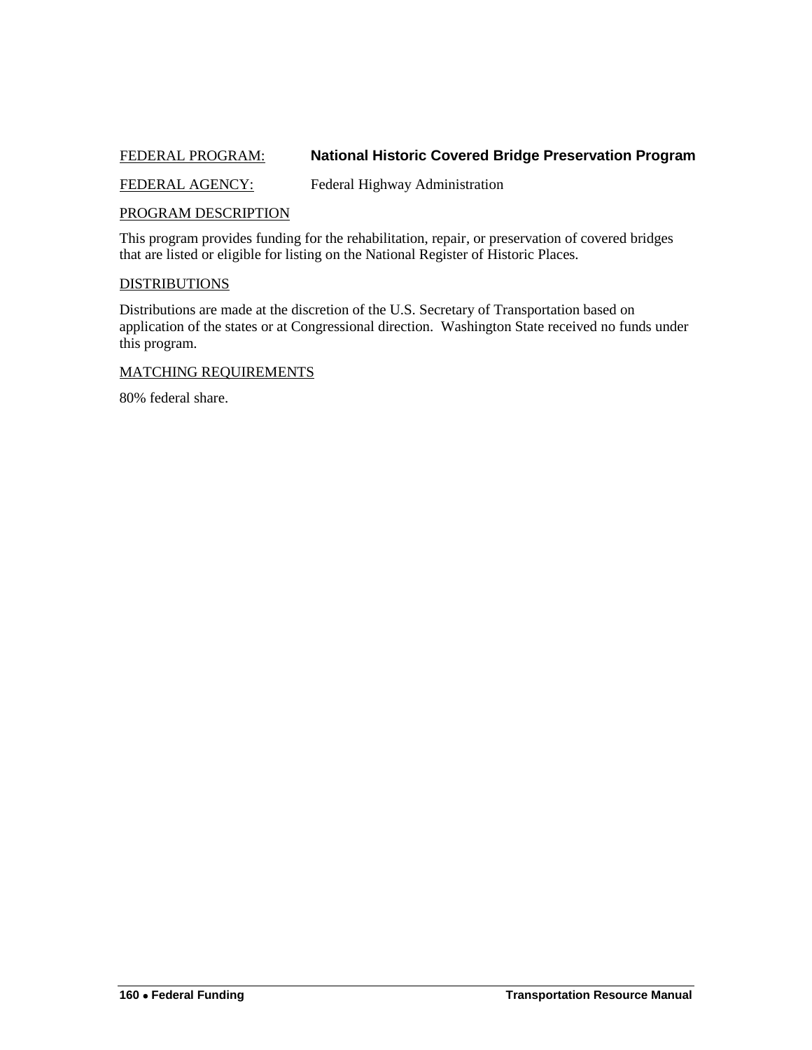FEDERAL PROGRAM: **National Historic Covered Bridge Preservation Program**

FEDERAL AGENCY: Federal Highway Administration

PROGRAM DESCRIPTION

This program provides funding for the rehabilitation, repair, or preservation of covered bridges that are listed or eligible for listing on the National Register of Historic Places.

DISTRIBUTIONS

Distributions are made at the discretion of the U.S. Secretary of Transportation based on application of the states or at Congressional direction. Washington State received no funds under this program.

MATCHING REQUIREMENTS

80% federal share.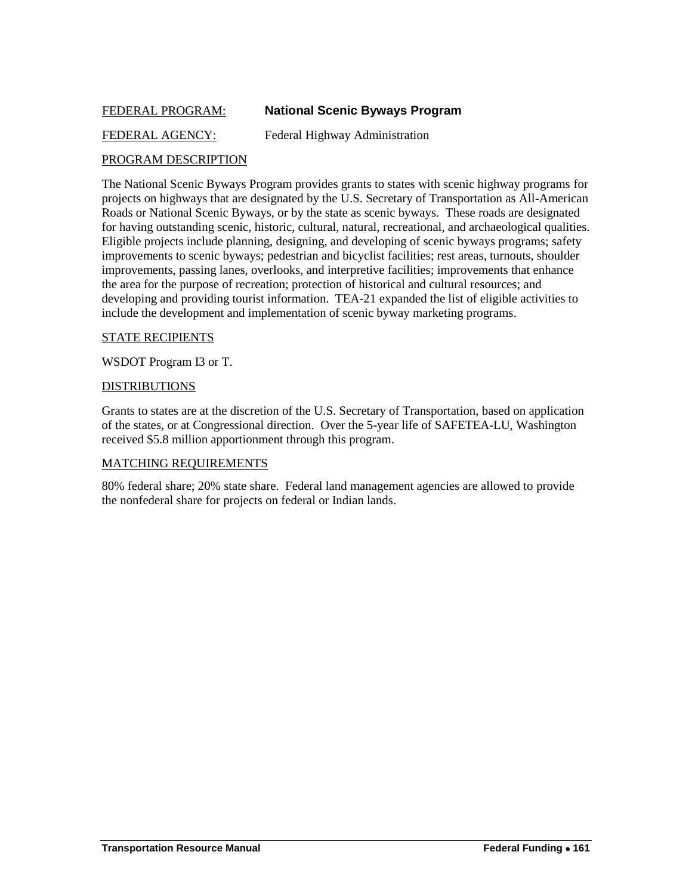FEDERAL PROGRAM: **National Scenic Byways Program**

FEDERAL AGENCY: Federal Highway Administration

PROGRAM DESCRIPTION

The National Scenic Byways Program provides grants to states with scenic highway programs for projects on highways that are designated by the U.S. Secretary of Transportation as All-American Roads or National Scenic Byways, or by the state as scenic byways. These roads are designated for having outstanding scenic, historic, cultural, natural, recreational, and archaeological qualities. Eligible projects include planning, designing, and developing of scenic byways programs; safety improvements to scenic byways; pedestrian and bicyclist facilities; rest areas, turnouts, shoulder improvements, passing lanes, overlooks, and interpretive facilities; improvements that enhance the area for the purpose of recreation; protection of historical and cultural resources; and developing and providing tourist information. TEA-21 expanded the list of eligible activities to include the development and implementation of scenic byway marketing programs.

STATE RECIPIENTS

WSDOT Program I3 or T.

DISTRIBUTIONS

Grants to states are at the discretion of the U.S. Secretary of Transportation, based on application of the states, or at Congressional direction. Over the 5-year life of SAFETEA-LU, Washington received $5.8 million apportionment through this program.

MATCHING REQUIREMENTS

80% federal share; 20% state share. Federal land management agencies are allowed to provide the nonfederal share for projects on federal or Indian lands.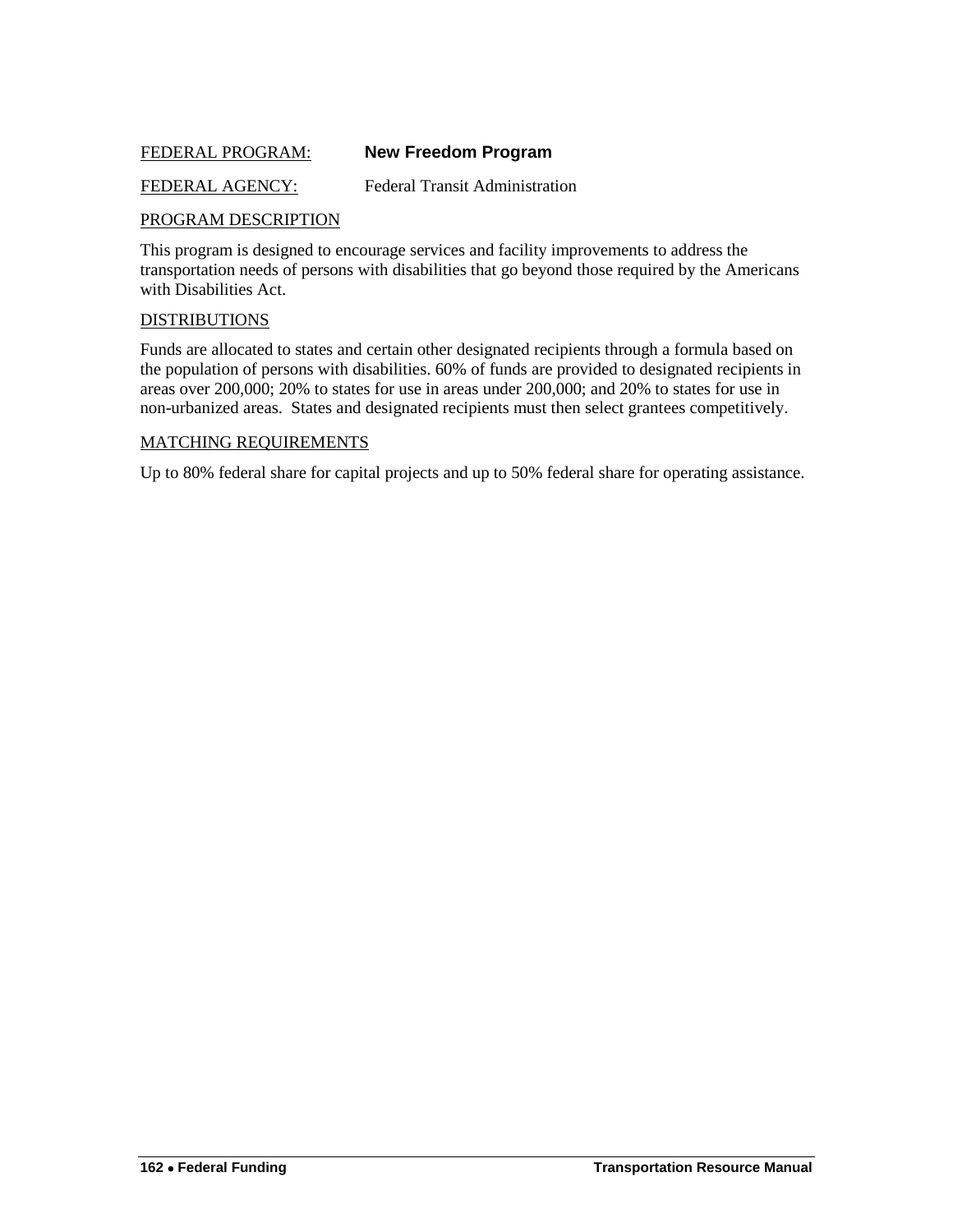FEDERAL PROGRAM: **New Freedom Program**

FEDERAL AGENCY: Federal Transit Administration

PROGRAM DESCRIPTION

This program is designed to encourage services and facility improvements to address the transportation needs of persons with disabilities that go beyond those required by the Americans with Disabilities Act.

DISTRIBUTIONS

Funds are allocated to states and certain other designated recipients through a formula based on the population of persons with disabilities. 60% of funds are provided to designated recipients in areas over 200,000; 20% to states for use in areas under 200,000; and 20% to states for use in non-urbanized areas. States and designated recipients must then select grantees competitively.

MATCHING REQUIREMENTS

Up to 80% federal share for capital projects and up to 50% federal share for operating assistance.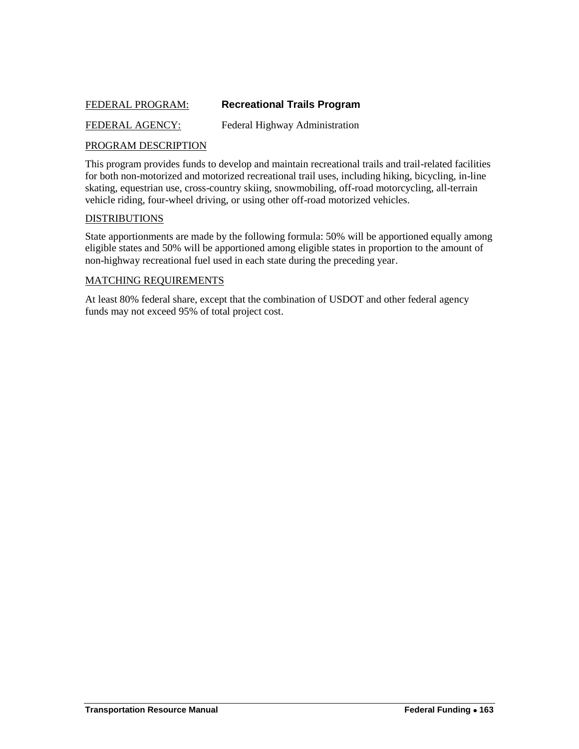FEDERAL PROGRAM: **Recreational Trails Program**

FEDERAL AGENCY: Federal Highway Administration

PROGRAM DESCRIPTION

This program provides funds to develop and maintain recreational trails and trail-related facilities for both non-motorized and motorized recreational trail uses, including hiking, bicycling, in-line skating, equestrian use, cross-country skiing, snowmobiling, off-road motorcycling, all-terrain vehicle riding, four-wheel driving, or using other off-road motorized vehicles.

DISTRIBUTIONS

State apportionments are made by the following formula: 50% will be apportioned equally among eligible states and 50% will be apportioned among eligible states in proportion to the amount of non-highway recreational fuel used in each state during the preceding year.

MATCHING REQUIREMENTS

At least 80% federal share, except that the combination of USDOT and other federal agency funds may not exceed 95% of total project cost.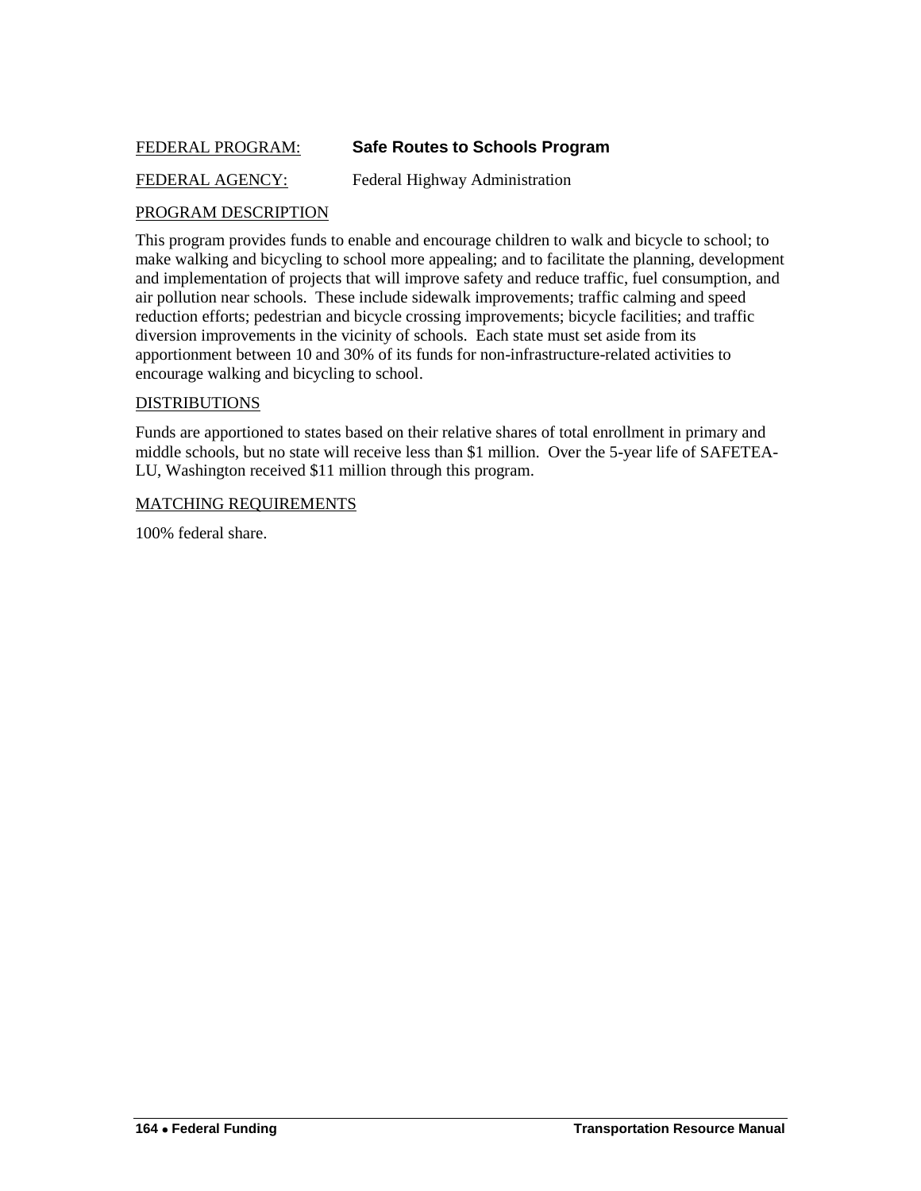FEDERAL PROGRAM: **Safe Routes to Schools Program**

FEDERAL AGENCY: Federal Highway Administration

PROGRAM DESCRIPTION

This program provides funds to enable and encourage children to walk and bicycle to school; to make walking and bicycling to school more appealing; and to facilitate the planning, development and implementation of projects that will improve safety and reduce traffic, fuel consumption, and air pollution near schools. These include sidewalk improvements; traffic calming and speed reduction efforts; pedestrian and bicycle crossing improvements; bicycle facilities; and traffic diversion improvements in the vicinity of schools. Each state must set aside from its apportionment between 10 and 30% of its funds for non-infrastructure-related activities to encourage walking and bicycling to school.

DISTRIBUTIONS

Funds are apportioned to states based on their relative shares of total enrollment in primary and middle schools, but no state will receive less than $1 million. Over the 5-year life of SAFETEA-LU, Washington received $11 million through this program.

MATCHING REQUIREMENTS

100% federal share.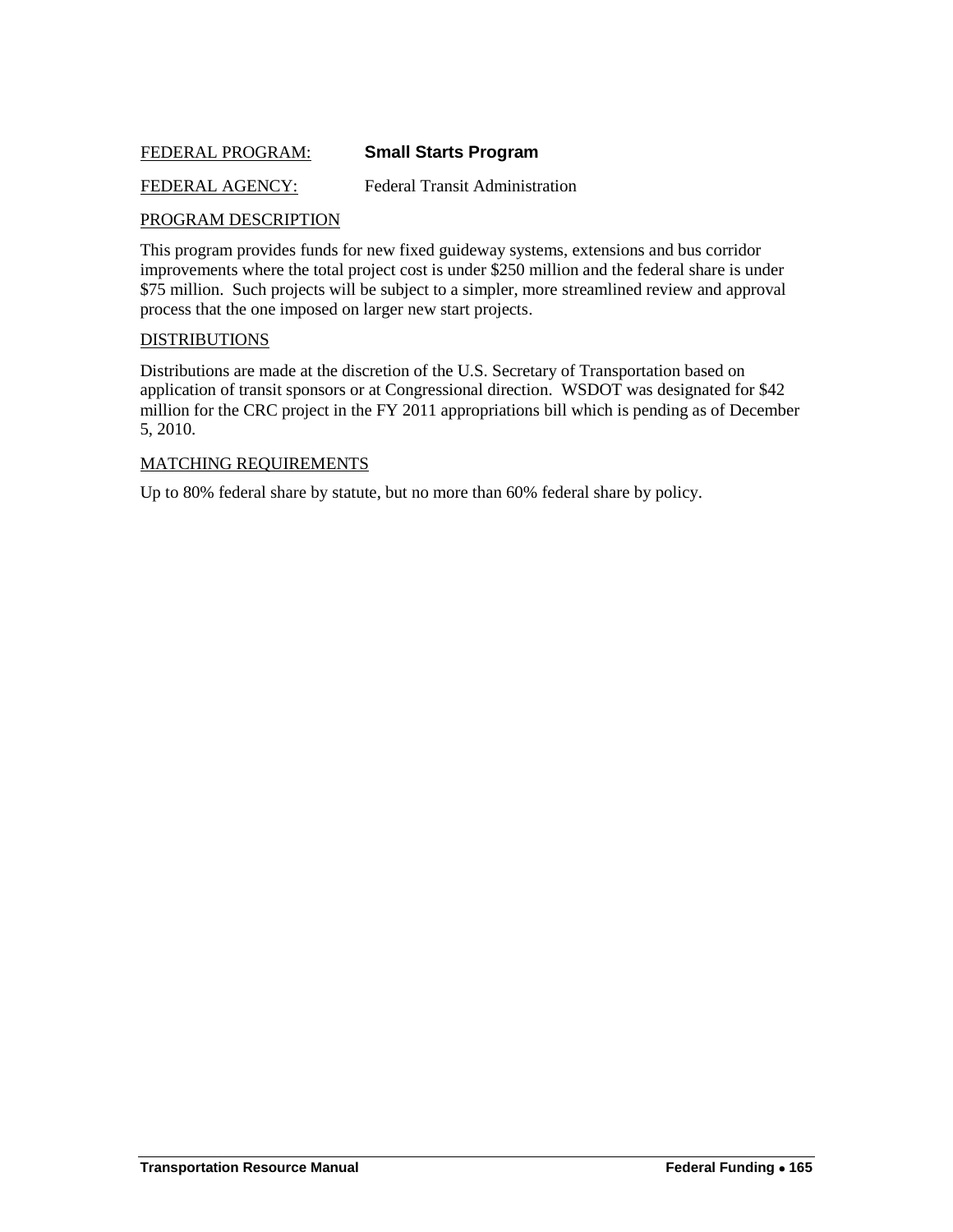FEDERAL PROGRAM: **Small Starts Program**

FEDERAL AGENCY: Federal Transit Administration

PROGRAM DESCRIPTION

This program provides funds for new fixed guideway systems, extensions and bus corridor improvements where the total project cost is under $250 million and the federal share is under $75 million. Such projects will be subject to a simpler, more streamlined review and approval process that the one imposed on larger new start projects.

DISTRIBUTIONS

Distributions are made at the discretion of the U.S. Secretary of Transportation based on application of transit sponsors or at Congressional direction. WSDOT was designated for $42 million for the CRC project in the FY 2011 appropriations bill which is pending as of December 5, 2010.

MATCHING REQUIREMENTS

Up to 80% federal share by statute, but no more than 60% federal share by policy.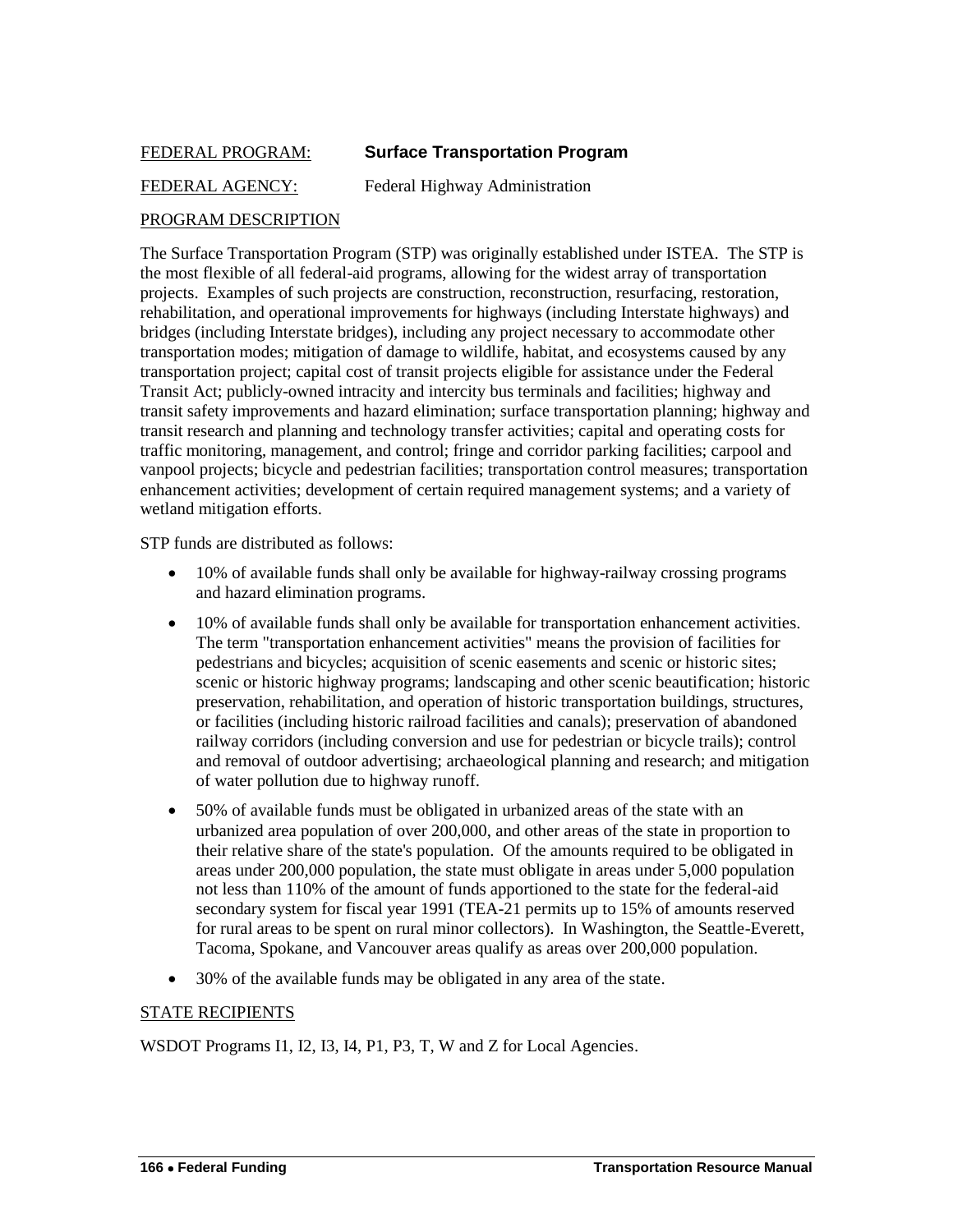FEDERAL PROGRAM: **Surface Transportation Program**

FEDERAL AGENCY: Federal Highway Administration

PROGRAM DESCRIPTION

The Surface Transportation Program (STP) was originally established under ISTEA. The STP is the most flexible of all federal-aid programs, allowing for the widest array of transportation projects. Examples of such projects are construction, reconstruction, resurfacing, restoration, rehabilitation, and operational improvements for highways (including Interstate highways) and bridges (including Interstate bridges), including any project necessary to accommodate other transportation modes; mitigation of damage to wildlife, habitat, and ecosystems caused by any transportation project; capital cost of transit projects eligible for assistance under the Federal Transit Act; publicly-owned intracity and intercity bus terminals and facilities; highway and transit safety improvements and hazard elimination; surface transportation planning; highway and transit research and planning and technology transfer activities; capital and operating costs for traffic monitoring, management, and control; fringe and corridor parking facilities; carpool and vanpool projects; bicycle and pedestrian facilities; transportation control measures; transportation enhancement activities; development of certain required management systems; and a variety of wetland mitigation efforts.

STP funds are distributed as follows:

- 10% of available funds shall only be available for highway-railway crossing programs and hazard elimination programs.
- 10% of available funds shall only be available for transportation enhancement activities. The term "transportation enhancement activities" means the provision of facilities for pedestrians and bicycles; acquisition of scenic easements and scenic or historic sites; scenic or historic highway programs; landscaping and other scenic beautification; historic preservation, rehabilitation, and operation of historic transportation buildings, structures, or facilities (including historic railroad facilities and canals); preservation of abandoned railway corridors (including conversion and use for pedestrian or bicycle trails); control and removal of outdoor advertising; archaeological planning and research; and mitigation of water pollution due to highway runoff.
- 50% of available funds must be obligated in urbanized areas of the state with an urbanized area population of over 200,000, and other areas of the state in proportion to their relative share of the state's population. Of the amounts required to be obligated in areas under 200,000 population, the state must obligate in areas under 5,000 population not less than 110% of the amount of funds apportioned to the state for the federal-aid secondary system for fiscal year 1991 (TEA-21 permits up to 15% of amounts reserved for rural areas to be spent on rural minor collectors). In Washington, the Seattle-Everett, Tacoma, Spokane, and Vancouver areas qualify as areas over 200,000 population.
- 30% of the available funds may be obligated in any area of the state.

STATE RECIPIENTS

WSDOT Programs I1, I2, I3, I4, P1, P3, T, W and Z for Local Agencies.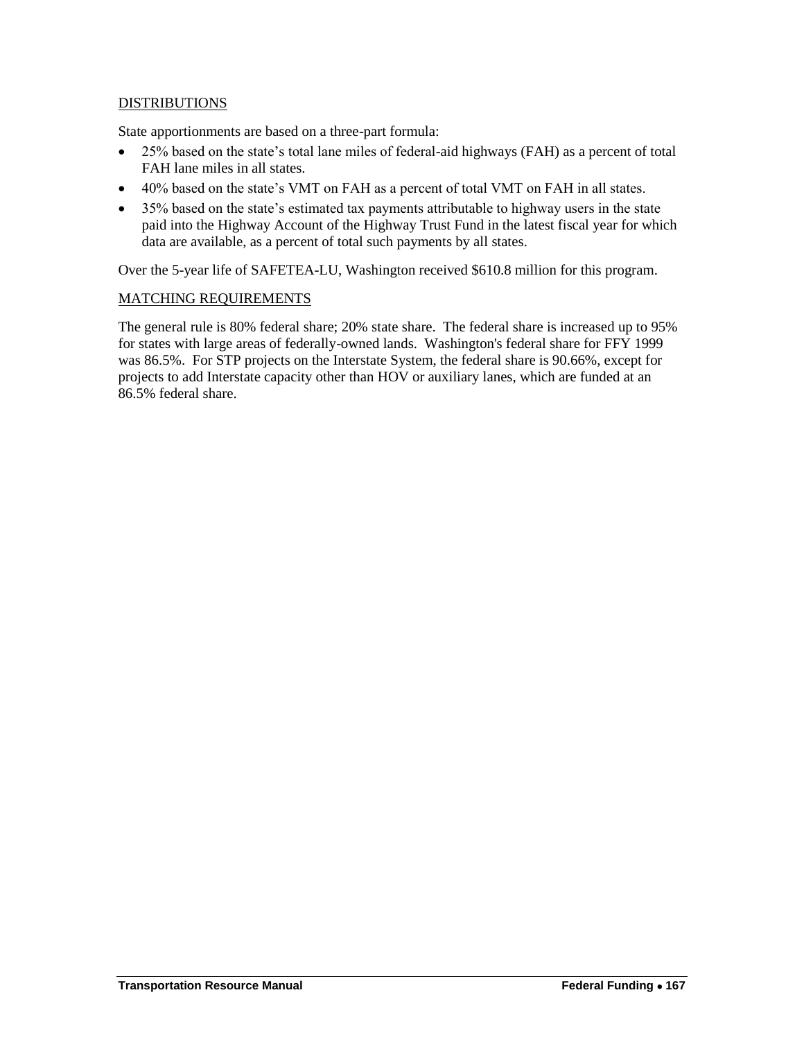DISTRIBUTIONS

State apportionments are based on a three-part formula:

- 25% based on the state's total lane miles of federal-aid highways (FAH) as a percent of total FAH lane miles in all states.
- 40% based on the state's VMT on FAH as a percent of total VMT on FAH in all states.
- 35% based on the state's estimated tax payments attributable to highway users in the state paid into the Highway Account of the Highway Trust Fund in the latest fiscal year for which data are available, as a percent of total such payments by all states.

Over the 5-year life of SAFETEA-LU, Washington received $610.8 million for this program.

MATCHING REQUIREMENTS

The general rule is 80% federal share; 20% state share. The federal share is increased up to 95% for states with large areas of federally-owned lands. Washington's federal share for FFY 1999 was 86.5%. For STP projects on the Interstate System, the federal share is 90.66%, except for projects to add Interstate capacity other than HOV or auxiliary lanes, which are funded at an 86.5% federal share.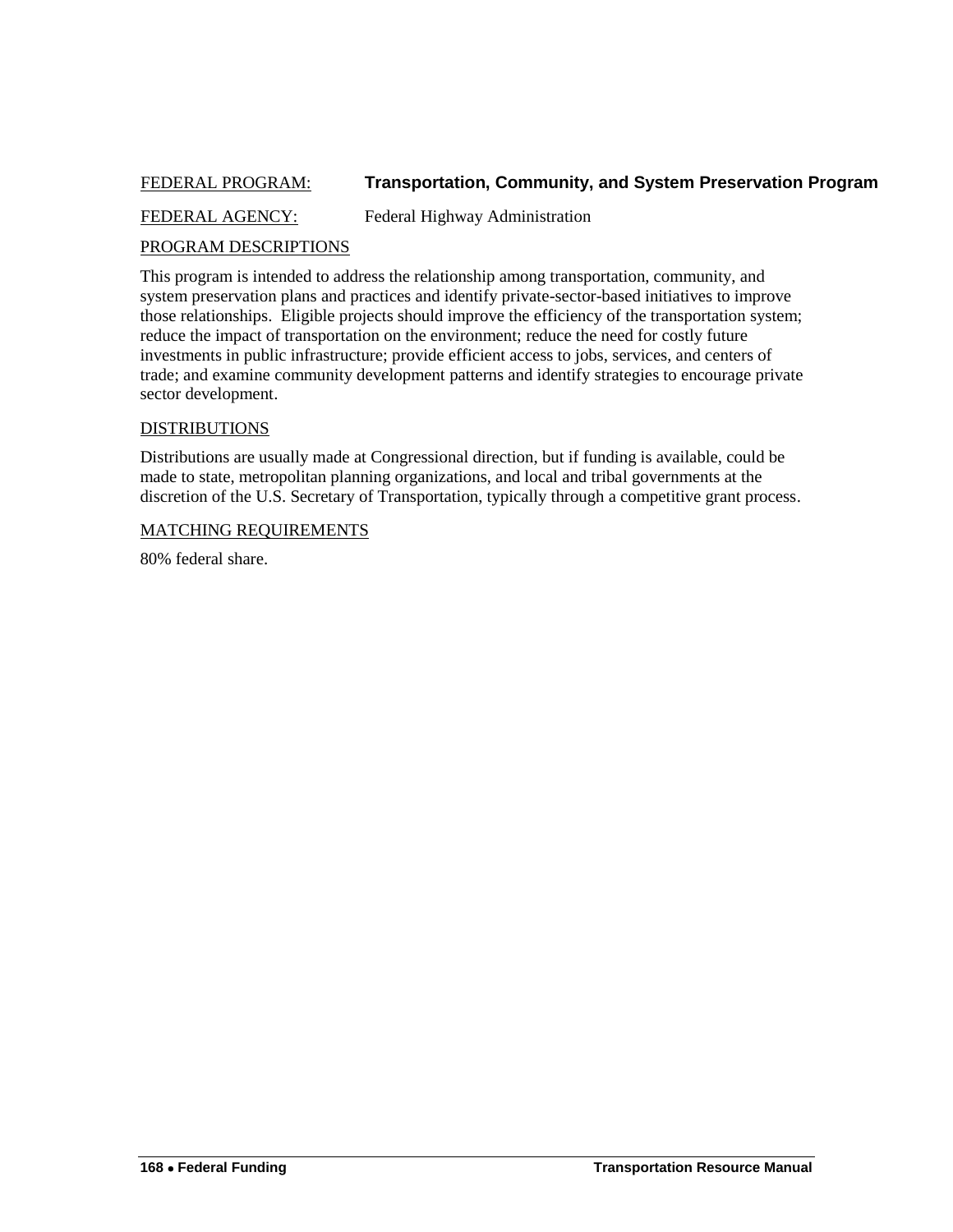FEDERAL PROGRAM: **Transportation, Community, and System Preservation Program**

FEDERAL AGENCY: Federal Highway Administration

PROGRAM DESCRIPTIONS

This program is intended to address the relationship among transportation, community, and system preservation plans and practices and identify private-sector-based initiatives to improve those relationships. Eligible projects should improve the efficiency of the transportation system; reduce the impact of transportation on the environment; reduce the need for costly future investments in public infrastructure; provide efficient access to jobs, services, and centers of trade; and examine community development patterns and identify strategies to encourage private sector development.

DISTRIBUTIONS

Distributions are usually made at Congressional direction, but if funding is available, could be made to state, metropolitan planning organizations, and local and tribal governments at the discretion of the U.S. Secretary of Transportation, typically through a competitive grant process.

MATCHING REQUIREMENTS

80% federal share.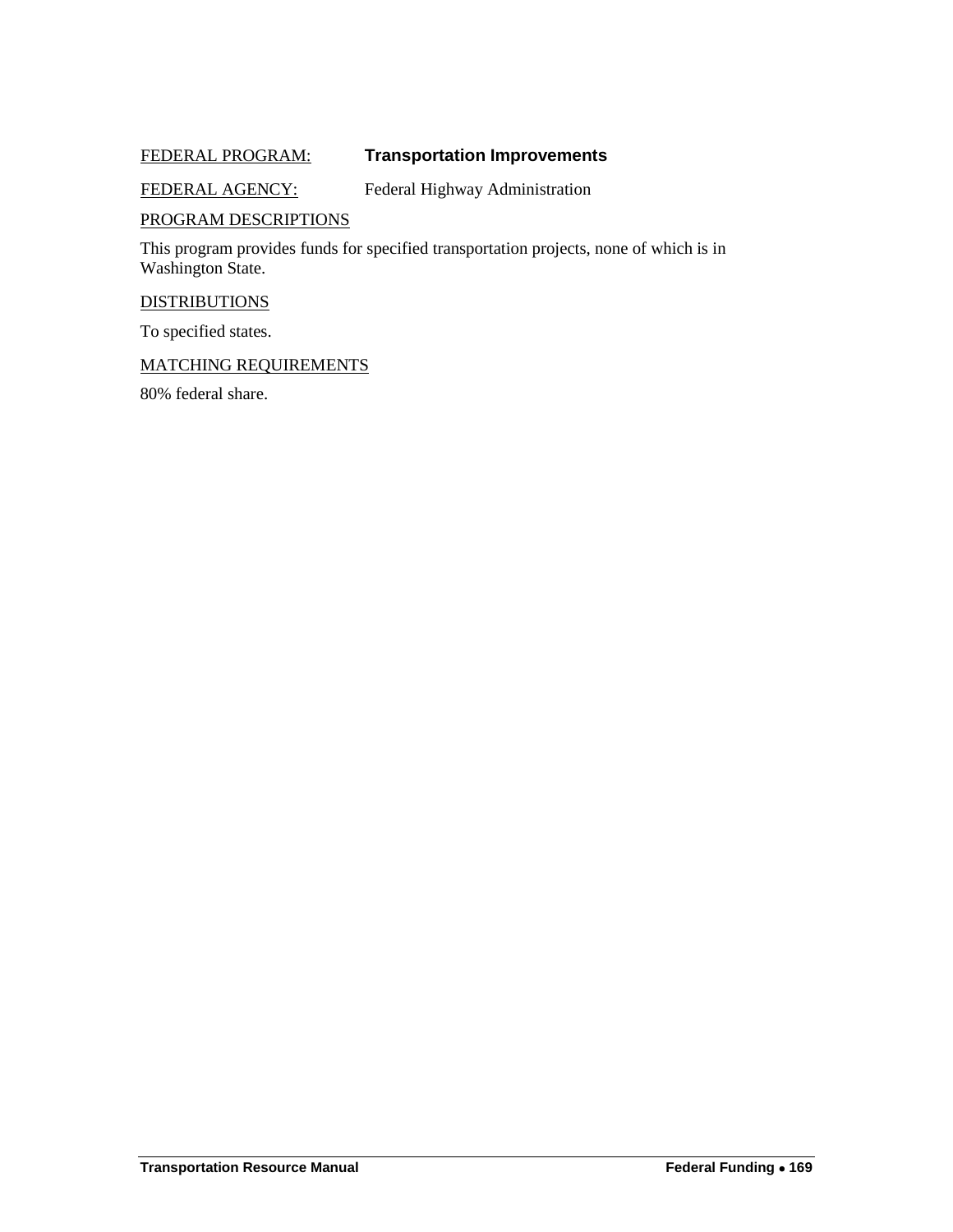FEDERAL PROGRAM: **Transportation Improvements**

FEDERAL AGENCY: Federal Highway Administration

PROGRAM DESCRIPTIONS

This program provides funds for specified transportation projects, none of which is in Washington State.

DISTRIBUTIONS

To specified states.

MATCHING REQUIREMENTS

80% federal share.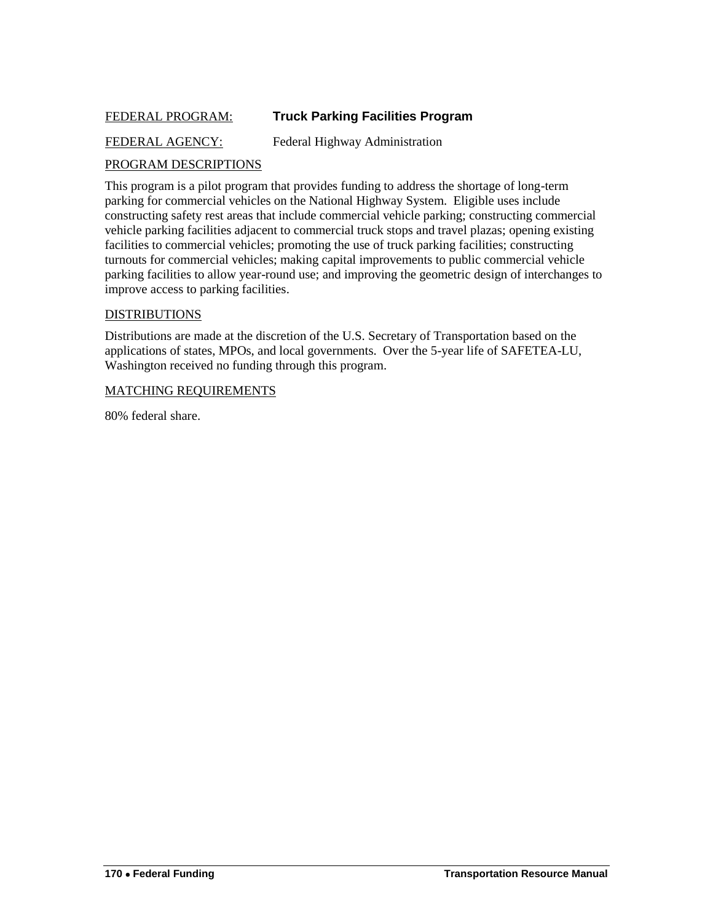FEDERAL PROGRAM: **Truck Parking Facilities Program**

FEDERAL AGENCY: Federal Highway Administration

PROGRAM DESCRIPTIONS

This program is a pilot program that provides funding to address the shortage of long-term parking for commercial vehicles on the National Highway System. Eligible uses include constructing safety rest areas that include commercial vehicle parking; constructing commercial vehicle parking facilities adjacent to commercial truck stops and travel plazas; opening existing facilities to commercial vehicles; promoting the use of truck parking facilities; constructing turnouts for commercial vehicles; making capital improvements to public commercial vehicle parking facilities to allow year-round use; and improving the geometric design of interchanges to improve access to parking facilities.

DISTRIBUTIONS

Distributions are made at the discretion of the U.S. Secretary of Transportation based on the applications of states, MPOs, and local governments. Over the 5-year life of SAFETEA-LU, Washington received no funding through this program.

MATCHING REQUIREMENTS

80% federal share.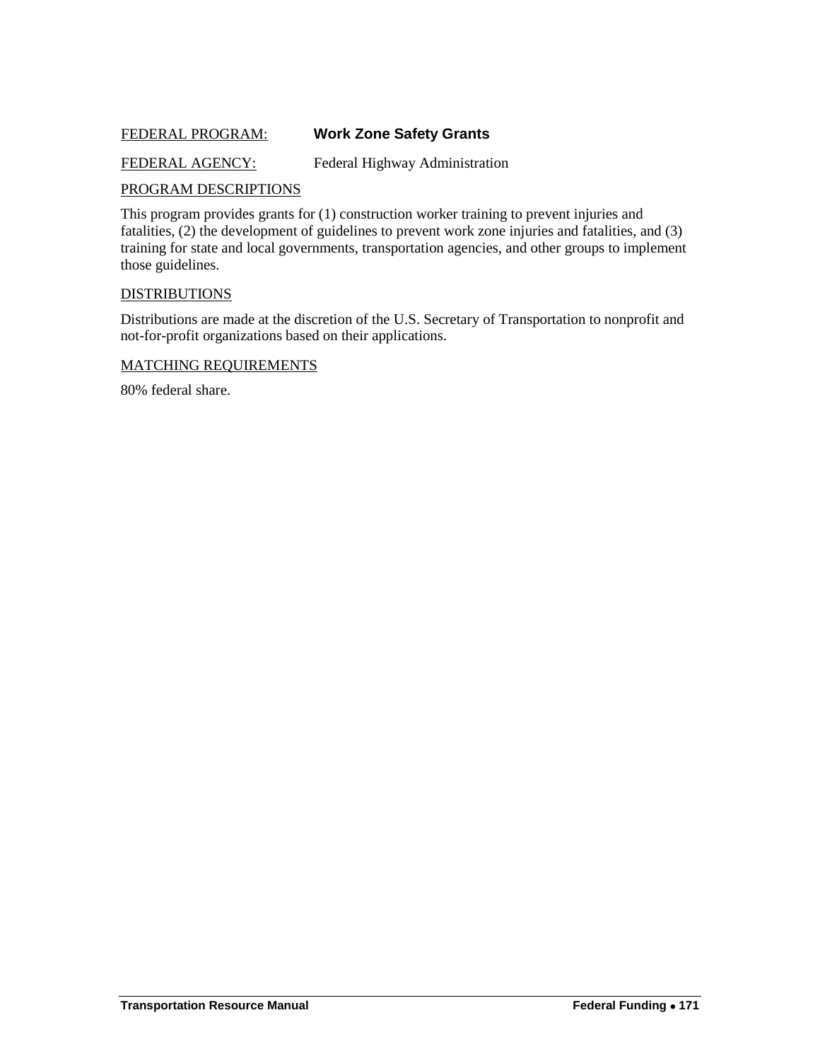FEDERAL PROGRAM: **Work Zone Safety Grants**

FEDERAL AGENCY: Federal Highway Administration

PROGRAM DESCRIPTIONS

This program provides grants for (1) construction worker training to prevent injuries and fatalities, (2) the development of guidelines to prevent work zone injuries and fatalities, and (3) training for state and local governments, transportation agencies, and other groups to implement those guidelines.

DISTRIBUTIONS

Distributions are made at the discretion of the U.S. Secretary of Transportation to nonprofit and not-for-profit organizations based on their applications.

MATCHING REQUIREMENTS

80% federal share.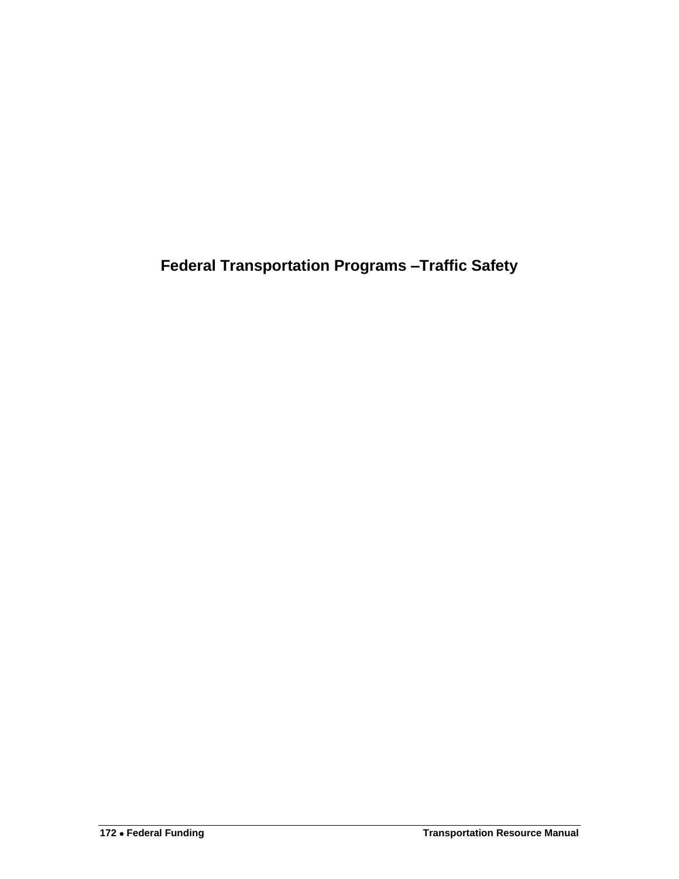# Federal Transportation Programs –Traffic Safety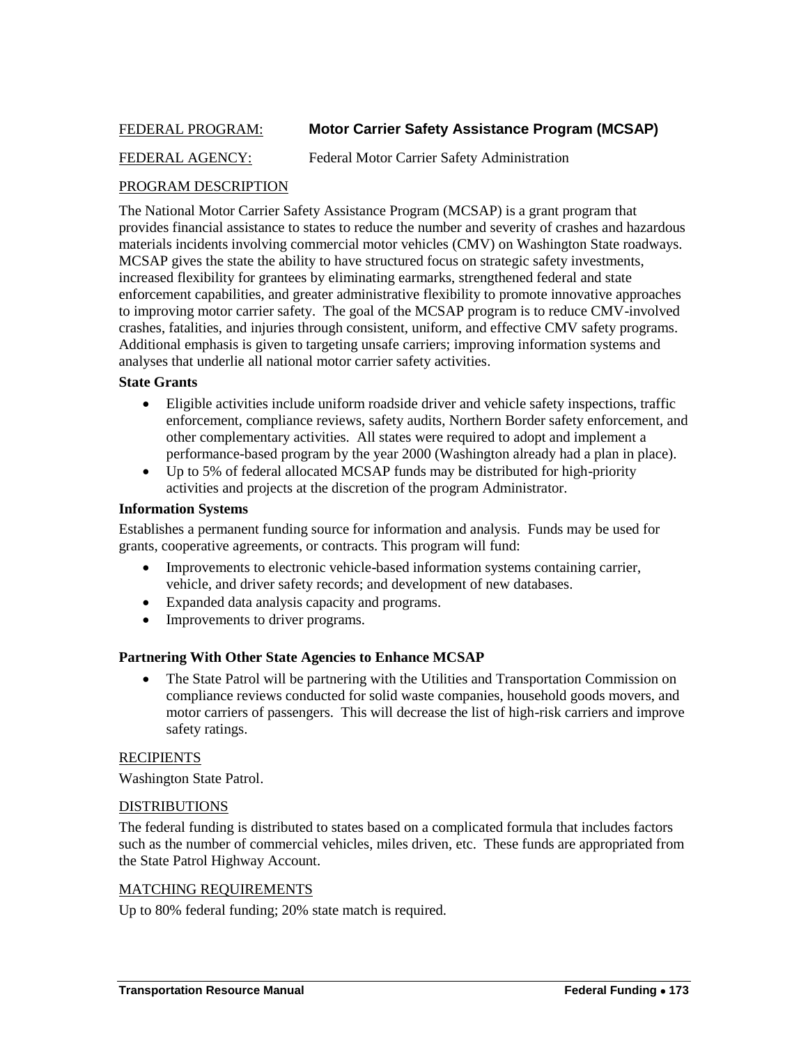FEDERAL PROGRAM: **Motor Carrier Safety Assistance Program (MCSAP)**

FEDERAL AGENCY: Federal Motor Carrier Safety Administration

PROGRAM DESCRIPTION

The National Motor Carrier Safety Assistance Program (MCSAP) is a grant program that provides financial assistance to states to reduce the number and severity of crashes and hazardous materials incidents involving commercial motor vehicles (CMV) on Washington State roadways. MCSAP gives the state the ability to have structured focus on strategic safety investments, increased flexibility for grantees by eliminating earmarks, strengthened federal and state enforcement capabilities, and greater administrative flexibility to promote innovative approaches to improving motor carrier safety. The goal of the MCSAP program is to reduce CMV-involved crashes, fatalities, and injuries through consistent, uniform, and effective CMV safety programs. Additional emphasis is given to targeting unsafe carriers; improving information systems and analyses that underlie all national motor carrier safety activities.

**State Grants**

- Eligible activities include uniform roadside driver and vehicle safety inspections, traffic enforcement, compliance reviews, safety audits, Northern Border safety enforcement, and other complementary activities. All states were required to adopt and implement a performance-based program by the year 2000 (Washington already had a plan in place).
- Up to 5% of federal allocated MCSAP funds may be distributed for high-priority activities and projects at the discretion of the program Administrator.

**Information Systems**

Establishes a permanent funding source for information and analysis. Funds may be used for grants, cooperative agreements, or contracts. This program will fund:

- Improvements to electronic vehicle-based information systems containing carrier, vehicle, and driver safety records; and development of new databases.
- Expanded data analysis capacity and programs.
- Improvements to driver programs.

**Partnering With Other State Agencies to Enhance MCSAP**

- The State Patrol will be partnering with the Utilities and Transportation Commission on compliance reviews conducted for solid waste companies, household goods movers, and motor carriers of passengers. This will decrease the list of high-risk carriers and improve safety ratings.

RECIPIENTS

Washington State Patrol.

DISTRIBUTIONS

The federal funding is distributed to states based on a complicated formula that includes factors such as the number of commercial vehicles, miles driven, etc. These funds are appropriated from the State Patrol Highway Account.

MATCHING REQUIREMENTS

Up to 80% federal funding; 20% state match is required.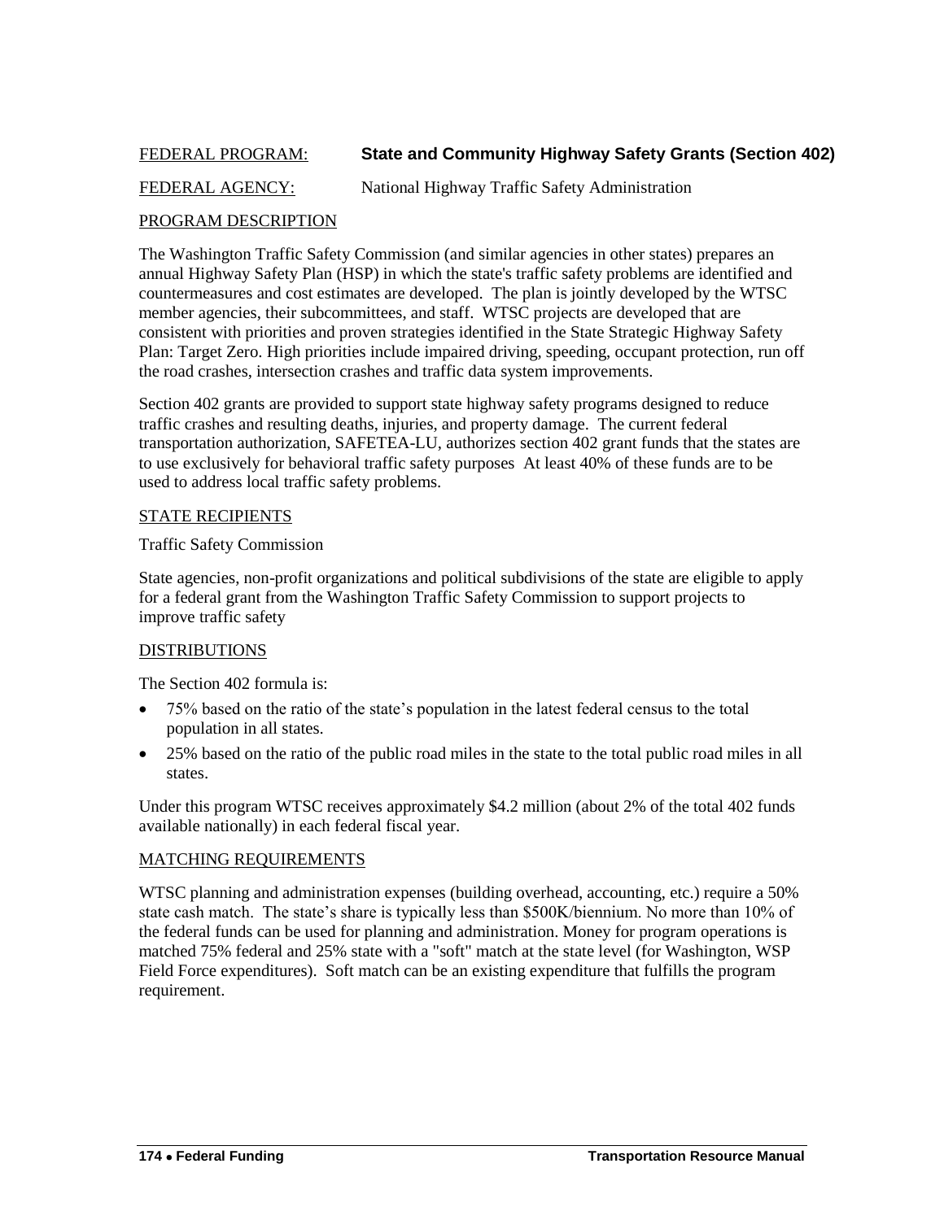FEDERAL PROGRAM: **State and Community Highway Safety Grants (Section 402)**

FEDERAL AGENCY: National Highway Traffic Safety Administration

PROGRAM DESCRIPTION

The Washington Traffic Safety Commission (and similar agencies in other states) prepares an annual Highway Safety Plan (HSP) in which the state's traffic safety problems are identified and countermeasures and cost estimates are developed. The plan is jointly developed by the WTSC member agencies, their subcommittees, and staff. WTSC projects are developed that are consistent with priorities and proven strategies identified in the State Strategic Highway Safety Plan: Target Zero. High priorities include impaired driving, speeding, occupant protection, run off the road crashes, intersection crashes and traffic data system improvements.

Section 402 grants are provided to support state highway safety programs designed to reduce traffic crashes and resulting deaths, injuries, and property damage. The current federal transportation authorization, SAFETEA-LU, authorizes section 402 grant funds that the states are to use exclusively for behavioral traffic safety purposes At least 40% of these funds are to be used to address local traffic safety problems.

STATE RECIPIENTS

Traffic Safety Commission

State agencies, non-profit organizations and political subdivisions of the state are eligible to apply for a federal grant from the Washington Traffic Safety Commission to support projects to improve traffic safety

DISTRIBUTIONS

The Section 402 formula is:

- 75% based on the ratio of the state's population in the latest federal census to the total population in all states.
- 25% based on the ratio of the public road miles in the state to the total public road miles in all states.

Under this program WTSC receives approximately $4.2 million (about 2% of the total 402 funds available nationally) in each federal fiscal year.

MATCHING REQUIREMENTS

WTSC planning and administration expenses (building overhead, accounting, etc.) require a 50% state cash match. The state's share is typically less than $500K/biennium. No more than 10% of the federal funds can be used for planning and administration. Money for program operations is matched 75% federal and 25% state with a "soft" match at the state level (for Washington, WSP Field Force expenditures). Soft match can be an existing expenditure that fulfills the program requirement.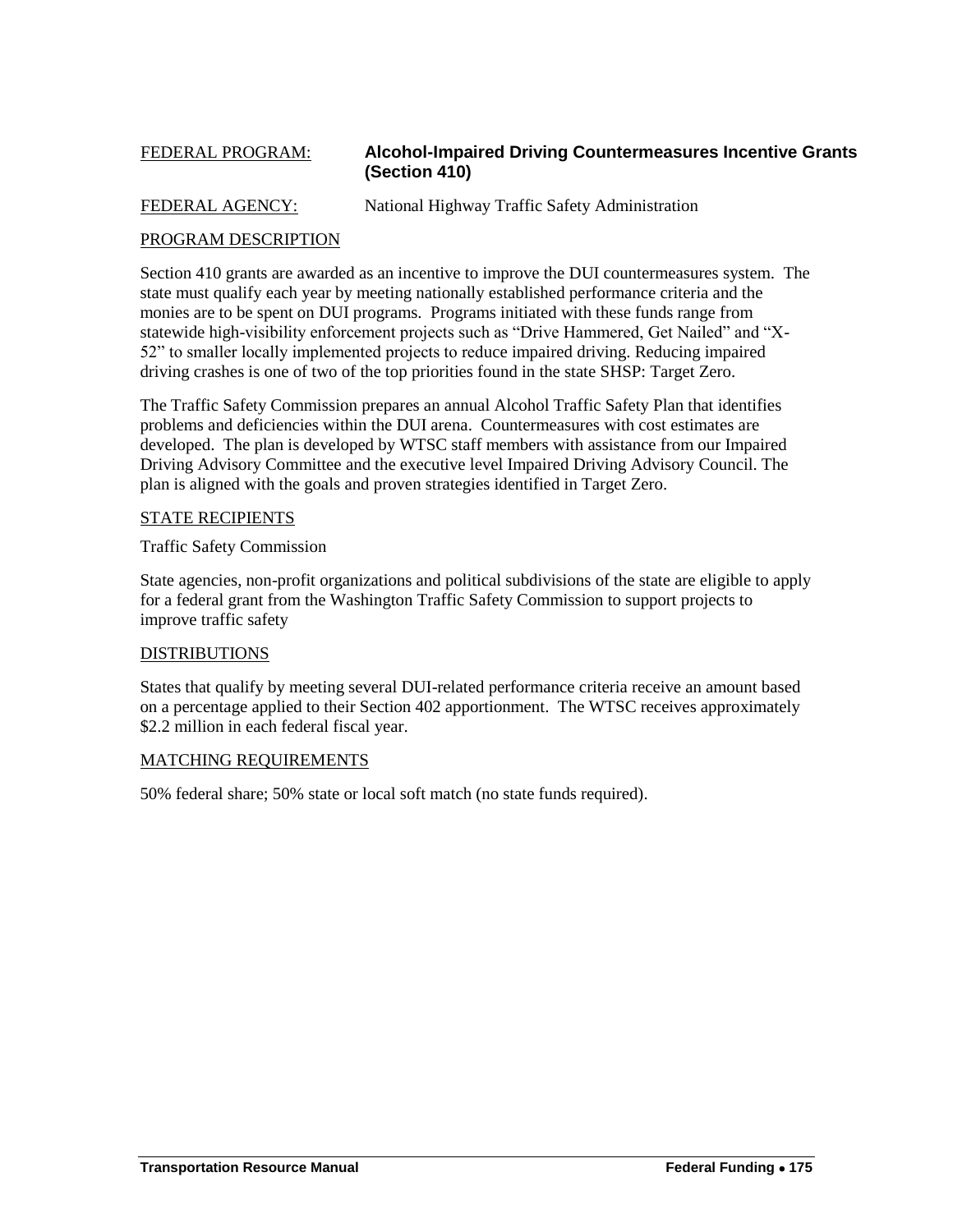FEDERAL PROGRAM: **Alcohol-Impaired Driving Countermeasures Incentive Grants (Section 410)**

FEDERAL AGENCY: National Highway Traffic Safety Administration

PROGRAM DESCRIPTION

Section 410 grants are awarded as an incentive to improve the DUI countermeasures system. The state must qualify each year by meeting nationally established performance criteria and the monies are to be spent on DUI programs. Programs initiated with these funds range from statewide high-visibility enforcement projects such as "Drive Hammered, Get Nailed" and "X-52" to smaller locally implemented projects to reduce impaired driving. Reducing impaired driving crashes is one of two of the top priorities found in the state SHSP: Target Zero.

The Traffic Safety Commission prepares an annual Alcohol Traffic Safety Plan that identifies problems and deficiencies within the DUI arena. Countermeasures with cost estimates are developed. The plan is developed by WTSC staff members with assistance from our Impaired Driving Advisory Committee and the executive level Impaired Driving Advisory Council. The plan is aligned with the goals and proven strategies identified in Target Zero.

STATE RECIPIENTS

Traffic Safety Commission

State agencies, non-profit organizations and political subdivisions of the state are eligible to apply for a federal grant from the Washington Traffic Safety Commission to support projects to improve traffic safety

DISTRIBUTIONS

States that qualify by meeting several DUI-related performance criteria receive an amount based on a percentage applied to their Section 402 apportionment. The WTSC receives approximately $2.2 million in each federal fiscal year.

MATCHING REQUIREMENTS

50% federal share; 50% state or local soft match (no state funds required).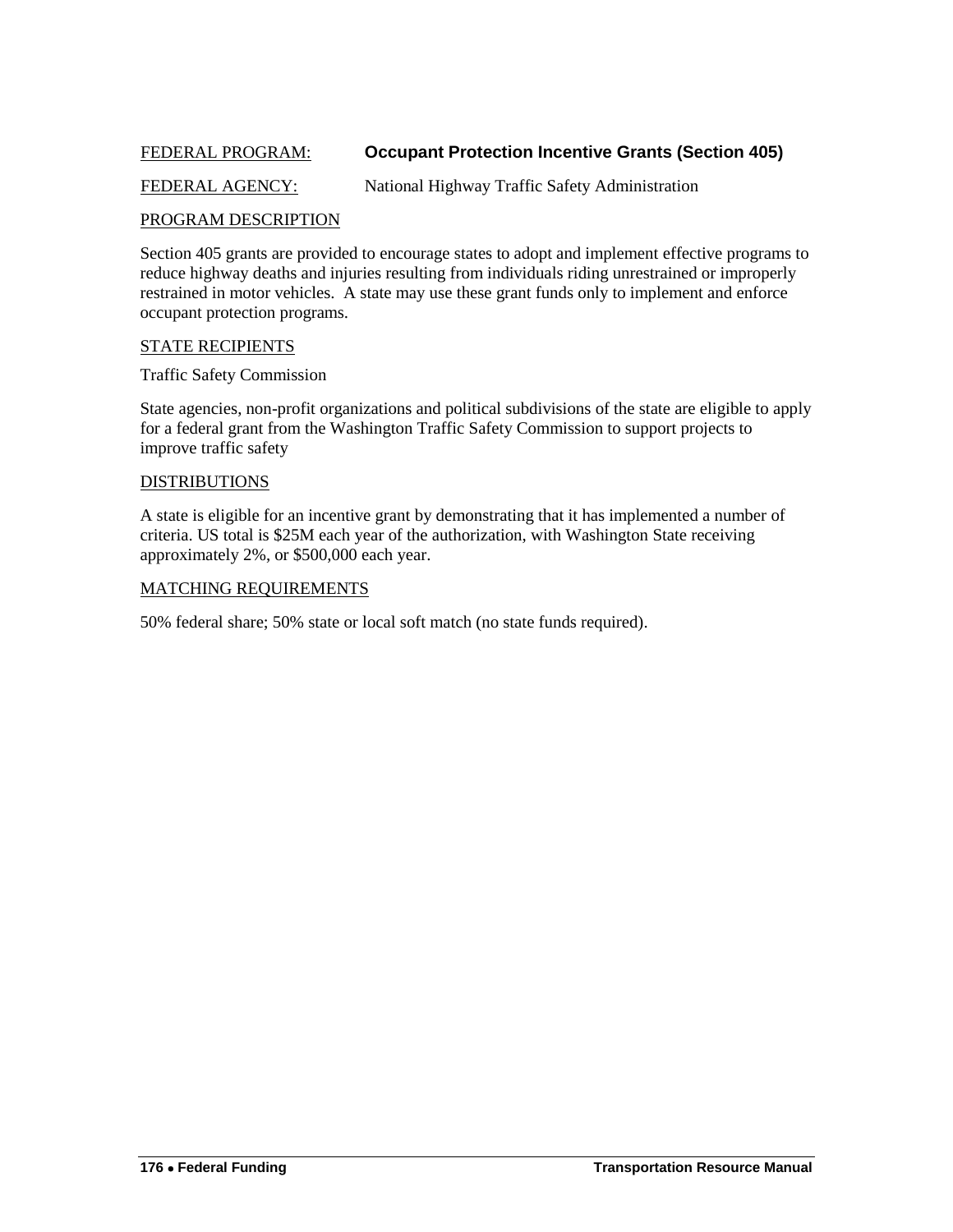FEDERAL PROGRAM: **Occupant Protection Incentive Grants (Section 405)**

FEDERAL AGENCY: National Highway Traffic Safety Administration

PROGRAM DESCRIPTION

Section 405 grants are provided to encourage states to adopt and implement effective programs to reduce highway deaths and injuries resulting from individuals riding unrestrained or improperly restrained in motor vehicles. A state may use these grant funds only to implement and enforce occupant protection programs.

STATE RECIPIENTS

Traffic Safety Commission

State agencies, non-profit organizations and political subdivisions of the state are eligible to apply for a federal grant from the Washington Traffic Safety Commission to support projects to improve traffic safety

DISTRIBUTIONS

A state is eligible for an incentive grant by demonstrating that it has implemented a number of criteria. US total is $25M each year of the authorization, with Washington State receiving approximately 2%, or $500,000 each year.

MATCHING REQUIREMENTS

50% federal share; 50% state or local soft match (no state funds required).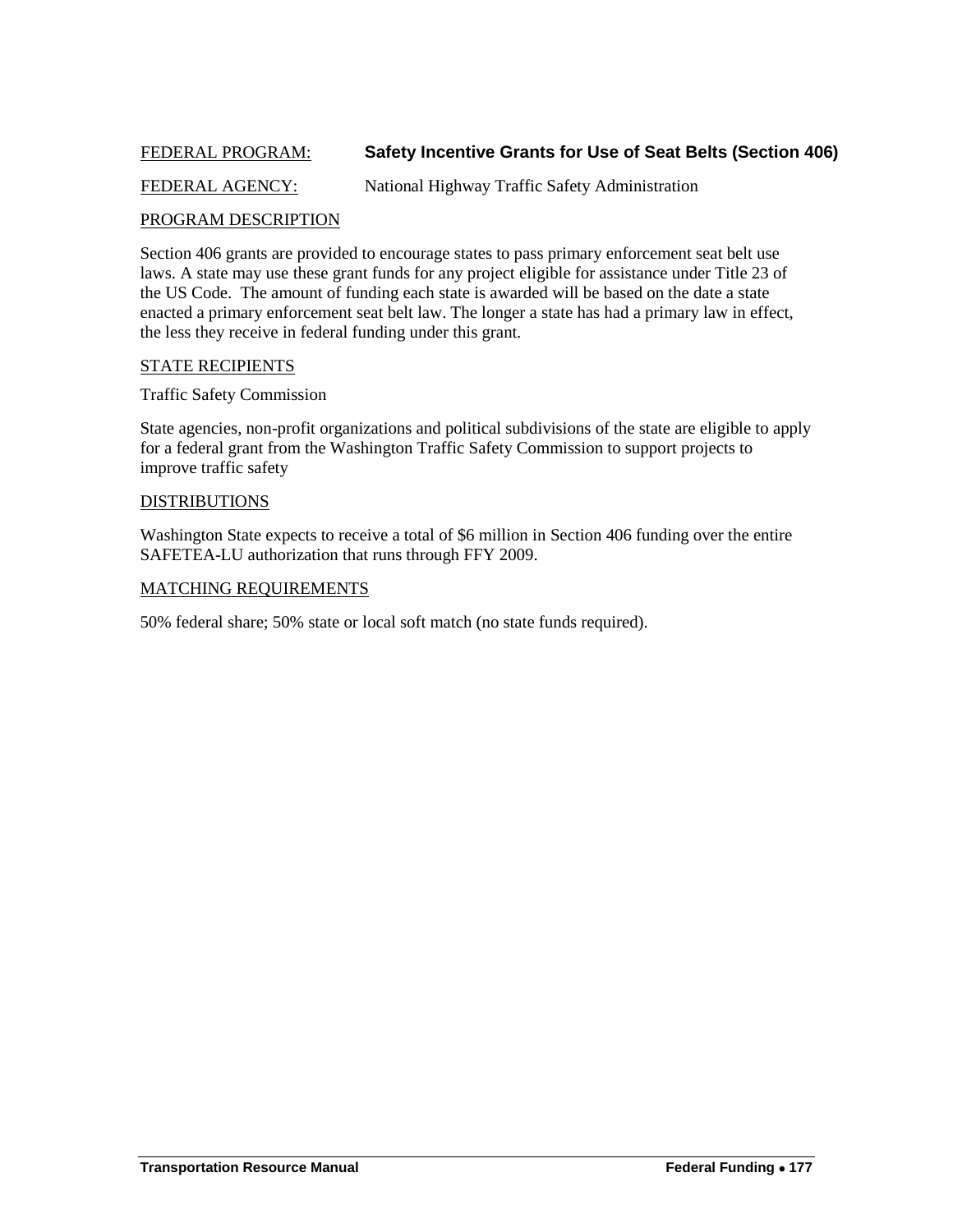FEDERAL PROGRAM: **Safety Incentive Grants for Use of Seat Belts (Section 406)**

FEDERAL AGENCY: National Highway Traffic Safety Administration

PROGRAM DESCRIPTION

Section 406 grants are provided to encourage states to pass primary enforcement seat belt use laws. A state may use these grant funds for any project eligible for assistance under Title 23 of the US Code. The amount of funding each state is awarded will be based on the date a state enacted a primary enforcement seat belt law. The longer a state has had a primary law in effect, the less they receive in federal funding under this grant.

STATE RECIPIENTS

Traffic Safety Commission

State agencies, non-profit organizations and political subdivisions of the state are eligible to apply for a federal grant from the Washington Traffic Safety Commission to support projects to improve traffic safety

DISTRIBUTIONS

Washington State expects to receive a total of $6 million in Section 406 funding over the entire SAFETEA-LU authorization that runs through FFY 2009.

MATCHING REQUIREMENTS

50% federal share; 50% state or local soft match (no state funds required).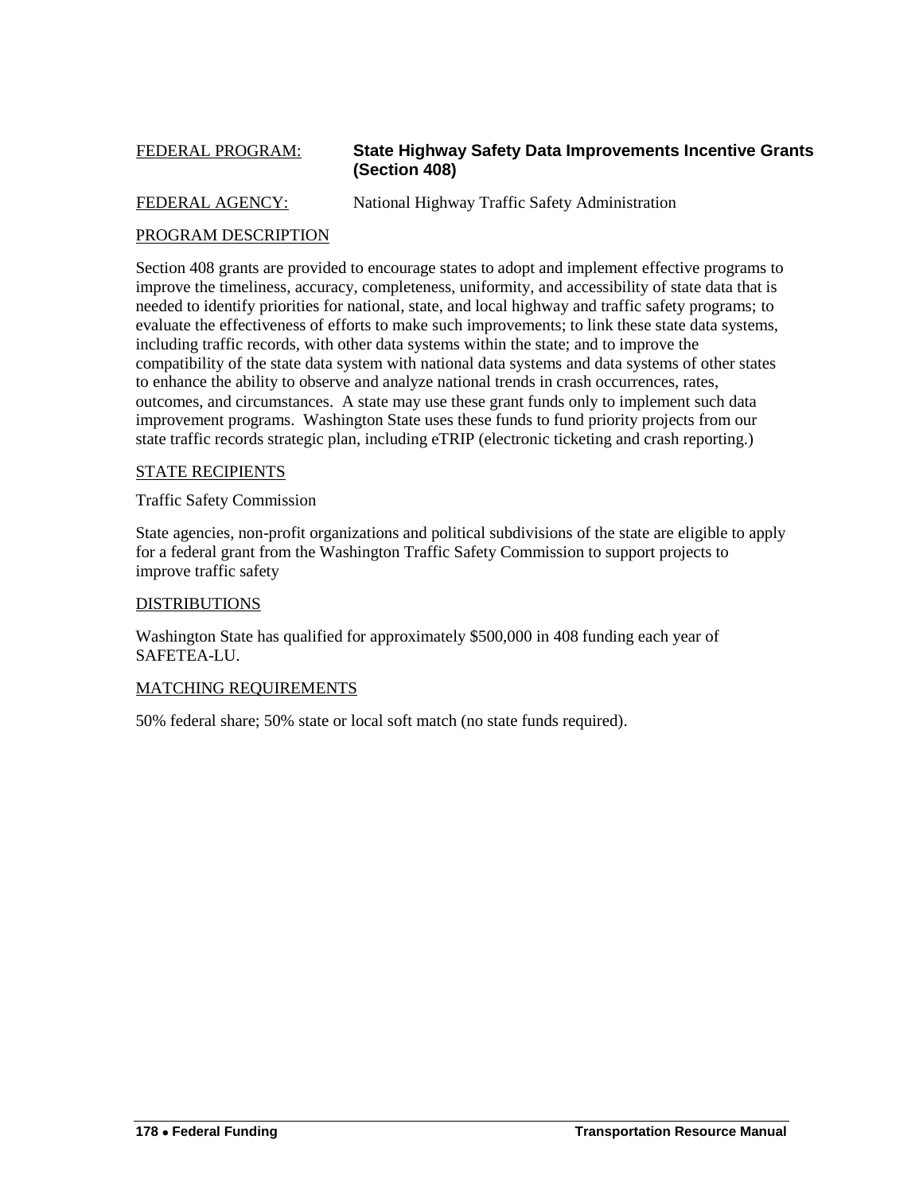FEDERAL PROGRAM: **State Highway Safety Data Improvements Incentive Grants (Section 408)**

FEDERAL AGENCY: National Highway Traffic Safety Administration

PROGRAM DESCRIPTION

Section 408 grants are provided to encourage states to adopt and implement effective programs to improve the timeliness, accuracy, completeness, uniformity, and accessibility of state data that is needed to identify priorities for national, state, and local highway and traffic safety programs; to evaluate the effectiveness of efforts to make such improvements; to link these state data systems, including traffic records, with other data systems within the state; and to improve the compatibility of the state data system with national data systems and data systems of other states to enhance the ability to observe and analyze national trends in crash occurrences, rates, outcomes, and circumstances. A state may use these grant funds only to implement such data improvement programs. Washington State uses these funds to fund priority projects from our state traffic records strategic plan, including eTRIP (electronic ticketing and crash reporting.)

STATE RECIPIENTS

Traffic Safety Commission

State agencies, non-profit organizations and political subdivisions of the state are eligible to apply for a federal grant from the Washington Traffic Safety Commission to support projects to improve traffic safety

DISTRIBUTIONS

Washington State has qualified for approximately $500,000 in 408 funding each year of SAFETEA-LU.

MATCHING REQUIREMENTS

50% federal share; 50% state or local soft match (no state funds required).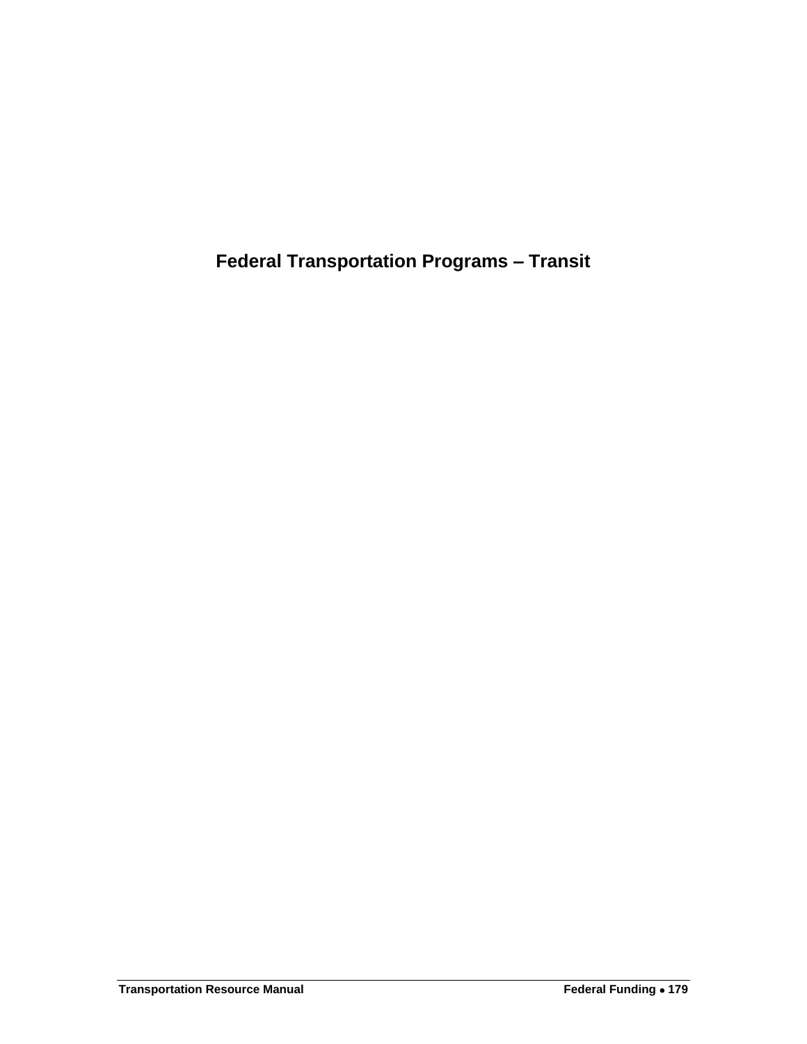# Federal Transportation Programs – Transit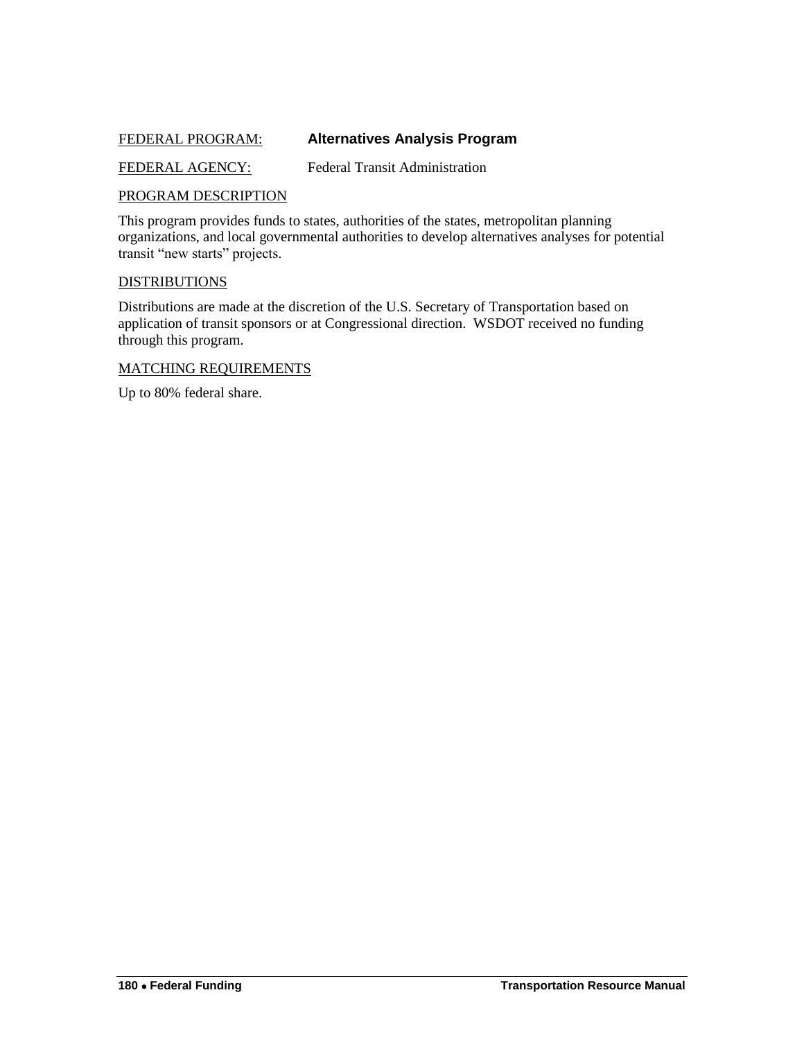FEDERAL PROGRAM: **Alternatives Analysis Program**

FEDERAL AGENCY: Federal Transit Administration

PROGRAM DESCRIPTION

This program provides funds to states, authorities of the states, metropolitan planning organizations, and local governmental authorities to develop alternatives analyses for potential transit "new starts" projects.

DISTRIBUTIONS

Distributions are made at the discretion of the U.S. Secretary of Transportation based on application of transit sponsors or at Congressional direction. WSDOT received no funding through this program.

MATCHING REQUIREMENTS

Up to 80% federal share.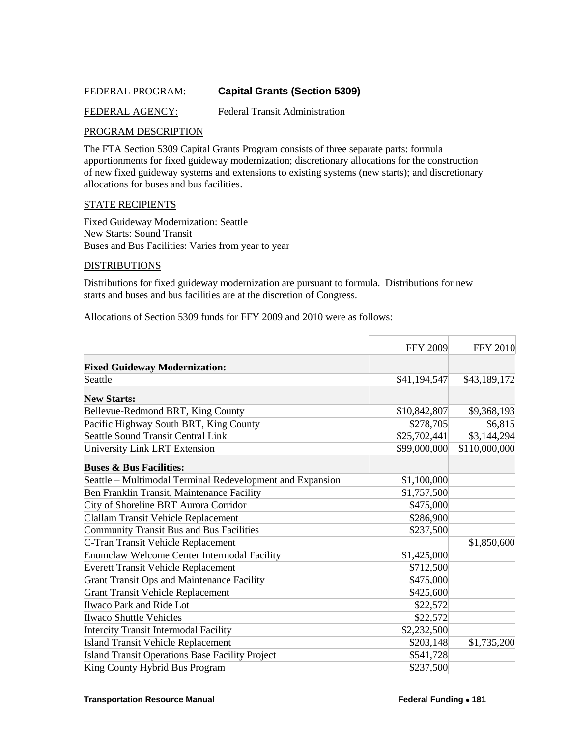FEDERAL PROGRAM: **Capital Grants (Section 5309)**

FEDERAL AGENCY: Federal Transit Administration

PROGRAM DESCRIPTION

The FTA Section 5309 Capital Grants Program consists of three separate parts: formula apportionments for fixed guideway modernization; discretionary allocations for the construction of new fixed guideway systems and extensions to existing systems (new starts); and discretionary allocations for buses and bus facilities.

STATE RECIPIENTS

Fixed Guideway Modernization: Seattle
New Starts: Sound Transit
Buses and Bus Facilities: Varies from year to year

DISTRIBUTIONS

Distributions for fixed guideway modernization are pursuant to formula. Distributions for new starts and buses and bus facilities are at the discretion of Congress.

Allocations of Section 5309 funds for FFY 2009 and 2010 were as follows:

| | FFY 2009 | FFY 2010 |
|---|---|---|
| **Fixed Guideway Modernization:** | | |
| Seattle | $41,194,547 | $43,189,172 |
| **New Starts:** | | |
| Bellevue-Redmond BRT, King County | $10,842,807 | $9,368,193 |
| Pacific Highway South BRT, King County | $278,705 | $6,815 |
| Seattle Sound Transit Central Link | $25,702,441 | $3,144,294 |
| University Link LRT Extension | $99,000,000 | $110,000,000 |
| **Buses & Bus Facilities:** | | |
| Seattle – Multimodal Terminal Redevelopment and Expansion | $1,100,000 | |
| Ben Franklin Transit, Maintenance Facility | $1,757,500 | |
| City of Shoreline BRT Aurora Corridor | $475,000 | |
| Clallam Transit Vehicle Replacement | $286,900 | |
| Community Transit Bus and Bus Facilities | $237,500 | |
| C-Tran Transit Vehicle Replacement | | $1,850,600 |
| Enumclaw Welcome Center Intermodal Facility | $1,425,000 | |
| Everett Transit Vehicle Replacement | $712,500 | |
| Grant Transit Ops and Maintenance Facility | $475,000 | |
| Grant Transit Vehicle Replacement | $425,600 | |
| Ilwaco Park and Ride Lot | $22,572 | |
| Ilwaco Shuttle Vehicles | $22,572 | |
| Intercity Transit Intermodal Facility | $2,232,500 | |
| Island Transit Vehicle Replacement | $203,148 | $1,735,200 |
| Island Transit Operations Base Facility Project | $541,728 | |
| King County Hybrid Bus Program | $237,500 | |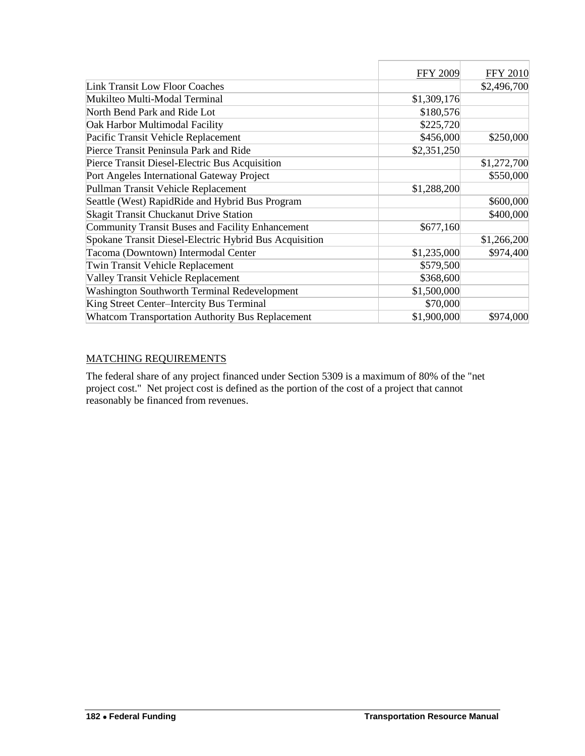| | FFY 2009 | FFY 2010 |
|---|---|---|
| Link Transit Low Floor Coaches | | $2,496,700 |
| Mukilteo Multi-Modal Terminal | $1,309,176 | |
| North Bend Park and Ride Lot | $180,576 | |
| Oak Harbor Multimodal Facility | $225,720 | |
| Pacific Transit Vehicle Replacement | $456,000 | $250,000 |
| Pierce Transit Peninsula Park and Ride | $2,351,250 | |
| Pierce Transit Diesel-Electric Bus Acquisition | | $1,272,700 |
| Port Angeles International Gateway Project | | $550,000 |
| Pullman Transit Vehicle Replacement | $1,288,200 | |
| Seattle (West) RapidRide and Hybrid Bus Program | | $600,000 |
| Skagit Transit Chuckanut Drive Station | | $400,000 |
| Community Transit Buses and Facility Enhancement | $677,160 | |
| Spokane Transit Diesel-Electric Hybrid Bus Acquisition | | $1,266,200 |
| Tacoma (Downtown) Intermodal Center | $1,235,000 | $974,400 |
| Twin Transit Vehicle Replacement | $579,500 | |
| Valley Transit Vehicle Replacement | $368,600 | |
| Washington Southworth Terminal Redevelopment | $1,500,000 | |
| King Street Center–Intercity Bus Terminal | $70,000 | |
| Whatcom Transportation Authority Bus Replacement | $1,900,000 | $974,000 |

MATCHING REQUIREMENTS

The federal share of any project financed under Section 5309 is a maximum of 80% of the "net project cost." Net project cost is defined as the portion of the cost of a project that cannot reasonably be financed from revenues.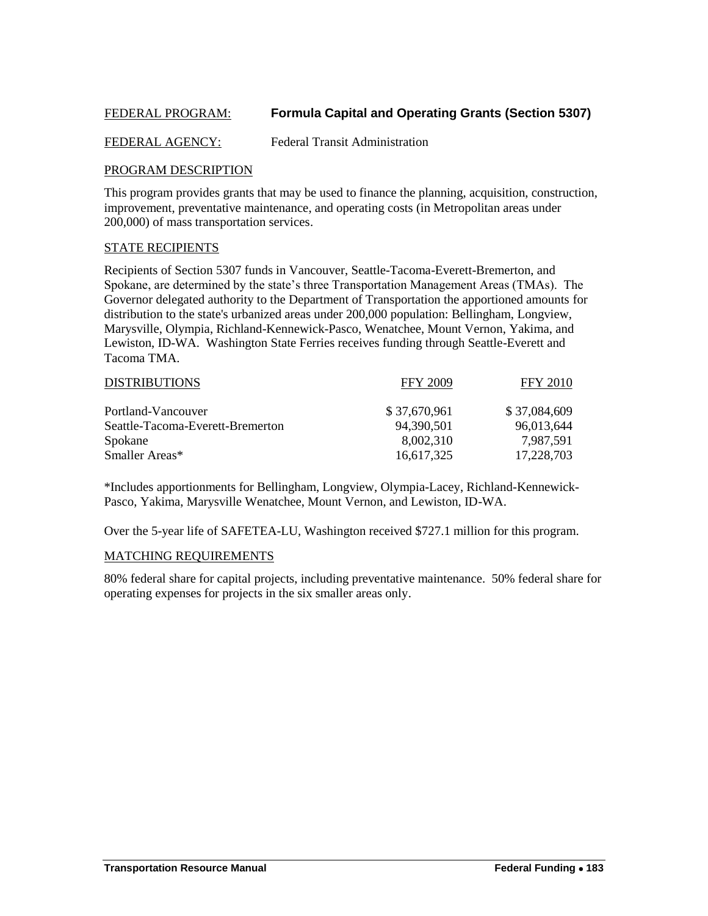FEDERAL PROGRAM: **Formula Capital and Operating Grants (Section 5307)**

FEDERAL AGENCY: Federal Transit Administration

## PROGRAM DESCRIPTION

This program provides grants that may be used to finance the planning, acquisition, construction, improvement, preventative maintenance, and operating costs (in Metropolitan areas under 200,000) of mass transportation services.

## STATE RECIPIENTS

Recipients of Section 5307 funds in Vancouver, Seattle-Tacoma-Everett-Bremerton, and Spokane, are determined by the state's three Transportation Management Areas (TMAs). The Governor delegated authority to the Department of Transportation the apportioned amounts for distribution to the state's urbanized areas under 200,000 population: Bellingham, Longview, Marysville, Olympia, Richland-Kennewick-Pasco, Wenatchee, Mount Vernon, Yakima, and Lewiston, ID-WA. Washington State Ferries receives funding through Seattle-Everett and Tacoma TMA.

| DISTRIBUTIONS | FFY 2009 | FFY 2010 |
|---|---|---|
| Portland-Vancouver | $ 37,670,961 | $ 37,084,609 |
| Seattle-Tacoma-Everett-Bremerton | 94,390,501 | 96,013,644 |
| Spokane | 8,002,310 | 7,987,591 |
| Smaller Areas* | 16,617,325 | 17,228,703 |

*Includes apportionments for Bellingham, Longview, Olympia-Lacey, Richland-Kennewick-Pasco, Yakima, Marysville Wenatchee, Mount Vernon, and Lewiston, ID-WA.

Over the 5-year life of SAFETEA-LU, Washington received $727.1 million for this program.

## MATCHING REQUIREMENTS

80% federal share for capital projects, including preventative maintenance. 50% federal share for operating expenses for projects in the six smaller areas only.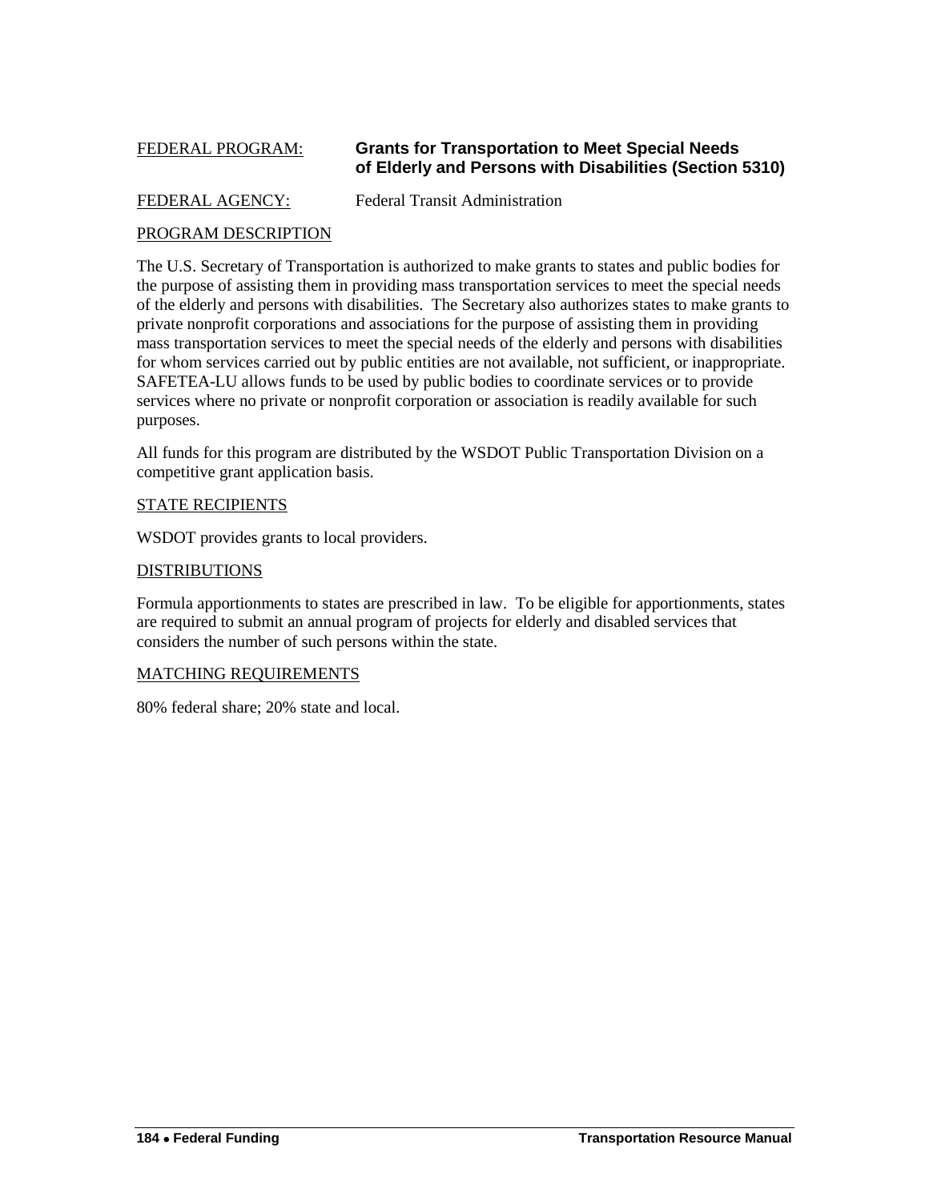FEDERAL PROGRAM: **Grants for Transportation to Meet Special Needs of Elderly and Persons with Disabilities (Section 5310)**

FEDERAL AGENCY: Federal Transit Administration

PROGRAM DESCRIPTION

The U.S. Secretary of Transportation is authorized to make grants to states and public bodies for the purpose of assisting them in providing mass transportation services to meet the special needs of the elderly and persons with disabilities. The Secretary also authorizes states to make grants to private nonprofit corporations and associations for the purpose of assisting them in providing mass transportation services to meet the special needs of the elderly and persons with disabilities for whom services carried out by public entities are not available, not sufficient, or inappropriate. SAFETEA-LU allows funds to be used by public bodies to coordinate services or to provide services where no private or nonprofit corporation or association is readily available for such purposes.

All funds for this program are distributed by the WSDOT Public Transportation Division on a competitive grant application basis.

STATE RECIPIENTS

WSDOT provides grants to local providers.

DISTRIBUTIONS

Formula apportionments to states are prescribed in law. To be eligible for apportionments, states are required to submit an annual program of projects for elderly and disabled services that considers the number of such persons within the state.

MATCHING REQUIREMENTS

80% federal share; 20% state and local.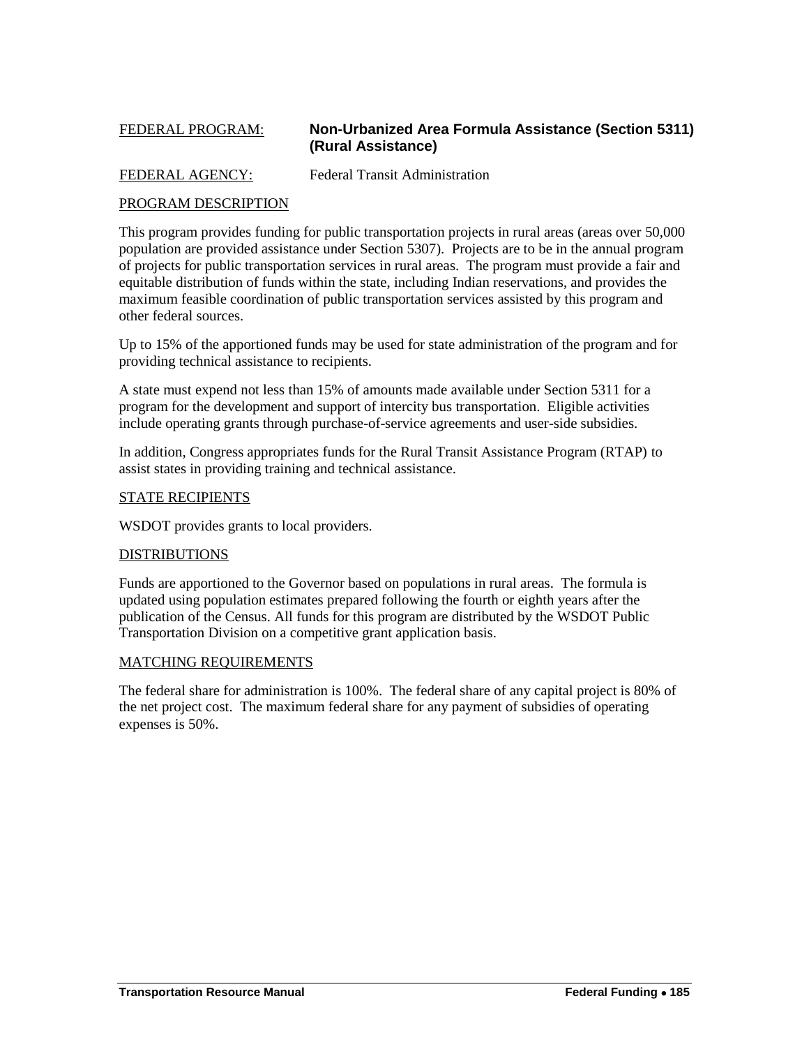FEDERAL PROGRAM: **Non-Urbanized Area Formula Assistance (Section 5311) (Rural Assistance)**

FEDERAL AGENCY: Federal Transit Administration

PROGRAM DESCRIPTION

This program provides funding for public transportation projects in rural areas (areas over 50,000 population are provided assistance under Section 5307). Projects are to be in the annual program of projects for public transportation services in rural areas. The program must provide a fair and equitable distribution of funds within the state, including Indian reservations, and provides the maximum feasible coordination of public transportation services assisted by this program and other federal sources.

Up to 15% of the apportioned funds may be used for state administration of the program and for providing technical assistance to recipients.

A state must expend not less than 15% of amounts made available under Section 5311 for a program for the development and support of intercity bus transportation. Eligible activities include operating grants through purchase-of-service agreements and user-side subsidies.

In addition, Congress appropriates funds for the Rural Transit Assistance Program (RTAP) to assist states in providing training and technical assistance.

STATE RECIPIENTS

WSDOT provides grants to local providers.

DISTRIBUTIONS

Funds are apportioned to the Governor based on populations in rural areas. The formula is updated using population estimates prepared following the fourth or eighth years after the publication of the Census. All funds for this program are distributed by the WSDOT Public Transportation Division on a competitive grant application basis.

MATCHING REQUIREMENTS

The federal share for administration is 100%. The federal share of any capital project is 80% of the net project cost. The maximum federal share for any payment of subsidies of operating expenses is 50%.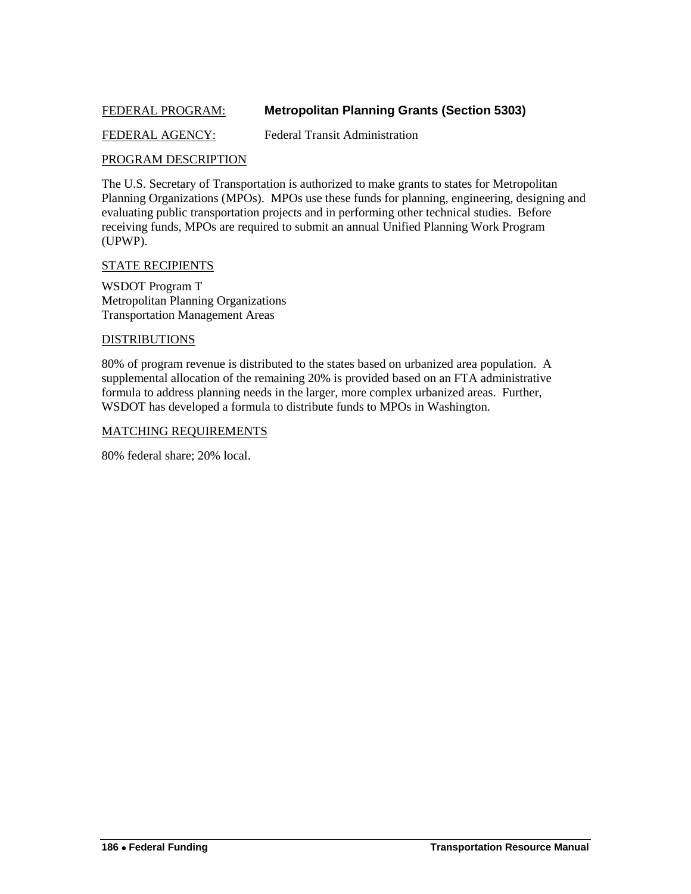FEDERAL PROGRAM: **Metropolitan Planning Grants (Section 5303)**

FEDERAL AGENCY: Federal Transit Administration

PROGRAM DESCRIPTION

The U.S. Secretary of Transportation is authorized to make grants to states for Metropolitan Planning Organizations (MPOs). MPOs use these funds for planning, engineering, designing and evaluating public transportation projects and in performing other technical studies. Before receiving funds, MPOs are required to submit an annual Unified Planning Work Program (UPWP).

STATE RECIPIENTS

WSDOT Program T
Metropolitan Planning Organizations
Transportation Management Areas

DISTRIBUTIONS

80% of program revenue is distributed to the states based on urbanized area population. A supplemental allocation of the remaining 20% is provided based on an FTA administrative formula to address planning needs in the larger, more complex urbanized areas. Further, WSDOT has developed a formula to distribute funds to MPOs in Washington.

MATCHING REQUIREMENTS

80% federal share; 20% local.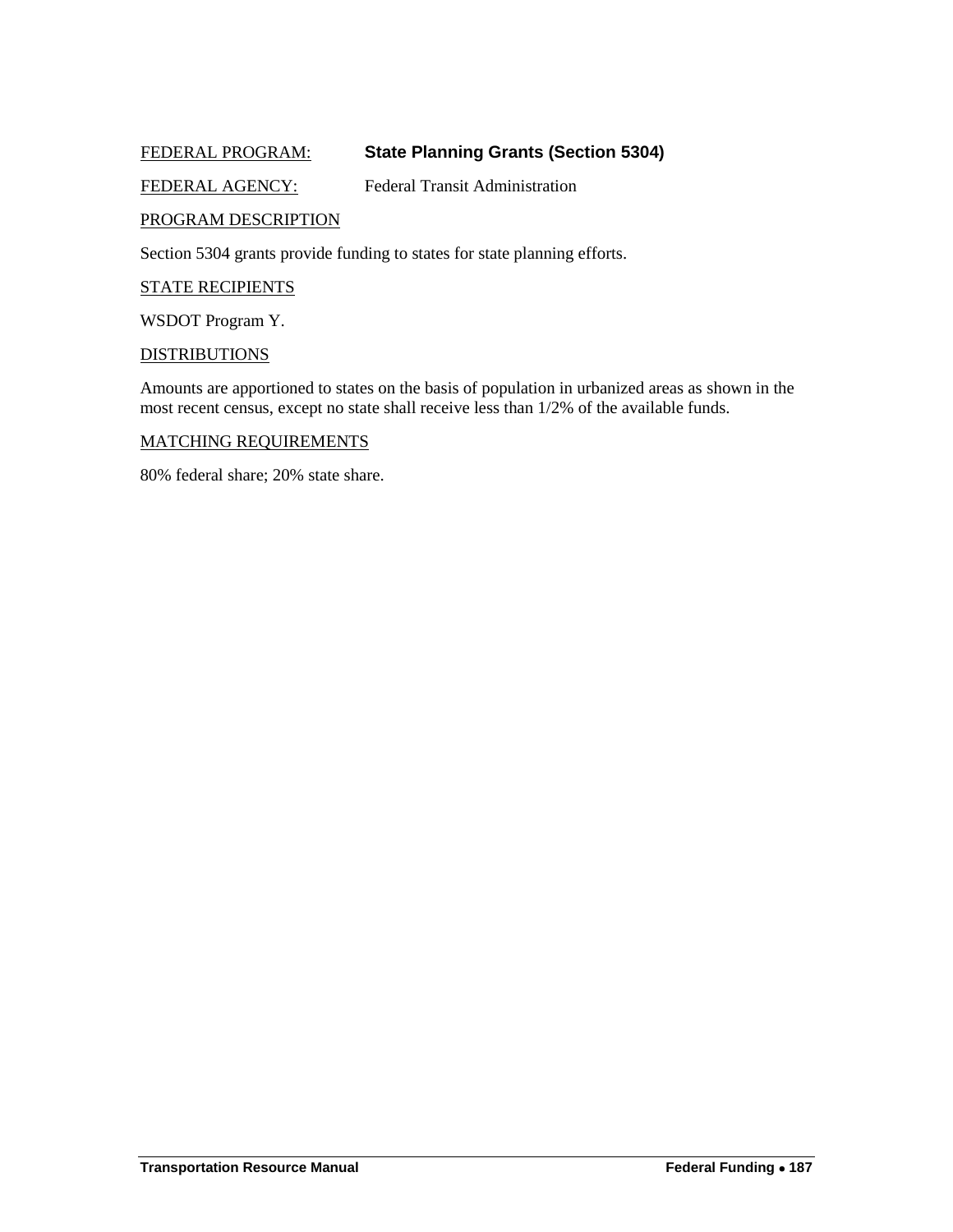FEDERAL PROGRAM: **State Planning Grants (Section 5304)**

FEDERAL AGENCY: Federal Transit Administration

PROGRAM DESCRIPTION

Section 5304 grants provide funding to states for state planning efforts.

STATE RECIPIENTS

WSDOT Program Y.

DISTRIBUTIONS

Amounts are apportioned to states on the basis of population in urbanized areas as shown in the most recent census, except no state shall receive less than 1/2% of the available funds.

MATCHING REQUIREMENTS

80% federal share; 20% state share.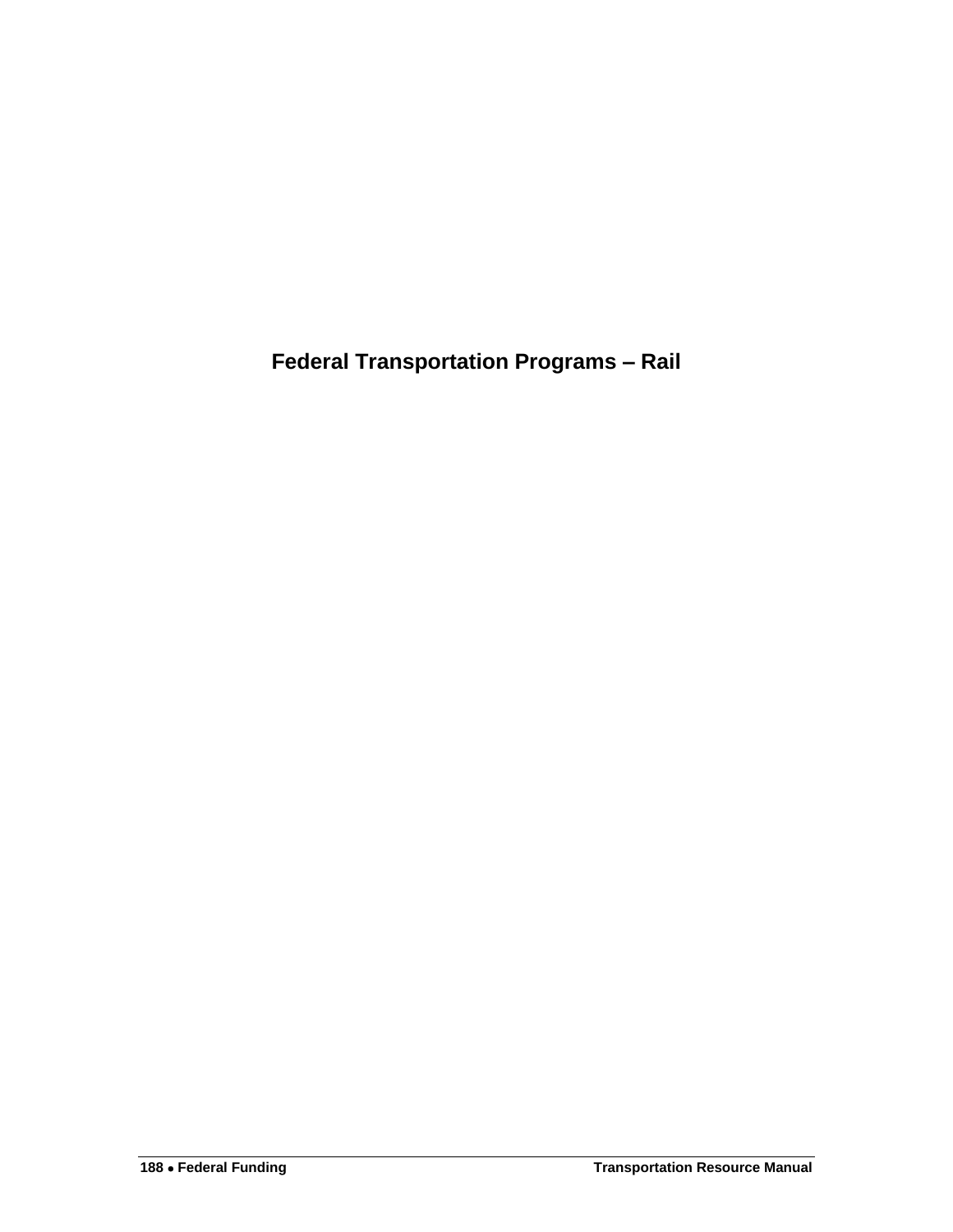# Federal Transportation Programs – Rail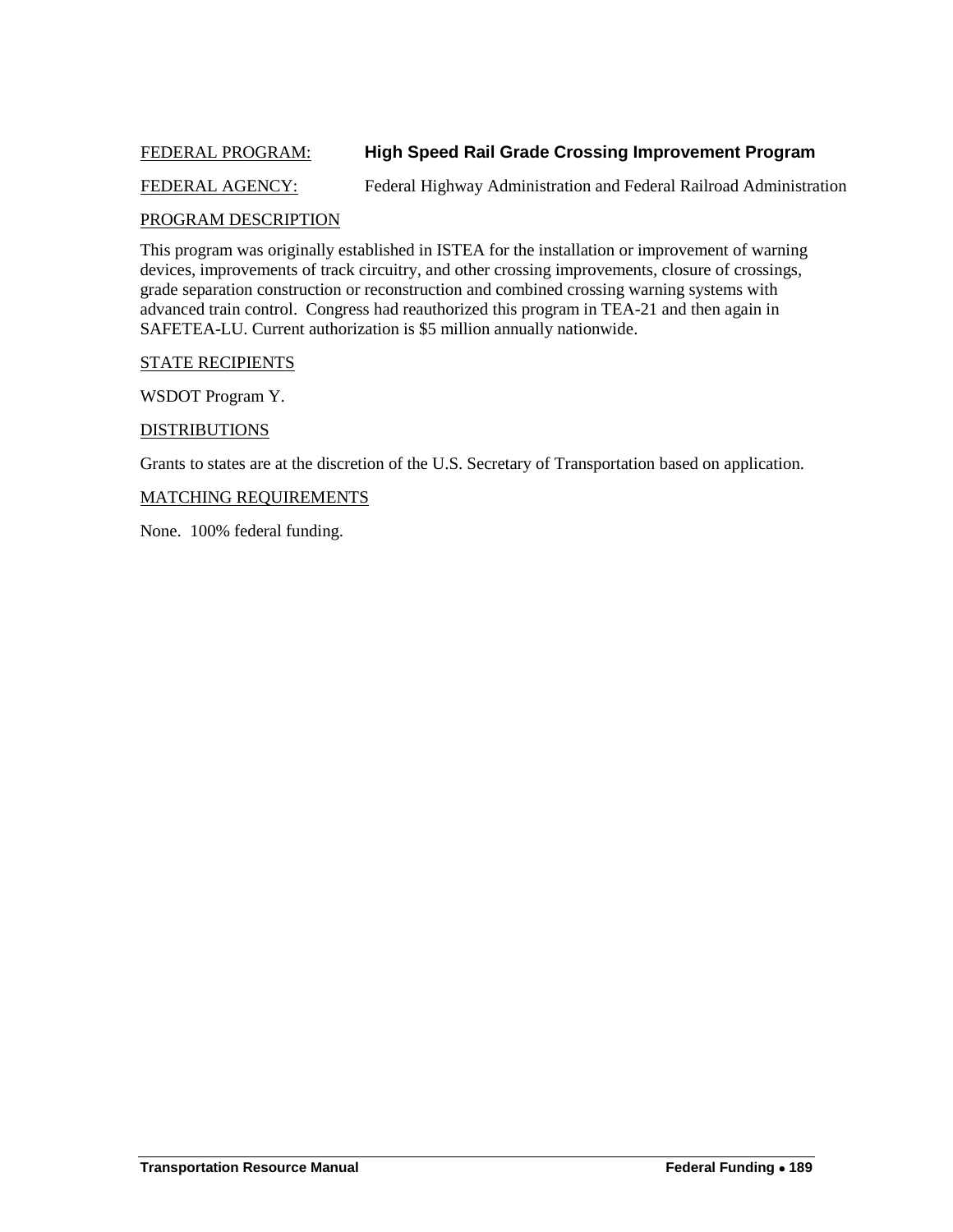FEDERAL PROGRAM: **High Speed Rail Grade Crossing Improvement Program**

FEDERAL AGENCY: Federal Highway Administration and Federal Railroad Administration

PROGRAM DESCRIPTION

This program was originally established in ISTEA for the installation or improvement of warning devices, improvements of track circuitry, and other crossing improvements, closure of crossings, grade separation construction or reconstruction and combined crossing warning systems with advanced train control. Congress had reauthorized this program in TEA-21 and then again in SAFETEA-LU. Current authorization is $5 million annually nationwide.

STATE RECIPIENTS

WSDOT Program Y.

DISTRIBUTIONS

Grants to states are at the discretion of the U.S. Secretary of Transportation based on application.

MATCHING REQUIREMENTS

None. 100% federal funding.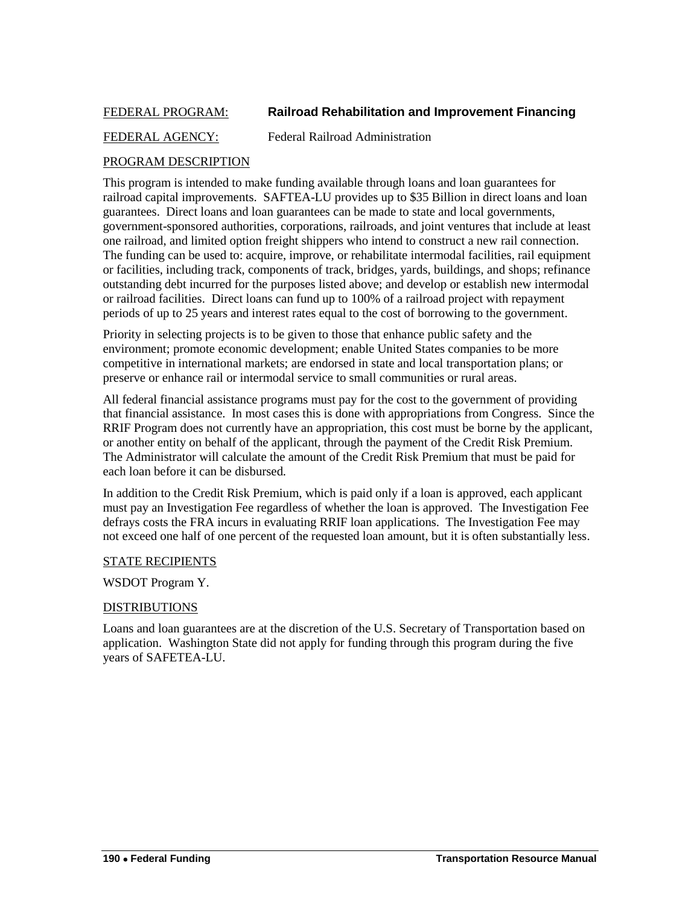FEDERAL PROGRAM: **Railroad Rehabilitation and Improvement Financing**

FEDERAL AGENCY: Federal Railroad Administration

PROGRAM DESCRIPTION

This program is intended to make funding available through loans and loan guarantees for railroad capital improvements. SAFTEA-LU provides up to $35 Billion in direct loans and loan guarantees. Direct loans and loan guarantees can be made to state and local governments, government-sponsored authorities, corporations, railroads, and joint ventures that include at least one railroad, and limited option freight shippers who intend to construct a new rail connection. The funding can be used to: acquire, improve, or rehabilitate intermodal facilities, rail equipment or facilities, including track, components of track, bridges, yards, buildings, and shops; refinance outstanding debt incurred for the purposes listed above; and develop or establish new intermodal or railroad facilities. Direct loans can fund up to 100% of a railroad project with repayment periods of up to 25 years and interest rates equal to the cost of borrowing to the government.

Priority in selecting projects is to be given to those that enhance public safety and the environment; promote economic development; enable United States companies to be more competitive in international markets; are endorsed in state and local transportation plans; or preserve or enhance rail or intermodal service to small communities or rural areas.

All federal financial assistance programs must pay for the cost to the government of providing that financial assistance. In most cases this is done with appropriations from Congress. Since the RRIF Program does not currently have an appropriation, this cost must be borne by the applicant, or another entity on behalf of the applicant, through the payment of the Credit Risk Premium. The Administrator will calculate the amount of the Credit Risk Premium that must be paid for each loan before it can be disbursed.

In addition to the Credit Risk Premium, which is paid only if a loan is approved, each applicant must pay an Investigation Fee regardless of whether the loan is approved. The Investigation Fee defrays costs the FRA incurs in evaluating RRIF loan applications. The Investigation Fee may not exceed one half of one percent of the requested loan amount, but it is often substantially less.

STATE RECIPIENTS

WSDOT Program Y.

DISTRIBUTIONS

Loans and loan guarantees are at the discretion of the U.S. Secretary of Transportation based on application. Washington State did not apply for funding through this program during the five years of SAFETEA-LU.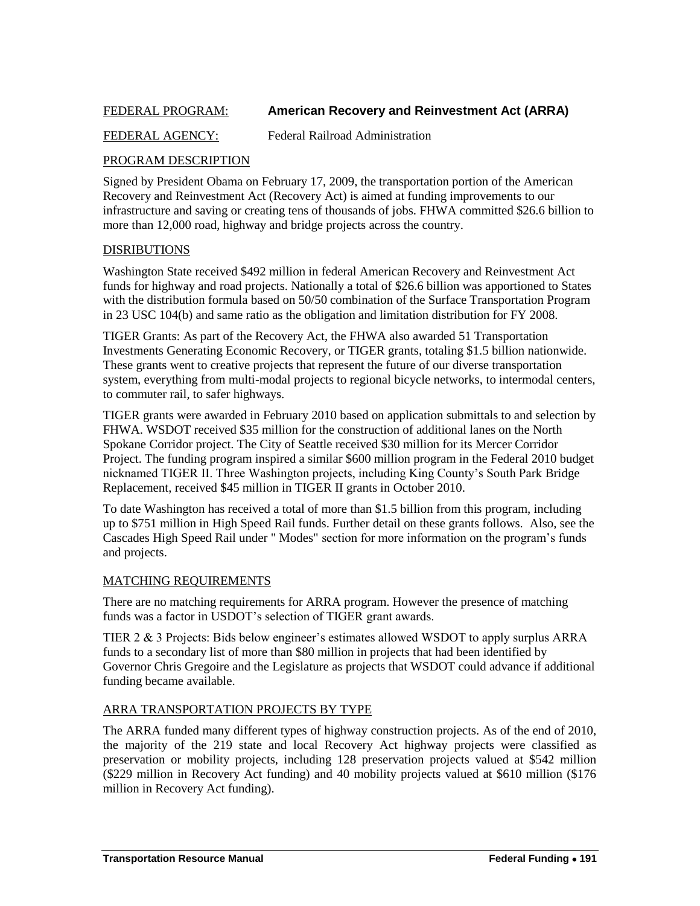FEDERAL PROGRAM: **American Recovery and Reinvestment Act (ARRA)**

FEDERAL AGENCY: Federal Railroad Administration

## PROGRAM DESCRIPTION

Signed by President Obama on February 17, 2009, the transportation portion of the American Recovery and Reinvestment Act (Recovery Act) is aimed at funding improvements to our infrastructure and saving or creating tens of thousands of jobs. FHWA committed $26.6 billion to more than 12,000 road, highway and bridge projects across the country.

## DISRIBUTIONS

Washington State received $492 million in federal American Recovery and Reinvestment Act funds for highway and road projects. Nationally a total of $26.6 billion was apportioned to States with the distribution formula based on 50/50 combination of the Surface Transportation Program in 23 USC 104(b) and same ratio as the obligation and limitation distribution for FY 2008.

TIGER Grants: As part of the Recovery Act, the FHWA also awarded 51 Transportation Investments Generating Economic Recovery, or TIGER grants, totaling $1.5 billion nationwide. These grants went to creative projects that represent the future of our diverse transportation system, everything from multi-modal projects to regional bicycle networks, to intermodal centers, to commuter rail, to safer highways.

TIGER grants were awarded in February 2010 based on application submittals to and selection by FHWA. WSDOT received $35 million for the construction of additional lanes on the North Spokane Corridor project. The City of Seattle received $30 million for its Mercer Corridor Project. The funding program inspired a similar $600 million program in the Federal 2010 budget nicknamed TIGER II. Three Washington projects, including King County's South Park Bridge Replacement, received $45 million in TIGER II grants in October 2010.

To date Washington has received a total of more than $1.5 billion from this program, including up to $751 million in High Speed Rail funds. Further detail on these grants follows. Also, see the Cascades High Speed Rail under " Modes" section for more information on the program's funds and projects.

## MATCHING REQUIREMENTS

There are no matching requirements for ARRA program. However the presence of matching funds was a factor in USDOT's selection of TIGER grant awards.

TIER 2 & 3 Projects: Bids below engineer's estimates allowed WSDOT to apply surplus ARRA funds to a secondary list of more than $80 million in projects that had been identified by Governor Chris Gregoire and the Legislature as projects that WSDOT could advance if additional funding became available.

## ARRA TRANSPORTATION PROJECTS BY TYPE

The ARRA funded many different types of highway construction projects. As of the end of 2010, the majority of the 219 state and local Recovery Act highway projects were classified as preservation or mobility projects, including 128 preservation projects valued at $542 million ($229 million in Recovery Act funding) and 40 mobility projects valued at $610 million ($176 million in Recovery Act funding).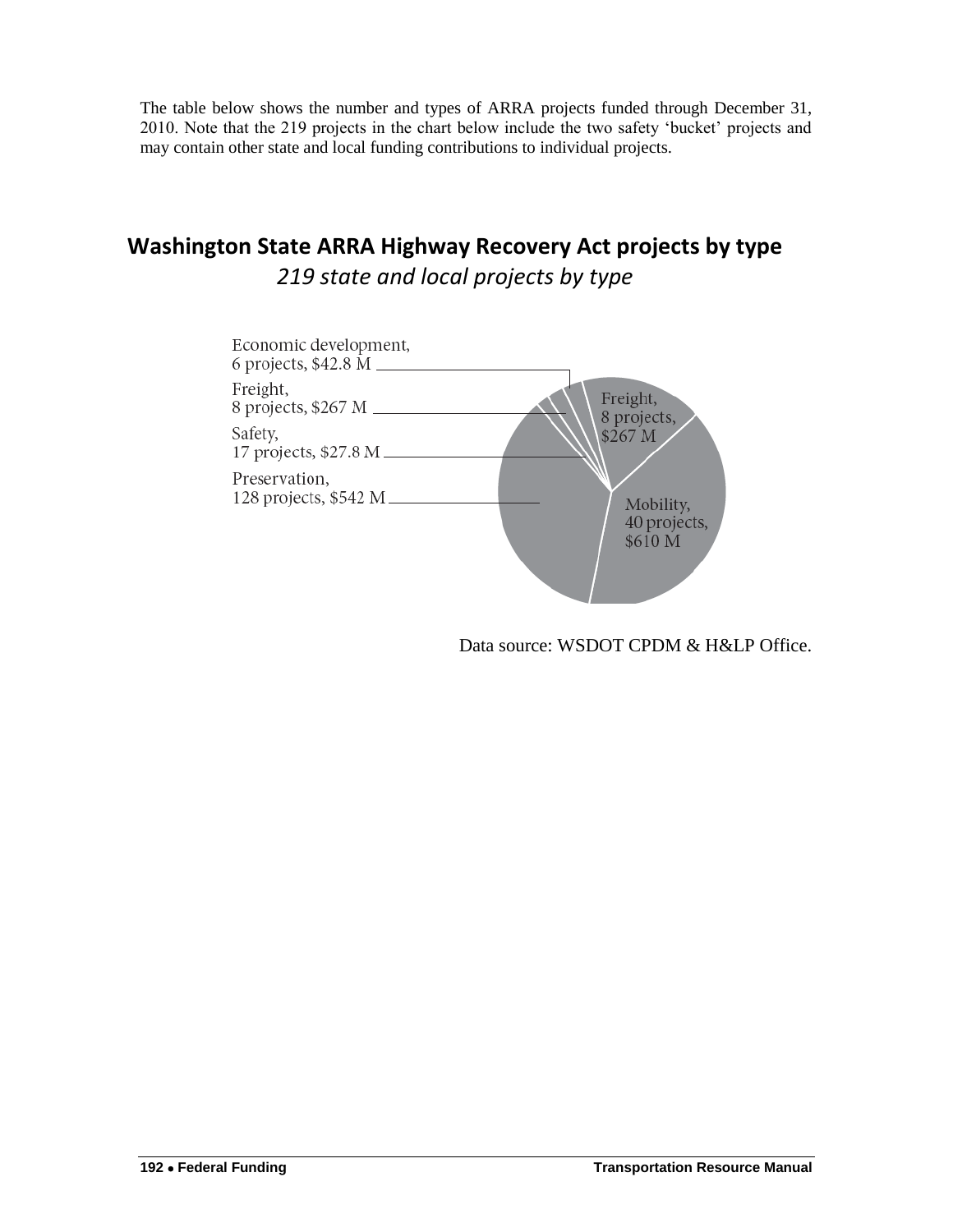The table below shows the number and types of ARRA projects funded through December 31, 2010. Note that the 219 projects in the chart below include the two safety 'bucket' projects and may contain other state and local funding contributions to individual projects.

## Washington State ARRA Highway Recovery Act projects by type

*219 state and local projects by type*

Economic development, 6 projects, $42.8 M

Freight, 8 projects, $267 M

Safety, 17 projects, $27.8 M

Preservation, 128 projects, $542 M

Freight, 8 projects, $267 M

Mobility, 40 projects, $610 M

Data source: WSDOT CPDM & H&LP Office.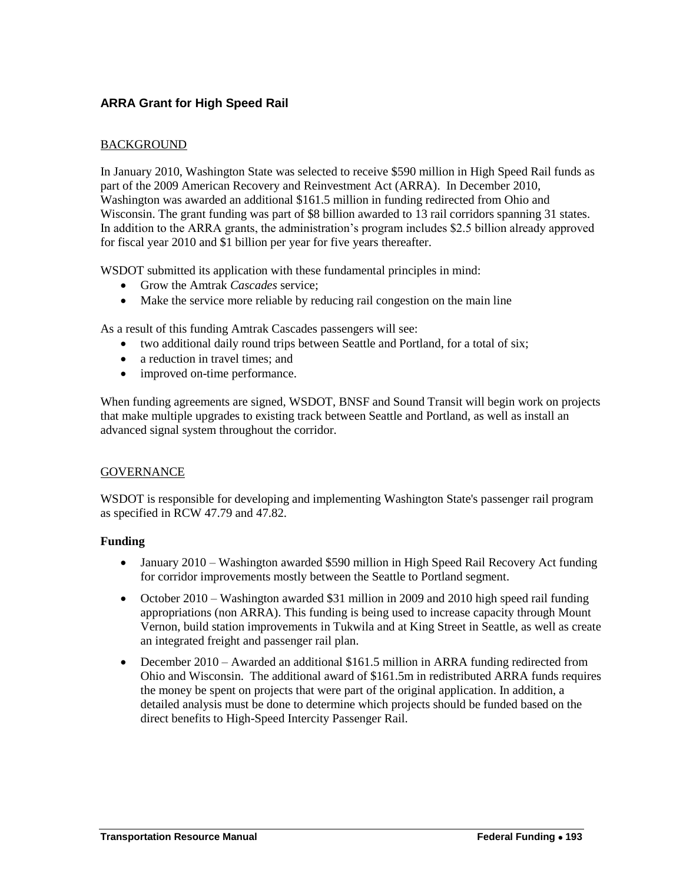## ARRA Grant for High Speed Rail

BACKGROUND

In January 2010, Washington State was selected to receive $590 million in High Speed Rail funds as part of the 2009 American Recovery and Reinvestment Act (ARRA). In December 2010, Washington was awarded an additional $161.5 million in funding redirected from Ohio and Wisconsin. The grant funding was part of $8 billion awarded to 13 rail corridors spanning 31 states. In addition to the ARRA grants, the administration's program includes $2.5 billion already approved for fiscal year 2010 and $1 billion per year for five years thereafter.

WSDOT submitted its application with these fundamental principles in mind:

- Grow the Amtrak *Cascades* service;
- Make the service more reliable by reducing rail congestion on the main line

As a result of this funding Amtrak Cascades passengers will see:

- two additional daily round trips between Seattle and Portland, for a total of six;
- a reduction in travel times; and
- improved on-time performance.

When funding agreements are signed, WSDOT, BNSF and Sound Transit will begin work on projects that make multiple upgrades to existing track between Seattle and Portland, as well as install an advanced signal system throughout the corridor.

GOVERNANCE

WSDOT is responsible for developing and implementing Washington State's passenger rail program as specified in RCW 47.79 and 47.82.

**Funding**

- January 2010 – Washington awarded $590 million in High Speed Rail Recovery Act funding for corridor improvements mostly between the Seattle to Portland segment.
- October 2010 – Washington awarded $31 million in 2009 and 2010 high speed rail funding appropriations (non ARRA). This funding is being used to increase capacity through Mount Vernon, build station improvements in Tukwila and at King Street in Seattle, as well as create an integrated freight and passenger rail plan.
- December 2010 – Awarded an additional $161.5 million in ARRA funding redirected from Ohio and Wisconsin. The additional award of $161.5m in redistributed ARRA funds requires the money be spent on projects that were part of the original application. In addition, a detailed analysis must be done to determine which projects should be funded based on the direct benefits to High-Speed Intercity Passenger Rail.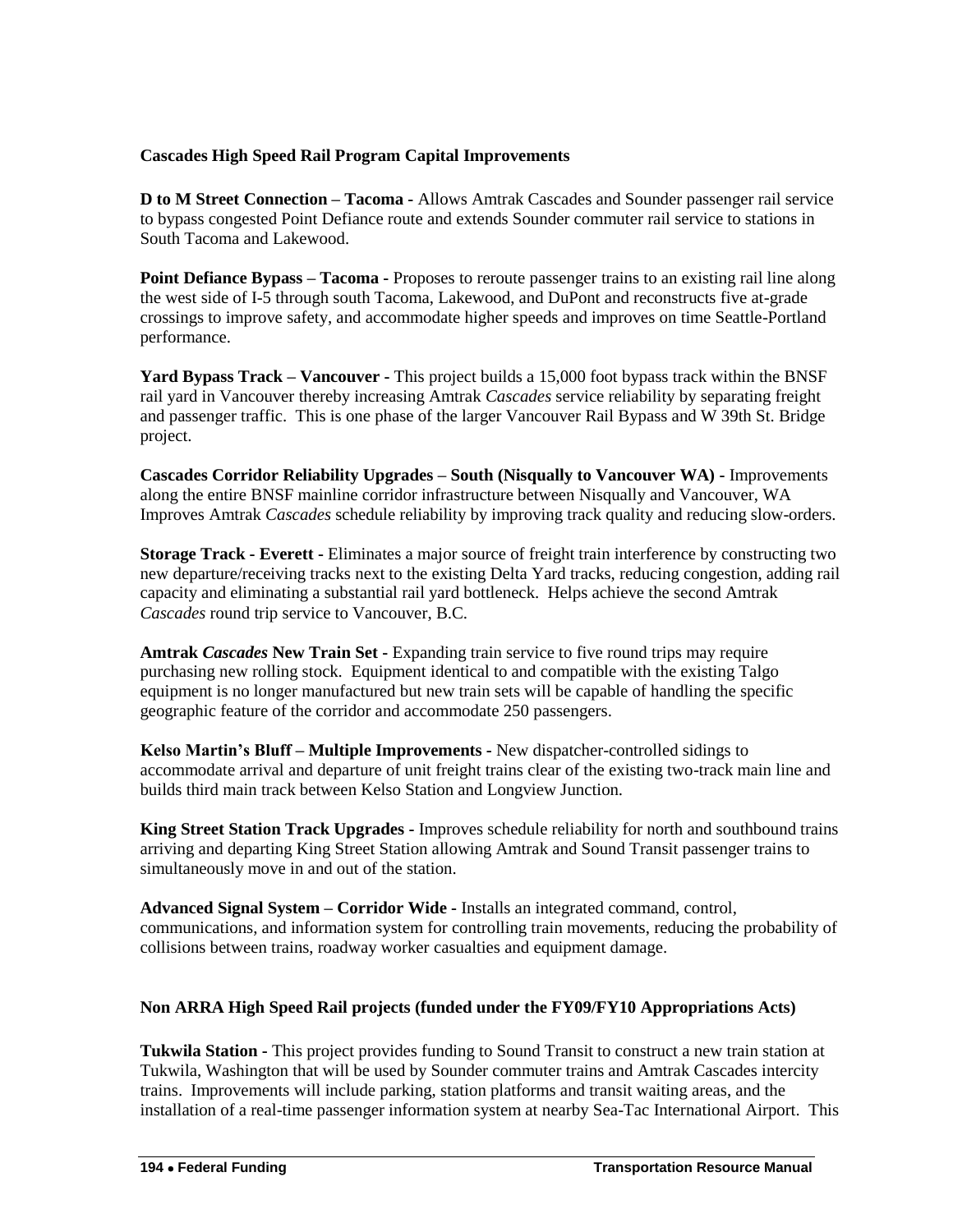**Cascades High Speed Rail Program Capital Improvements**

**D to M Street Connection – Tacoma -** Allows Amtrak Cascades and Sounder passenger rail service to bypass congested Point Defiance route and extends Sounder commuter rail service to stations in South Tacoma and Lakewood.

**Point Defiance Bypass – Tacoma -** Proposes to reroute passenger trains to an existing rail line along the west side of I-5 through south Tacoma, Lakewood, and DuPont and reconstructs five at-grade crossings to improve safety, and accommodate higher speeds and improves on time Seattle-Portland performance.

**Yard Bypass Track – Vancouver -** This project builds a 15,000 foot bypass track within the BNSF rail yard in Vancouver thereby increasing Amtrak *Cascades* service reliability by separating freight and passenger traffic. This is one phase of the larger Vancouver Rail Bypass and W 39th St. Bridge project.

**Cascades Corridor Reliability Upgrades – South (Nisqually to Vancouver WA) -** Improvements along the entire BNSF mainline corridor infrastructure between Nisqually and Vancouver, WA Improves Amtrak *Cascades* schedule reliability by improving track quality and reducing slow-orders.

**Storage Track - Everett -** Eliminates a major source of freight train interference by constructing two new departure/receiving tracks next to the existing Delta Yard tracks, reducing congestion, adding rail capacity and eliminating a substantial rail yard bottleneck. Helps achieve the second Amtrak *Cascades* round trip service to Vancouver, B.C.

**Amtrak *Cascades* New Train Set -** Expanding train service to five round trips may require purchasing new rolling stock. Equipment identical to and compatible with the existing Talgo equipment is no longer manufactured but new train sets will be capable of handling the specific geographic feature of the corridor and accommodate 250 passengers.

**Kelso Martin's Bluff – Multiple Improvements -** New dispatcher-controlled sidings to accommodate arrival and departure of unit freight trains clear of the existing two-track main line and builds third main track between Kelso Station and Longview Junction.

**King Street Station Track Upgrades -** Improves schedule reliability for north and southbound trains arriving and departing King Street Station allowing Amtrak and Sound Transit passenger trains to simultaneously move in and out of the station.

**Advanced Signal System – Corridor Wide -** Installs an integrated command, control, communications, and information system for controlling train movements, reducing the probability of collisions between trains, roadway worker casualties and equipment damage.

**Non ARRA High Speed Rail projects (funded under the FY09/FY10 Appropriations Acts)**

**Tukwila Station** - This project provides funding to Sound Transit to construct a new train station at Tukwila, Washington that will be used by Sounder commuter trains and Amtrak Cascades intercity trains. Improvements will include parking, station platforms and transit waiting areas, and the installation of a real-time passenger information system at nearby Sea-Tac International Airport. This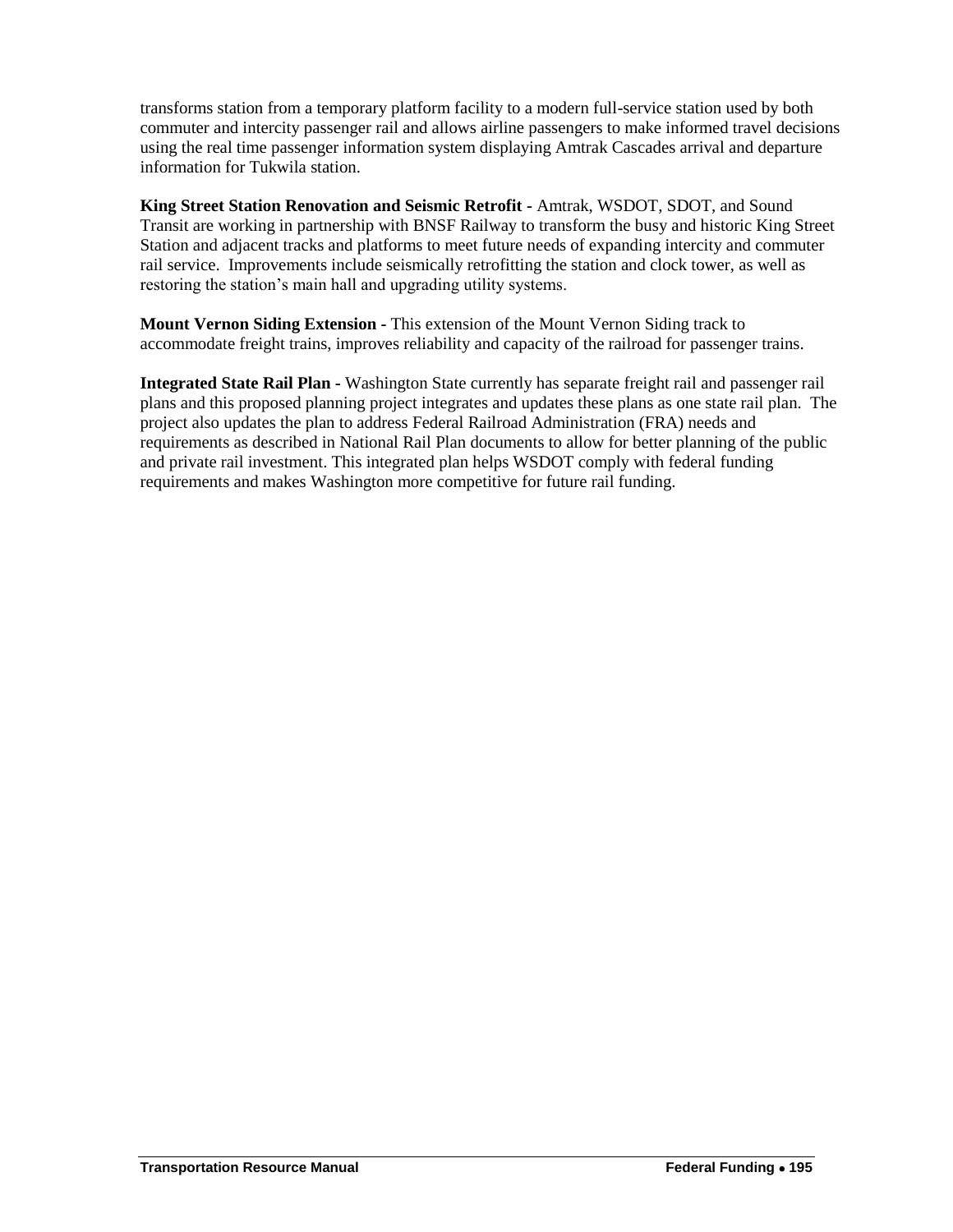transforms station from a temporary platform facility to a modern full-service station used by both commuter and intercity passenger rail and allows airline passengers to make informed travel decisions using the real time passenger information system displaying Amtrak Cascades arrival and departure information for Tukwila station.

**King Street Station Renovation and Seismic Retrofit -** Amtrak, WSDOT, SDOT, and Sound Transit are working in partnership with BNSF Railway to transform the busy and historic King Street Station and adjacent tracks and platforms to meet future needs of expanding intercity and commuter rail service. Improvements include seismically retrofitting the station and clock tower, as well as restoring the station's main hall and upgrading utility systems.

**Mount Vernon Siding Extension -** This extension of the Mount Vernon Siding track to accommodate freight trains, improves reliability and capacity of the railroad for passenger trains.

**Integrated State Rail Plan -** Washington State currently has separate freight rail and passenger rail plans and this proposed planning project integrates and updates these plans as one state rail plan. The project also updates the plan to address Federal Railroad Administration (FRA) needs and requirements as described in National Rail Plan documents to allow for better planning of the public and private rail investment. This integrated plan helps WSDOT comply with federal funding requirements and makes Washington more competitive for future rail funding.